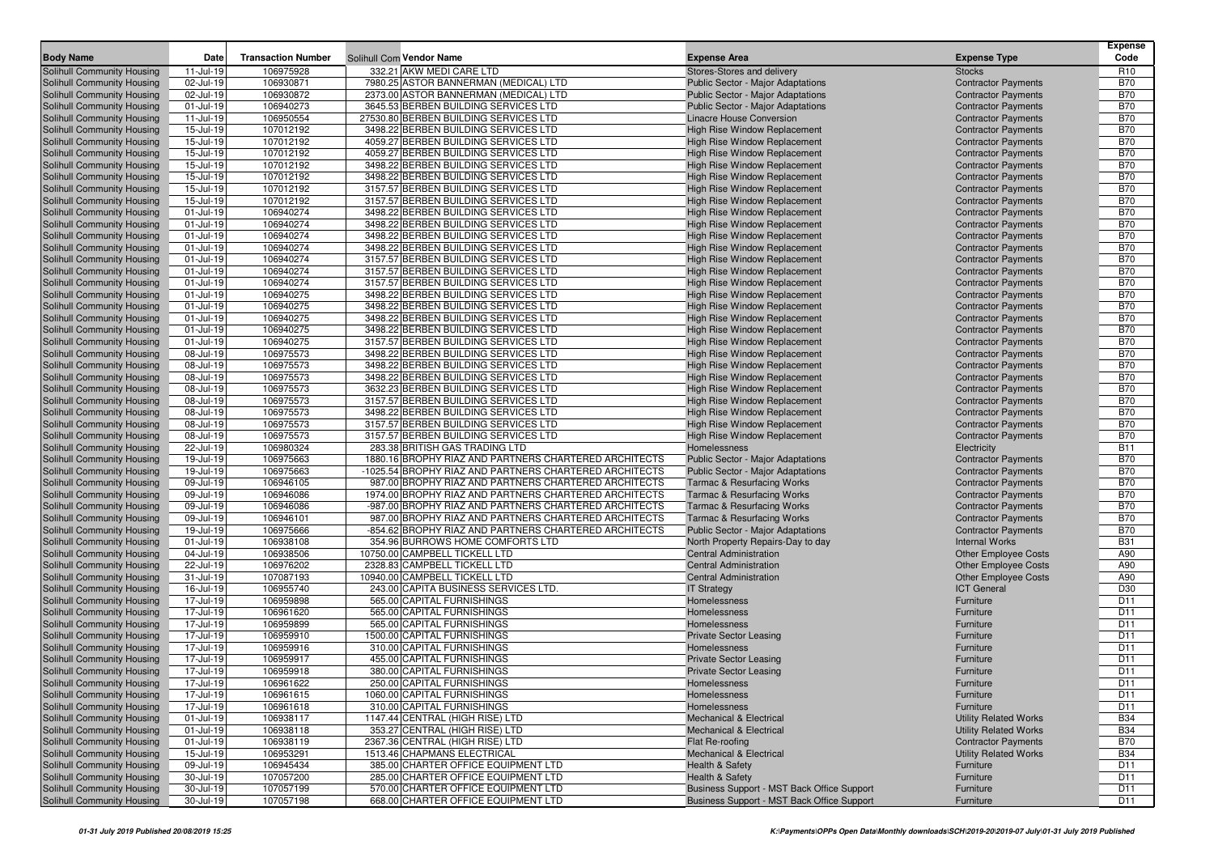| Body Name | Date | Transaction Number | Solihull Com Vendor Name | Expense Area | Expense Type | Expense Code |
|---|---|---|---|---|---|---|
| Solihull Community Housing | 11-Jul-19 | 106975928 | 332.21 AKW MEDI CARE LTD | Stores-Stores and delivery | Stocks | R10 |
| Solihull Community Housing | 02-Jul-19 | 106930871 | 7980.25 ASTOR BANNERMAN (MEDICAL) LTD | Public Sector - Major Adaptations | Contractor Payments | B70 |
| Solihull Community Housing | 02-Jul-19 | 106930872 | 2373.00 ASTOR BANNERMAN (MEDICAL) LTD | Public Sector - Major Adaptations | Contractor Payments | B70 |
| Solihull Community Housing | 01-Jul-19 | 106940273 | 3645.53 BERBEN BUILDING SERVICES LTD | Public Sector - Major Adaptations | Contractor Payments | B70 |
| Solihull Community Housing | 11-Jul-19 | 106950554 | 27530.80 BERBEN BUILDING SERVICES LTD | Linacre House Conversion | Contractor Payments | B70 |
| Solihull Community Housing | 15-Jul-19 | 107012192 | 3498.22 BERBEN BUILDING SERVICES LTD | High Rise Window Replacement | Contractor Payments | B70 |
| Solihull Community Housing | 15-Jul-19 | 107012192 | 4059.27 BERBEN BUILDING SERVICES LTD | High Rise Window Replacement | Contractor Payments | B70 |
| Solihull Community Housing | 15-Jul-19 | 107012192 | 4059.27 BERBEN BUILDING SERVICES LTD | High Rise Window Replacement | Contractor Payments | B70 |
| Solihull Community Housing | 15-Jul-19 | 107012192 | 3498.22 BERBEN BUILDING SERVICES LTD | High Rise Window Replacement | Contractor Payments | B70 |
| Solihull Community Housing | 15-Jul-19 | 107012192 | 3498.22 BERBEN BUILDING SERVICES LTD | High Rise Window Replacement | Contractor Payments | B70 |
| Solihull Community Housing | 15-Jul-19 | 107012192 | 3157.57 BERBEN BUILDING SERVICES LTD | High Rise Window Replacement | Contractor Payments | B70 |
| Solihull Community Housing | 15-Jul-19 | 107012192 | 3157.57 BERBEN BUILDING SERVICES LTD | High Rise Window Replacement | Contractor Payments | B70 |
| Solihull Community Housing | 01-Jul-19 | 106940274 | 3498.22 BERBEN BUILDING SERVICES LTD | High Rise Window Replacement | Contractor Payments | B70 |
| Solihull Community Housing | 01-Jul-19 | 106940274 | 3498.22 BERBEN BUILDING SERVICES LTD | High Rise Window Replacement | Contractor Payments | B70 |
| Solihull Community Housing | 01-Jul-19 | 106940274 | 3498.22 BERBEN BUILDING SERVICES LTD | High Rise Window Replacement | Contractor Payments | B70 |
| Solihull Community Housing | 01-Jul-19 | 106940274 | 3498.22 BERBEN BUILDING SERVICES LTD | High Rise Window Replacement | Contractor Payments | B70 |
| Solihull Community Housing | 01-Jul-19 | 106940274 | 3157.57 BERBEN BUILDING SERVICES LTD | High Rise Window Replacement | Contractor Payments | B70 |
| Solihull Community Housing | 01-Jul-19 | 106940274 | 3157.57 BERBEN BUILDING SERVICES LTD | High Rise Window Replacement | Contractor Payments | B70 |
| Solihull Community Housing | 01-Jul-19 | 106940274 | 3157.57 BERBEN BUILDING SERVICES LTD | High Rise Window Replacement | Contractor Payments | B70 |
| Solihull Community Housing | 01-Jul-19 | 106940275 | 3498.22 BERBEN BUILDING SERVICES LTD | High Rise Window Replacement | Contractor Payments | B70 |
| Solihull Community Housing | 01-Jul-19 | 106940275 | 3498.22 BERBEN BUILDING SERVICES LTD | High Rise Window Replacement | Contractor Payments | B70 |
| Solihull Community Housing | 01-Jul-19 | 106940275 | 3498.22 BERBEN BUILDING SERVICES LTD | High Rise Window Replacement | Contractor Payments | B70 |
| Solihull Community Housing | 01-Jul-19 | 106940275 | 3498.22 BERBEN BUILDING SERVICES LTD | High Rise Window Replacement | Contractor Payments | B70 |
| Solihull Community Housing | 01-Jul-19 | 106940275 | 3157.57 BERBEN BUILDING SERVICES LTD | High Rise Window Replacement | Contractor Payments | B70 |
| Solihull Community Housing | 08-Jul-19 | 106975573 | 3498.22 BERBEN BUILDING SERVICES LTD | High Rise Window Replacement | Contractor Payments | B70 |
| Solihull Community Housing | 08-Jul-19 | 106975573 | 3498.22 BERBEN BUILDING SERVICES LTD | High Rise Window Replacement | Contractor Payments | B70 |
| Solihull Community Housing | 08-Jul-19 | 106975573 | 3498.22 BERBEN BUILDING SERVICES LTD | High Rise Window Replacement | Contractor Payments | B70 |
| Solihull Community Housing | 08-Jul-19 | 106975573 | 3632.23 BERBEN BUILDING SERVICES LTD | High Rise Window Replacement | Contractor Payments | B70 |
| Solihull Community Housing | 08-Jul-19 | 106975573 | 3157.57 BERBEN BUILDING SERVICES LTD | High Rise Window Replacement | Contractor Payments | B70 |
| Solihull Community Housing | 08-Jul-19 | 106975573 | 3498.22 BERBEN BUILDING SERVICES LTD | High Rise Window Replacement | Contractor Payments | B70 |
| Solihull Community Housing | 08-Jul-19 | 106975573 | 3157.57 BERBEN BUILDING SERVICES LTD | High Rise Window Replacement | Contractor Payments | B70 |
| Solihull Community Housing | 08-Jul-19 | 106975573 | 3157.57 BERBEN BUILDING SERVICES LTD | High Rise Window Replacement | Contractor Payments | B70 |
| Solihull Community Housing | 22-Jul-19 | 106980324 | 283.38 BRITISH GAS TRADING LTD | Homelessness | Electricity | B11 |
| Solihull Community Housing | 19-Jul-19 | 106975663 | 1880.16 BROPHY RIAZ AND PARTNERS CHARTERED ARCHITECTS | Public Sector - Major Adaptations | Contractor Payments | B70 |
| Solihull Community Housing | 19-Jul-19 | 106975663 | -1025.54 BROPHY RIAZ AND PARTNERS CHARTERED ARCHITECTS | Public Sector - Major Adaptations | Contractor Payments | B70 |
| Solihull Community Housing | 09-Jul-19 | 106946105 | 987.00 BROPHY RIAZ AND PARTNERS CHARTERED ARCHITECTS | Tarmac & Resurfacing Works | Contractor Payments | B70 |
| Solihull Community Housing | 09-Jul-19 | 106946086 | 1974.00 BROPHY RIAZ AND PARTNERS CHARTERED ARCHITECTS | Tarmac & Resurfacing Works | Contractor Payments | B70 |
| Solihull Community Housing | 09-Jul-19 | 106946086 | -987.00 BROPHY RIAZ AND PARTNERS CHARTERED ARCHITECTS | Tarmac & Resurfacing Works | Contractor Payments | B70 |
| Solihull Community Housing | 09-Jul-19 | 106946101 | 987.00 BROPHY RIAZ AND PARTNERS CHARTERED ARCHITECTS | Tarmac & Resurfacing Works | Contractor Payments | B70 |
| Solihull Community Housing | 19-Jul-19 | 106975666 | -854.62 BROPHY RIAZ AND PARTNERS CHARTERED ARCHITECTS | Public Sector - Major Adaptations | Contractor Payments | B70 |
| Solihull Community Housing | 01-Jul-19 | 106938108 | 354.96 BURROWS HOME COMFORTS LTD | North Property Repairs-Day to day | Internal Works | B31 |
| Solihull Community Housing | 04-Jul-19 | 106938506 | 10750.00 CAMPBELL TICKELL LTD | Central Administration | Other Employee Costs | A90 |
| Solihull Community Housing | 22-Jul-19 | 106976202 | 2328.83 CAMPBELL TICKELL LTD | Central Administration | Other Employee Costs | A90 |
| Solihull Community Housing | 31-Jul-19 | 107087193 | 10940.00 CAMPBELL TICKELL LTD | Central Administration | Other Employee Costs | A90 |
| Solihull Community Housing | 16-Jul-19 | 106955740 | 243.00 CAPITA BUSINESS SERVICES LTD. | IT Strategy | ICT General | D30 |
| Solihull Community Housing | 17-Jul-19 | 106959898 | 565.00 CAPITAL FURNISHINGS | Homelessness | Furniture | D11 |
| Solihull Community Housing | 17-Jul-19 | 106961620 | 565.00 CAPITAL FURNISHINGS | Homelessness | Furniture | D11 |
| Solihull Community Housing | 17-Jul-19 | 106959899 | 565.00 CAPITAL FURNISHINGS | Homelessness | Furniture | D11 |
| Solihull Community Housing | 17-Jul-19 | 106959910 | 1500.00 CAPITAL FURNISHINGS | Private Sector Leasing | Furniture | D11 |
| Solihull Community Housing | 17-Jul-19 | 106959916 | 310.00 CAPITAL FURNISHINGS | Homelessness | Furniture | D11 |
| Solihull Community Housing | 17-Jul-19 | 106959917 | 455.00 CAPITAL FURNISHINGS | Private Sector Leasing | Furniture | D11 |
| Solihull Community Housing | 17-Jul-19 | 106959918 | 380.00 CAPITAL FURNISHINGS | Private Sector Leasing | Furniture | D11 |
| Solihull Community Housing | 17-Jul-19 | 106961622 | 250.00 CAPITAL FURNISHINGS | Homelessness | Furniture | D11 |
| Solihull Community Housing | 17-Jul-19 | 106961615 | 1060.00 CAPITAL FURNISHINGS | Homelessness | Furniture | D11 |
| Solihull Community Housing | 17-Jul-19 | 106961618 | 310.00 CAPITAL FURNISHINGS | Homelessness | Furniture | D11 |
| Solihull Community Housing | 01-Jul-19 | 106938117 | 1147.44 CENTRAL (HIGH RISE) LTD | Mechanical & Electrical | Utility Related Works | B34 |
| Solihull Community Housing | 01-Jul-19 | 106938118 | 353.27 CENTRAL (HIGH RISE) LTD | Mechanical & Electrical | Utility Related Works | B34 |
| Solihull Community Housing | 01-Jul-19 | 106938119 | 2367.36 CENTRAL (HIGH RISE) LTD | Flat Re-roofing | Contractor Payments | B70 |
| Solihull Community Housing | 15-Jul-19 | 106953291 | 1513.46 CHAPMANS ELECTRICAL | Mechanical & Electrical | Utility Related Works | B34 |
| Solihull Community Housing | 09-Jul-19 | 106945434 | 385.00 CHARTER OFFICE EQUIPMENT LTD | Health & Safety | Furniture | D11 |
| Solihull Community Housing | 30-Jul-19 | 107057200 | 285.00 CHARTER OFFICE EQUIPMENT LTD | Health & Safety | Furniture | D11 |
| Solihull Community Housing | 30-Jul-19 | 107057199 | 570.00 CHARTER OFFICE EQUIPMENT LTD | Business Support - MST Back Office Support | Furniture | D11 |
| Solihull Community Housing | 30-Jul-19 | 107057198 | 668.00 CHARTER OFFICE EQUIPMENT LTD | Business Support - MST Back Office Support | Furniture | D11 |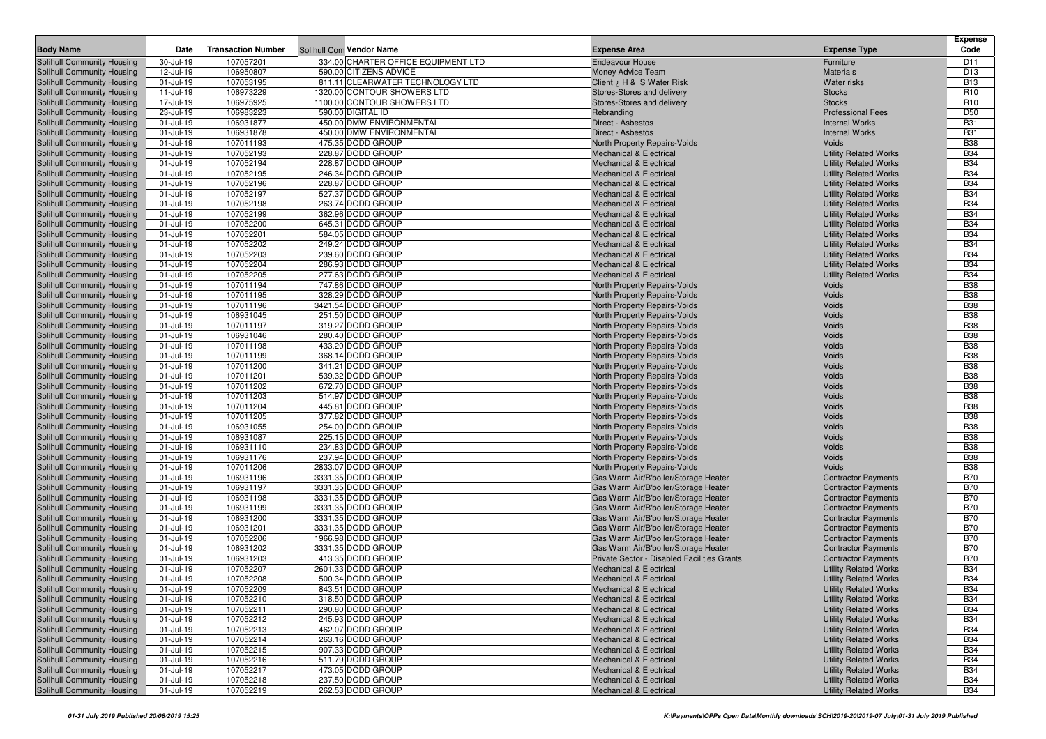| Body Name | Date | Transaction Number | Solihull Com Vendor Name | Expense Area | Expense Type | Expense Code |
|---|---|---|---|---|---|---|
| Solihull Community Housing | 30-Jul-19 | 107057201 | 334.00 CHARTER OFFICE EQUIPMENT LTD | Endeavour House | Furniture | D11 |
| Solihull Community Housing | 12-Jul-19 | 106950807 | 590.00 CITIZENS ADVICE | Money Advice Team | Materials | D13 |
| Solihull Community Housing | 01-Jul-19 | 107053195 | 811.11 CLEARWATER TECHNOLOGY LTD | Client ¿ H & S Water Risk | Water risks | B13 |
| Solihull Community Housing | 11-Jul-19 | 106973229 | 1320.00 CONTOUR SHOWERS LTD | Stores-Stores and delivery | Stocks | R10 |
| Solihull Community Housing | 17-Jul-19 | 106975925 | 1100.00 CONTOUR SHOWERS LTD | Stores-Stores and delivery | Stocks | R10 |
| Solihull Community Housing | 23-Jul-19 | 106983223 | 590.00 DIGITAL ID | Rebranding | Professional Fees | D50 |
| Solihull Community Housing | 01-Jul-19 | 106931877 | 450.00 DMW ENVIRONMENTAL | Direct - Asbestos | Internal Works | B31 |
| Solihull Community Housing | 01-Jul-19 | 106931878 | 450.00 DMW ENVIRONMENTAL | Direct - Asbestos | Internal Works | B31 |
| Solihull Community Housing | 01-Jul-19 | 107011193 | 475.35 DODD GROUP | North Property Repairs-Voids | Voids | B38 |
| Solihull Community Housing | 01-Jul-19 | 107052193 | 228.87 DODD GROUP | Mechanical & Electrical | Utility Related Works | B34 |
| Solihull Community Housing | 01-Jul-19 | 107052194 | 228.87 DODD GROUP | Mechanical & Electrical | Utility Related Works | B34 |
| Solihull Community Housing | 01-Jul-19 | 107052195 | 246.34 DODD GROUP | Mechanical & Electrical | Utility Related Works | B34 |
| Solihull Community Housing | 01-Jul-19 | 107052196 | 228.87 DODD GROUP | Mechanical & Electrical | Utility Related Works | B34 |
| Solihull Community Housing | 01-Jul-19 | 107052197 | 527.37 DODD GROUP | Mechanical & Electrical | Utility Related Works | B34 |
| Solihull Community Housing | 01-Jul-19 | 107052198 | 263.74 DODD GROUP | Mechanical & Electrical | Utility Related Works | B34 |
| Solihull Community Housing | 01-Jul-19 | 107052199 | 362.96 DODD GROUP | Mechanical & Electrical | Utility Related Works | B34 |
| Solihull Community Housing | 01-Jul-19 | 107052200 | 645.31 DODD GROUP | Mechanical & Electrical | Utility Related Works | B34 |
| Solihull Community Housing | 01-Jul-19 | 107052201 | 584.05 DODD GROUP | Mechanical & Electrical | Utility Related Works | B34 |
| Solihull Community Housing | 01-Jul-19 | 107052202 | 249.24 DODD GROUP | Mechanical & Electrical | Utility Related Works | B34 |
| Solihull Community Housing | 01-Jul-19 | 107052203 | 239.60 DODD GROUP | Mechanical & Electrical | Utility Related Works | B34 |
| Solihull Community Housing | 01-Jul-19 | 107052204 | 286.93 DODD GROUP | Mechanical & Electrical | Utility Related Works | B34 |
| Solihull Community Housing | 01-Jul-19 | 107052205 | 277.63 DODD GROUP | Mechanical & Electrical | Utility Related Works | B34 |
| Solihull Community Housing | 01-Jul-19 | 107011194 | 747.86 DODD GROUP | North Property Repairs-Voids | Voids | B38 |
| Solihull Community Housing | 01-Jul-19 | 107011195 | 328.29 DODD GROUP | North Property Repairs-Voids | Voids | B38 |
| Solihull Community Housing | 01-Jul-19 | 107011196 | 3421.54 DODD GROUP | North Property Repairs-Voids | Voids | B38 |
| Solihull Community Housing | 01-Jul-19 | 106931045 | 251.50 DODD GROUP | North Property Repairs-Voids | Voids | B38 |
| Solihull Community Housing | 01-Jul-19 | 107011197 | 319.27 DODD GROUP | North Property Repairs-Voids | Voids | B38 |
| Solihull Community Housing | 01-Jul-19 | 106931046 | 280.40 DODD GROUP | North Property Repairs-Voids | Voids | B38 |
| Solihull Community Housing | 01-Jul-19 | 107011198 | 433.20 DODD GROUP | North Property Repairs-Voids | Voids | B38 |
| Solihull Community Housing | 01-Jul-19 | 107011199 | 368.14 DODD GROUP | North Property Repairs-Voids | Voids | B38 |
| Solihull Community Housing | 01-Jul-19 | 107011200 | 341.21 DODD GROUP | North Property Repairs-Voids | Voids | B38 |
| Solihull Community Housing | 01-Jul-19 | 107011201 | 539.32 DODD GROUP | North Property Repairs-Voids | Voids | B38 |
| Solihull Community Housing | 01-Jul-19 | 107011202 | 672.70 DODD GROUP | North Property Repairs-Voids | Voids | B38 |
| Solihull Community Housing | 01-Jul-19 | 107011203 | 514.97 DODD GROUP | North Property Repairs-Voids | Voids | B38 |
| Solihull Community Housing | 01-Jul-19 | 107011204 | 445.81 DODD GROUP | North Property Repairs-Voids | Voids | B38 |
| Solihull Community Housing | 01-Jul-19 | 107011205 | 377.82 DODD GROUP | North Property Repairs-Voids | Voids | B38 |
| Solihull Community Housing | 01-Jul-19 | 106931055 | 254.00 DODD GROUP | North Property Repairs-Voids | Voids | B38 |
| Solihull Community Housing | 01-Jul-19 | 106931087 | 225.15 DODD GROUP | North Property Repairs-Voids | Voids | B38 |
| Solihull Community Housing | 01-Jul-19 | 106931110 | 234.83 DODD GROUP | North Property Repairs-Voids | Voids | B38 |
| Solihull Community Housing | 01-Jul-19 | 106931176 | 237.94 DODD GROUP | North Property Repairs-Voids | Voids | B38 |
| Solihull Community Housing | 01-Jul-19 | 107011206 | 2833.07 DODD GROUP | North Property Repairs-Voids | Voids | B38 |
| Solihull Community Housing | 01-Jul-19 | 106931196 | 3331.35 DODD GROUP | Gas Warm Air/B'boiler/Storage Heater | Contractor Payments | B70 |
| Solihull Community Housing | 01-Jul-19 | 106931197 | 3331.35 DODD GROUP | Gas Warm Air/B'boiler/Storage Heater | Contractor Payments | B70 |
| Solihull Community Housing | 01-Jul-19 | 106931198 | 3331.35 DODD GROUP | Gas Warm Air/B'boiler/Storage Heater | Contractor Payments | B70 |
| Solihull Community Housing | 01-Jul-19 | 106931199 | 3331.35 DODD GROUP | Gas Warm Air/B'boiler/Storage Heater | Contractor Payments | B70 |
| Solihull Community Housing | 01-Jul-19 | 106931200 | 3331.35 DODD GROUP | Gas Warm Air/B'boiler/Storage Heater | Contractor Payments | B70 |
| Solihull Community Housing | 01-Jul-19 | 106931201 | 3331.35 DODD GROUP | Gas Warm Air/B'boiler/Storage Heater | Contractor Payments | B70 |
| Solihull Community Housing | 01-Jul-19 | 107052206 | 1966.98 DODD GROUP | Gas Warm Air/B'boiler/Storage Heater | Contractor Payments | B70 |
| Solihull Community Housing | 01-Jul-19 | 106931202 | 3331.35 DODD GROUP | Gas Warm Air/B'boiler/Storage Heater | Contractor Payments | B70 |
| Solihull Community Housing | 01-Jul-19 | 106931203 | 413.35 DODD GROUP | Private Sector - Disabled Facilities Grants | Contractor Payments | B70 |
| Solihull Community Housing | 01-Jul-19 | 107052207 | 2601.33 DODD GROUP | Mechanical & Electrical | Utility Related Works | B34 |
| Solihull Community Housing | 01-Jul-19 | 107052208 | 500.34 DODD GROUP | Mechanical & Electrical | Utility Related Works | B34 |
| Solihull Community Housing | 01-Jul-19 | 107052209 | 843.51 DODD GROUP | Mechanical & Electrical | Utility Related Works | B34 |
| Solihull Community Housing | 01-Jul-19 | 107052210 | 318.50 DODD GROUP | Mechanical & Electrical | Utility Related Works | B34 |
| Solihull Community Housing | 01-Jul-19 | 107052211 | 290.80 DODD GROUP | Mechanical & Electrical | Utility Related Works | B34 |
| Solihull Community Housing | 01-Jul-19 | 107052212 | 245.93 DODD GROUP | Mechanical & Electrical | Utility Related Works | B34 |
| Solihull Community Housing | 01-Jul-19 | 107052213 | 462.07 DODD GROUP | Mechanical & Electrical | Utility Related Works | B34 |
| Solihull Community Housing | 01-Jul-19 | 107052214 | 263.16 DODD GROUP | Mechanical & Electrical | Utility Related Works | B34 |
| Solihull Community Housing | 01-Jul-19 | 107052215 | 907.33 DODD GROUP | Mechanical & Electrical | Utility Related Works | B34 |
| Solihull Community Housing | 01-Jul-19 | 107052216 | 511.79 DODD GROUP | Mechanical & Electrical | Utility Related Works | B34 |
| Solihull Community Housing | 01-Jul-19 | 107052217 | 473.05 DODD GROUP | Mechanical & Electrical | Utility Related Works | B34 |
| Solihull Community Housing | 01-Jul-19 | 107052218 | 237.50 DODD GROUP | Mechanical & Electrical | Utility Related Works | B34 |
| Solihull Community Housing | 01-Jul-19 | 107052219 | 262.53 DODD GROUP | Mechanical & Electrical | Utility Related Works | B34 |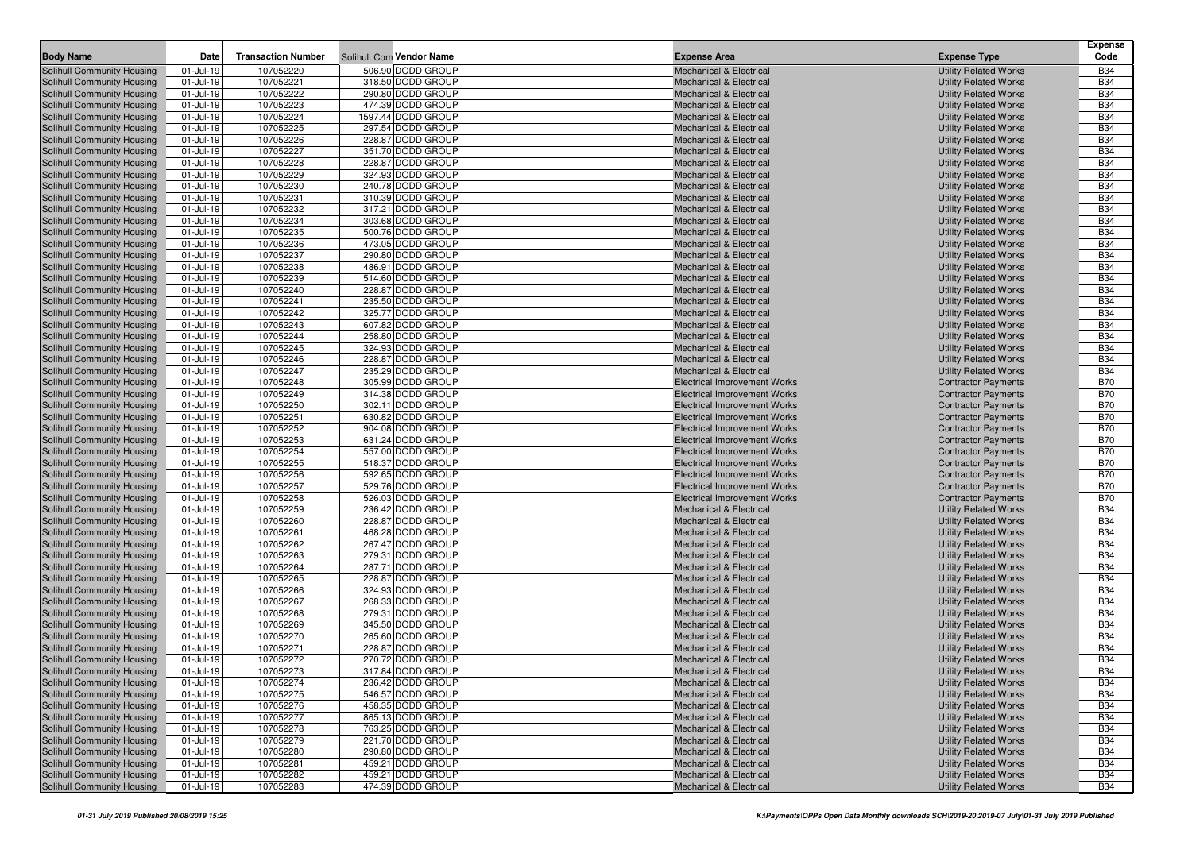| Body Name | Date | Transaction Number | Solihull Com Vendor Name | Expense Area | Expense Type | Expense Code |
|---|---|---|---|---|---|---|
| Solihull Community Housing | 01-Jul-19 | 107052220 | 506.90 DODD GROUP | Mechanical & Electrical | Utility Related Works | B34 |
| Solihull Community Housing | 01-Jul-19 | 107052221 | 318.50 DODD GROUP | Mechanical & Electrical | Utility Related Works | B34 |
| Solihull Community Housing | 01-Jul-19 | 107052222 | 290.80 DODD GROUP | Mechanical & Electrical | Utility Related Works | B34 |
| Solihull Community Housing | 01-Jul-19 | 107052223 | 474.39 DODD GROUP | Mechanical & Electrical | Utility Related Works | B34 |
| Solihull Community Housing | 01-Jul-19 | 107052224 | 1597.44 DODD GROUP | Mechanical & Electrical | Utility Related Works | B34 |
| Solihull Community Housing | 01-Jul-19 | 107052225 | 297.54 DODD GROUP | Mechanical & Electrical | Utility Related Works | B34 |
| Solihull Community Housing | 01-Jul-19 | 107052226 | 228.87 DODD GROUP | Mechanical & Electrical | Utility Related Works | B34 |
| Solihull Community Housing | 01-Jul-19 | 107052227 | 351.70 DODD GROUP | Mechanical & Electrical | Utility Related Works | B34 |
| Solihull Community Housing | 01-Jul-19 | 107052228 | 228.87 DODD GROUP | Mechanical & Electrical | Utility Related Works | B34 |
| Solihull Community Housing | 01-Jul-19 | 107052229 | 324.93 DODD GROUP | Mechanical & Electrical | Utility Related Works | B34 |
| Solihull Community Housing | 01-Jul-19 | 107052230 | 240.78 DODD GROUP | Mechanical & Electrical | Utility Related Works | B34 |
| Solihull Community Housing | 01-Jul-19 | 107052231 | 310.39 DODD GROUP | Mechanical & Electrical | Utility Related Works | B34 |
| Solihull Community Housing | 01-Jul-19 | 107052232 | 317.21 DODD GROUP | Mechanical & Electrical | Utility Related Works | B34 |
| Solihull Community Housing | 01-Jul-19 | 107052234 | 303.68 DODD GROUP | Mechanical & Electrical | Utility Related Works | B34 |
| Solihull Community Housing | 01-Jul-19 | 107052235 | 500.76 DODD GROUP | Mechanical & Electrical | Utility Related Works | B34 |
| Solihull Community Housing | 01-Jul-19 | 107052236 | 473.05 DODD GROUP | Mechanical & Electrical | Utility Related Works | B34 |
| Solihull Community Housing | 01-Jul-19 | 107052237 | 290.80 DODD GROUP | Mechanical & Electrical | Utility Related Works | B34 |
| Solihull Community Housing | 01-Jul-19 | 107052238 | 486.91 DODD GROUP | Mechanical & Electrical | Utility Related Works | B34 |
| Solihull Community Housing | 01-Jul-19 | 107052239 | 514.60 DODD GROUP | Mechanical & Electrical | Utility Related Works | B34 |
| Solihull Community Housing | 01-Jul-19 | 107052240 | 228.87 DODD GROUP | Mechanical & Electrical | Utility Related Works | B34 |
| Solihull Community Housing | 01-Jul-19 | 107052241 | 235.50 DODD GROUP | Mechanical & Electrical | Utility Related Works | B34 |
| Solihull Community Housing | 01-Jul-19 | 107052242 | 325.77 DODD GROUP | Mechanical & Electrical | Utility Related Works | B34 |
| Solihull Community Housing | 01-Jul-19 | 107052243 | 607.82 DODD GROUP | Mechanical & Electrical | Utility Related Works | B34 |
| Solihull Community Housing | 01-Jul-19 | 107052244 | 258.80 DODD GROUP | Mechanical & Electrical | Utility Related Works | B34 |
| Solihull Community Housing | 01-Jul-19 | 107052245 | 324.93 DODD GROUP | Mechanical & Electrical | Utility Related Works | B34 |
| Solihull Community Housing | 01-Jul-19 | 107052246 | 228.87 DODD GROUP | Mechanical & Electrical | Utility Related Works | B34 |
| Solihull Community Housing | 01-Jul-19 | 107052247 | 235.29 DODD GROUP | Mechanical & Electrical | Utility Related Works | B34 |
| Solihull Community Housing | 01-Jul-19 | 107052248 | 305.99 DODD GROUP | Electrical Improvement Works | Contractor Payments | B70 |
| Solihull Community Housing | 01-Jul-19 | 107052249 | 314.38 DODD GROUP | Electrical Improvement Works | Contractor Payments | B70 |
| Solihull Community Housing | 01-Jul-19 | 107052250 | 302.11 DODD GROUP | Electrical Improvement Works | Contractor Payments | B70 |
| Solihull Community Housing | 01-Jul-19 | 107052251 | 630.82 DODD GROUP | Electrical Improvement Works | Contractor Payments | B70 |
| Solihull Community Housing | 01-Jul-19 | 107052252 | 904.08 DODD GROUP | Electrical Improvement Works | Contractor Payments | B70 |
| Solihull Community Housing | 01-Jul-19 | 107052253 | 631.24 DODD GROUP | Electrical Improvement Works | Contractor Payments | B70 |
| Solihull Community Housing | 01-Jul-19 | 107052254 | 557.00 DODD GROUP | Electrical Improvement Works | Contractor Payments | B70 |
| Solihull Community Housing | 01-Jul-19 | 107052255 | 518.37 DODD GROUP | Electrical Improvement Works | Contractor Payments | B70 |
| Solihull Community Housing | 01-Jul-19 | 107052256 | 592.65 DODD GROUP | Electrical Improvement Works | Contractor Payments | B70 |
| Solihull Community Housing | 01-Jul-19 | 107052257 | 529.76 DODD GROUP | Electrical Improvement Works | Contractor Payments | B70 |
| Solihull Community Housing | 01-Jul-19 | 107052258 | 526.03 DODD GROUP | Electrical Improvement Works | Contractor Payments | B70 |
| Solihull Community Housing | 01-Jul-19 | 107052259 | 236.42 DODD GROUP | Mechanical & Electrical | Utility Related Works | B34 |
| Solihull Community Housing | 01-Jul-19 | 107052260 | 228.87 DODD GROUP | Mechanical & Electrical | Utility Related Works | B34 |
| Solihull Community Housing | 01-Jul-19 | 107052261 | 468.28 DODD GROUP | Mechanical & Electrical | Utility Related Works | B34 |
| Solihull Community Housing | 01-Jul-19 | 107052262 | 267.47 DODD GROUP | Mechanical & Electrical | Utility Related Works | B34 |
| Solihull Community Housing | 01-Jul-19 | 107052263 | 279.31 DODD GROUP | Mechanical & Electrical | Utility Related Works | B34 |
| Solihull Community Housing | 01-Jul-19 | 107052264 | 287.71 DODD GROUP | Mechanical & Electrical | Utility Related Works | B34 |
| Solihull Community Housing | 01-Jul-19 | 107052265 | 228.87 DODD GROUP | Mechanical & Electrical | Utility Related Works | B34 |
| Solihull Community Housing | 01-Jul-19 | 107052266 | 324.93 DODD GROUP | Mechanical & Electrical | Utility Related Works | B34 |
| Solihull Community Housing | 01-Jul-19 | 107052267 | 268.33 DODD GROUP | Mechanical & Electrical | Utility Related Works | B34 |
| Solihull Community Housing | 01-Jul-19 | 107052268 | 279.31 DODD GROUP | Mechanical & Electrical | Utility Related Works | B34 |
| Solihull Community Housing | 01-Jul-19 | 107052269 | 345.50 DODD GROUP | Mechanical & Electrical | Utility Related Works | B34 |
| Solihull Community Housing | 01-Jul-19 | 107052270 | 265.60 DODD GROUP | Mechanical & Electrical | Utility Related Works | B34 |
| Solihull Community Housing | 01-Jul-19 | 107052271 | 228.87 DODD GROUP | Mechanical & Electrical | Utility Related Works | B34 |
| Solihull Community Housing | 01-Jul-19 | 107052272 | 270.72 DODD GROUP | Mechanical & Electrical | Utility Related Works | B34 |
| Solihull Community Housing | 01-Jul-19 | 107052273 | 317.84 DODD GROUP | Mechanical & Electrical | Utility Related Works | B34 |
| Solihull Community Housing | 01-Jul-19 | 107052274 | 236.42 DODD GROUP | Mechanical & Electrical | Utility Related Works | B34 |
| Solihull Community Housing | 01-Jul-19 | 107052275 | 546.57 DODD GROUP | Mechanical & Electrical | Utility Related Works | B34 |
| Solihull Community Housing | 01-Jul-19 | 107052276 | 458.35 DODD GROUP | Mechanical & Electrical | Utility Related Works | B34 |
| Solihull Community Housing | 01-Jul-19 | 107052277 | 865.13 DODD GROUP | Mechanical & Electrical | Utility Related Works | B34 |
| Solihull Community Housing | 01-Jul-19 | 107052278 | 763.25 DODD GROUP | Mechanical & Electrical | Utility Related Works | B34 |
| Solihull Community Housing | 01-Jul-19 | 107052279 | 221.70 DODD GROUP | Mechanical & Electrical | Utility Related Works | B34 |
| Solihull Community Housing | 01-Jul-19 | 107052280 | 290.80 DODD GROUP | Mechanical & Electrical | Utility Related Works | B34 |
| Solihull Community Housing | 01-Jul-19 | 107052281 | 459.21 DODD GROUP | Mechanical & Electrical | Utility Related Works | B34 |
| Solihull Community Housing | 01-Jul-19 | 107052282 | 459.21 DODD GROUP | Mechanical & Electrical | Utility Related Works | B34 |
| Solihull Community Housing | 01-Jul-19 | 107052283 | 474.39 DODD GROUP | Mechanical & Electrical | Utility Related Works | B34 |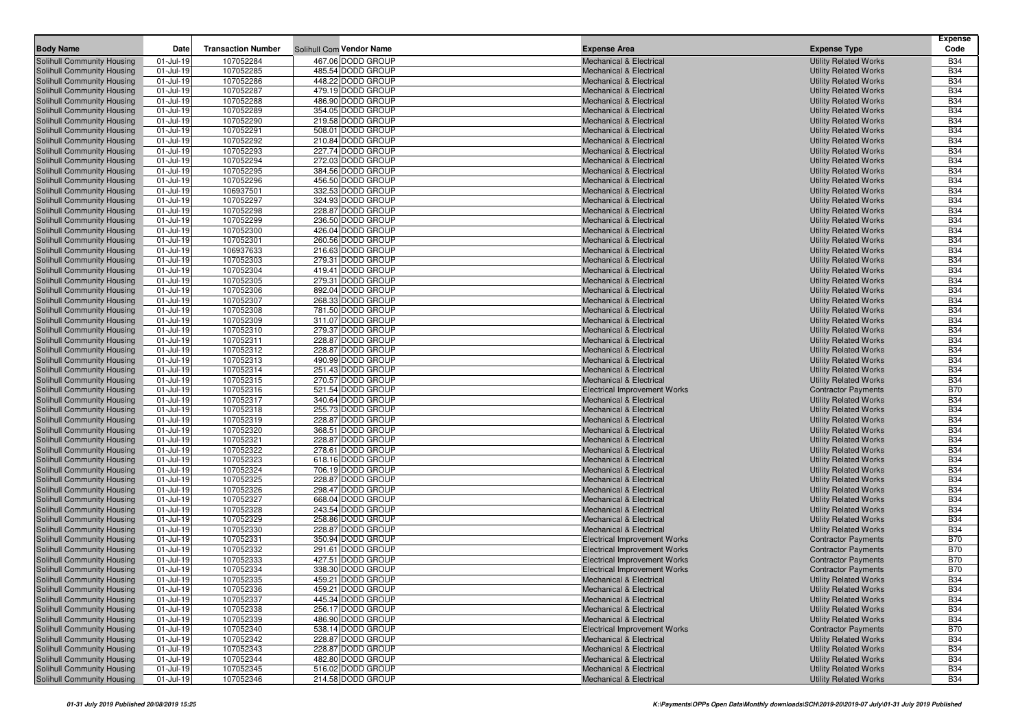| Body Name | Date | Transaction Number | Solihull Com Vendor Name | Expense Area | Expense Type | Expense Code |
|---|---|---|---|---|---|---|
| Solihull Community Housing | 01-Jul-19 | 107052284 | 467.06 DODD GROUP | Mechanical & Electrical | Utility Related Works | B34 |
| Solihull Community Housing | 01-Jul-19 | 107052285 | 485.54 DODD GROUP | Mechanical & Electrical | Utility Related Works | B34 |
| Solihull Community Housing | 01-Jul-19 | 107052286 | 448.22 DODD GROUP | Mechanical & Electrical | Utility Related Works | B34 |
| Solihull Community Housing | 01-Jul-19 | 107052287 | 479.19 DODD GROUP | Mechanical & Electrical | Utility Related Works | B34 |
| Solihull Community Housing | 01-Jul-19 | 107052288 | 486.90 DODD GROUP | Mechanical & Electrical | Utility Related Works | B34 |
| Solihull Community Housing | 01-Jul-19 | 107052289 | 354.05 DODD GROUP | Mechanical & Electrical | Utility Related Works | B34 |
| Solihull Community Housing | 01-Jul-19 | 107052290 | 219.58 DODD GROUP | Mechanical & Electrical | Utility Related Works | B34 |
| Solihull Community Housing | 01-Jul-19 | 107052291 | 508.01 DODD GROUP | Mechanical & Electrical | Utility Related Works | B34 |
| Solihull Community Housing | 01-Jul-19 | 107052292 | 210.84 DODD GROUP | Mechanical & Electrical | Utility Related Works | B34 |
| Solihull Community Housing | 01-Jul-19 | 107052293 | 227.74 DODD GROUP | Mechanical & Electrical | Utility Related Works | B34 |
| Solihull Community Housing | 01-Jul-19 | 107052294 | 272.03 DODD GROUP | Mechanical & Electrical | Utility Related Works | B34 |
| Solihull Community Housing | 01-Jul-19 | 107052295 | 384.56 DODD GROUP | Mechanical & Electrical | Utility Related Works | B34 |
| Solihull Community Housing | 01-Jul-19 | 107052296 | 456.50 DODD GROUP | Mechanical & Electrical | Utility Related Works | B34 |
| Solihull Community Housing | 01-Jul-19 | 106937501 | 332.53 DODD GROUP | Mechanical & Electrical | Utility Related Works | B34 |
| Solihull Community Housing | 01-Jul-19 | 107052297 | 324.93 DODD GROUP | Mechanical & Electrical | Utility Related Works | B34 |
| Solihull Community Housing | 01-Jul-19 | 107052298 | 228.87 DODD GROUP | Mechanical & Electrical | Utility Related Works | B34 |
| Solihull Community Housing | 01-Jul-19 | 107052299 | 236.50 DODD GROUP | Mechanical & Electrical | Utility Related Works | B34 |
| Solihull Community Housing | 01-Jul-19 | 107052300 | 426.04 DODD GROUP | Mechanical & Electrical | Utility Related Works | B34 |
| Solihull Community Housing | 01-Jul-19 | 107052301 | 260.56 DODD GROUP | Mechanical & Electrical | Utility Related Works | B34 |
| Solihull Community Housing | 01-Jul-19 | 106937633 | 216.63 DODD GROUP | Mechanical & Electrical | Utility Related Works | B34 |
| Solihull Community Housing | 01-Jul-19 | 107052303 | 279.31 DODD GROUP | Mechanical & Electrical | Utility Related Works | B34 |
| Solihull Community Housing | 01-Jul-19 | 107052304 | 419.41 DODD GROUP | Mechanical & Electrical | Utility Related Works | B34 |
| Solihull Community Housing | 01-Jul-19 | 107052305 | 279.31 DODD GROUP | Mechanical & Electrical | Utility Related Works | B34 |
| Solihull Community Housing | 01-Jul-19 | 107052306 | 892.04 DODD GROUP | Mechanical & Electrical | Utility Related Works | B34 |
| Solihull Community Housing | 01-Jul-19 | 107052307 | 268.33 DODD GROUP | Mechanical & Electrical | Utility Related Works | B34 |
| Solihull Community Housing | 01-Jul-19 | 107052308 | 781.50 DODD GROUP | Mechanical & Electrical | Utility Related Works | B34 |
| Solihull Community Housing | 01-Jul-19 | 107052309 | 311.07 DODD GROUP | Mechanical & Electrical | Utility Related Works | B34 |
| Solihull Community Housing | 01-Jul-19 | 107052310 | 279.37 DODD GROUP | Mechanical & Electrical | Utility Related Works | B34 |
| Solihull Community Housing | 01-Jul-19 | 107052311 | 228.87 DODD GROUP | Mechanical & Electrical | Utility Related Works | B34 |
| Solihull Community Housing | 01-Jul-19 | 107052312 | 228.87 DODD GROUP | Mechanical & Electrical | Utility Related Works | B34 |
| Solihull Community Housing | 01-Jul-19 | 107052313 | 490.99 DODD GROUP | Mechanical & Electrical | Utility Related Works | B34 |
| Solihull Community Housing | 01-Jul-19 | 107052314 | 251.43 DODD GROUP | Mechanical & Electrical | Utility Related Works | B34 |
| Solihull Community Housing | 01-Jul-19 | 107052315 | 270.57 DODD GROUP | Mechanical & Electrical | Utility Related Works | B34 |
| Solihull Community Housing | 01-Jul-19 | 107052316 | 521.54 DODD GROUP | Electrical Improvement Works | Contractor Payments | B70 |
| Solihull Community Housing | 01-Jul-19 | 107052317 | 340.64 DODD GROUP | Mechanical & Electrical | Utility Related Works | B34 |
| Solihull Community Housing | 01-Jul-19 | 107052318 | 255.73 DODD GROUP | Mechanical & Electrical | Utility Related Works | B34 |
| Solihull Community Housing | 01-Jul-19 | 107052319 | 228.87 DODD GROUP | Mechanical & Electrical | Utility Related Works | B34 |
| Solihull Community Housing | 01-Jul-19 | 107052320 | 368.51 DODD GROUP | Mechanical & Electrical | Utility Related Works | B34 |
| Solihull Community Housing | 01-Jul-19 | 107052321 | 228.87 DODD GROUP | Mechanical & Electrical | Utility Related Works | B34 |
| Solihull Community Housing | 01-Jul-19 | 107052322 | 278.61 DODD GROUP | Mechanical & Electrical | Utility Related Works | B34 |
| Solihull Community Housing | 01-Jul-19 | 107052323 | 618.16 DODD GROUP | Mechanical & Electrical | Utility Related Works | B34 |
| Solihull Community Housing | 01-Jul-19 | 107052324 | 706.19 DODD GROUP | Mechanical & Electrical | Utility Related Works | B34 |
| Solihull Community Housing | 01-Jul-19 | 107052325 | 228.87 DODD GROUP | Mechanical & Electrical | Utility Related Works | B34 |
| Solihull Community Housing | 01-Jul-19 | 107052326 | 298.47 DODD GROUP | Mechanical & Electrical | Utility Related Works | B34 |
| Solihull Community Housing | 01-Jul-19 | 107052327 | 668.04 DODD GROUP | Mechanical & Electrical | Utility Related Works | B34 |
| Solihull Community Housing | 01-Jul-19 | 107052328 | 243.54 DODD GROUP | Mechanical & Electrical | Utility Related Works | B34 |
| Solihull Community Housing | 01-Jul-19 | 107052329 | 258.86 DODD GROUP | Mechanical & Electrical | Utility Related Works | B34 |
| Solihull Community Housing | 01-Jul-19 | 107052330 | 228.87 DODD GROUP | Mechanical & Electrical | Utility Related Works | B34 |
| Solihull Community Housing | 01-Jul-19 | 107052331 | 350.94 DODD GROUP | Electrical Improvement Works | Contractor Payments | B70 |
| Solihull Community Housing | 01-Jul-19 | 107052332 | 291.61 DODD GROUP | Electrical Improvement Works | Contractor Payments | B70 |
| Solihull Community Housing | 01-Jul-19 | 107052333 | 427.51 DODD GROUP | Electrical Improvement Works | Contractor Payments | B70 |
| Solihull Community Housing | 01-Jul-19 | 107052334 | 338.30 DODD GROUP | Electrical Improvement Works | Contractor Payments | B70 |
| Solihull Community Housing | 01-Jul-19 | 107052335 | 459.21 DODD GROUP | Mechanical & Electrical | Utility Related Works | B34 |
| Solihull Community Housing | 01-Jul-19 | 107052336 | 459.21 DODD GROUP | Mechanical & Electrical | Utility Related Works | B34 |
| Solihull Community Housing | 01-Jul-19 | 107052337 | 445.34 DODD GROUP | Mechanical & Electrical | Utility Related Works | B34 |
| Solihull Community Housing | 01-Jul-19 | 107052338 | 256.17 DODD GROUP | Mechanical & Electrical | Utility Related Works | B34 |
| Solihull Community Housing | 01-Jul-19 | 107052339 | 486.90 DODD GROUP | Mechanical & Electrical | Utility Related Works | B34 |
| Solihull Community Housing | 01-Jul-19 | 107052340 | 538.14 DODD GROUP | Electrical Improvement Works | Contractor Payments | B70 |
| Solihull Community Housing | 01-Jul-19 | 107052342 | 228.87 DODD GROUP | Mechanical & Electrical | Utility Related Works | B34 |
| Solihull Community Housing | 01-Jul-19 | 107052343 | 228.87 DODD GROUP | Mechanical & Electrical | Utility Related Works | B34 |
| Solihull Community Housing | 01-Jul-19 | 107052344 | 482.80 DODD GROUP | Mechanical & Electrical | Utility Related Works | B34 |
| Solihull Community Housing | 01-Jul-19 | 107052345 | 516.02 DODD GROUP | Mechanical & Electrical | Utility Related Works | B34 |
| Solihull Community Housing | 01-Jul-19 | 107052346 | 214.58 DODD GROUP | Mechanical & Electrical | Utility Related Works | B34 |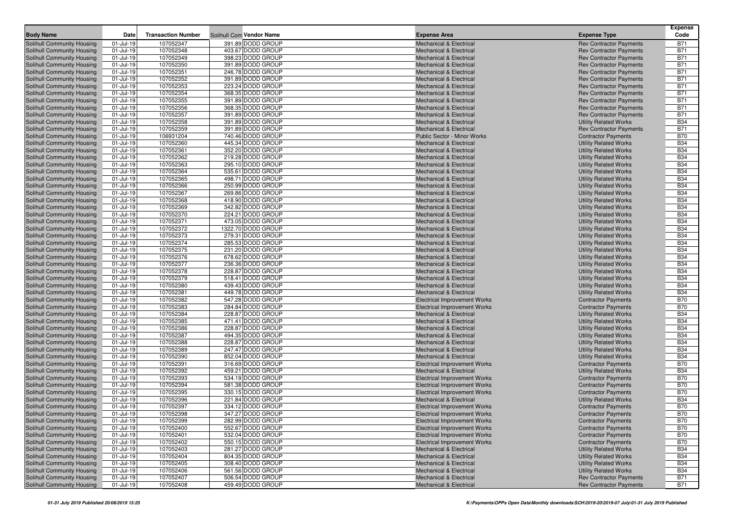| Body Name | Date | Transaction Number | Solihull Com Vendor Name | Expense Area | Expense Type | Expense Code |
|---|---|---|---|---|---|---|
| Solihull Community Housing | 01-Jul-19 | 107052347 | 391.89 DODD GROUP | Mechanical & Electrical | Rev Contractor Payments | B71 |
| Solihull Community Housing | 01-Jul-19 | 107052348 | 403.67 DODD GROUP | Mechanical & Electrical | Rev Contractor Payments | B71 |
| Solihull Community Housing | 01-Jul-19 | 107052349 | 398.23 DODD GROUP | Mechanical & Electrical | Rev Contractor Payments | B71 |
| Solihull Community Housing | 01-Jul-19 | 107052350 | 391.89 DODD GROUP | Mechanical & Electrical | Rev Contractor Payments | B71 |
| Solihull Community Housing | 01-Jul-19 | 107052351 | 246.78 DODD GROUP | Mechanical & Electrical | Rev Contractor Payments | B71 |
| Solihull Community Housing | 01-Jul-19 | 107052352 | 391.89 DODD GROUP | Mechanical & Electrical | Rev Contractor Payments | B71 |
| Solihull Community Housing | 01-Jul-19 | 107052353 | 223.24 DODD GROUP | Mechanical & Electrical | Rev Contractor Payments | B71 |
| Solihull Community Housing | 01-Jul-19 | 107052354 | 368.35 DODD GROUP | Mechanical & Electrical | Rev Contractor Payments | B71 |
| Solihull Community Housing | 01-Jul-19 | 107052355 | 391.89 DODD GROUP | Mechanical & Electrical | Rev Contractor Payments | B71 |
| Solihull Community Housing | 01-Jul-19 | 107052356 | 368.35 DODD GROUP | Mechanical & Electrical | Rev Contractor Payments | B71 |
| Solihull Community Housing | 01-Jul-19 | 107052357 | 391.89 DODD GROUP | Mechanical & Electrical | Rev Contractor Payments | B71 |
| Solihull Community Housing | 01-Jul-19 | 107052358 | 391.89 DODD GROUP | Mechanical & Electrical | Utility Related Works | B34 |
| Solihull Community Housing | 01-Jul-19 | 107052359 | 391.89 DODD GROUP | Mechanical & Electrical | Rev Contractor Payments | B71 |
| Solihull Community Housing | 01-Jul-19 | 106931204 | 740.46 DODD GROUP | Public Sector - Minor Works | Contractor Payments | B70 |
| Solihull Community Housing | 01-Jul-19 | 107052360 | 445.34 DODD GROUP | Mechanical & Electrical | Utility Related Works | B34 |
| Solihull Community Housing | 01-Jul-19 | 107052361 | 352.20 DODD GROUP | Mechanical & Electrical | Utility Related Works | B34 |
| Solihull Community Housing | 01-Jul-19 | 107052362 | 219.28 DODD GROUP | Mechanical & Electrical | Utility Related Works | B34 |
| Solihull Community Housing | 01-Jul-19 | 107052363 | 295.10 DODD GROUP | Mechanical & Electrical | Utility Related Works | B34 |
| Solihull Community Housing | 01-Jul-19 | 107052364 | 535.61 DODD GROUP | Mechanical & Electrical | Utility Related Works | B34 |
| Solihull Community Housing | 01-Jul-19 | 107052365 | 498.71 DODD GROUP | Mechanical & Electrical | Utility Related Works | B34 |
| Solihull Community Housing | 01-Jul-19 | 107052366 | 250.99 DODD GROUP | Mechanical & Electrical | Utility Related Works | B34 |
| Solihull Community Housing | 01-Jul-19 | 107052367 | 269.86 DODD GROUP | Mechanical & Electrical | Utility Related Works | B34 |
| Solihull Community Housing | 01-Jul-19 | 107052368 | 418.90 DODD GROUP | Mechanical & Electrical | Utility Related Works | B34 |
| Solihull Community Housing | 01-Jul-19 | 107052369 | 342.82 DODD GROUP | Mechanical & Electrical | Utility Related Works | B34 |
| Solihull Community Housing | 01-Jul-19 | 107052370 | 224.21 DODD GROUP | Mechanical & Electrical | Utility Related Works | B34 |
| Solihull Community Housing | 01-Jul-19 | 107052371 | 473.05 DODD GROUP | Mechanical & Electrical | Utility Related Works | B34 |
| Solihull Community Housing | 01-Jul-19 | 107052372 | 1322.70 DODD GROUP | Mechanical & Electrical | Utility Related Works | B34 |
| Solihull Community Housing | 01-Jul-19 | 107052373 | 279.31 DODD GROUP | Mechanical & Electrical | Utility Related Works | B34 |
| Solihull Community Housing | 01-Jul-19 | 107052374 | 285.53 DODD GROUP | Mechanical & Electrical | Utility Related Works | B34 |
| Solihull Community Housing | 01-Jul-19 | 107052375 | 231.20 DODD GROUP | Mechanical & Electrical | Utility Related Works | B34 |
| Solihull Community Housing | 01-Jul-19 | 107052376 | 678.62 DODD GROUP | Mechanical & Electrical | Utility Related Works | B34 |
| Solihull Community Housing | 01-Jul-19 | 107052377 | 236.36 DODD GROUP | Mechanical & Electrical | Utility Related Works | B34 |
| Solihull Community Housing | 01-Jul-19 | 107052378 | 228.87 DODD GROUP | Mechanical & Electrical | Utility Related Works | B34 |
| Solihull Community Housing | 01-Jul-19 | 107052379 | 518.41 DODD GROUP | Mechanical & Electrical | Utility Related Works | B34 |
| Solihull Community Housing | 01-Jul-19 | 107052380 | 439.43 DODD GROUP | Mechanical & Electrical | Utility Related Works | B34 |
| Solihull Community Housing | 01-Jul-19 | 107052381 | 449.78 DODD GROUP | Mechanical & Electrical | Utility Related Works | B34 |
| Solihull Community Housing | 01-Jul-19 | 107052382 | 547.28 DODD GROUP | Electrical Improvement Works | Contractor Payments | B70 |
| Solihull Community Housing | 01-Jul-19 | 107052383 | 284.84 DODD GROUP | Electrical Improvement Works | Contractor Payments | B70 |
| Solihull Community Housing | 01-Jul-19 | 107052384 | 228.87 DODD GROUP | Mechanical & Electrical | Utility Related Works | B34 |
| Solihull Community Housing | 01-Jul-19 | 107052385 | 471.41 DODD GROUP | Mechanical & Electrical | Utility Related Works | B34 |
| Solihull Community Housing | 01-Jul-19 | 107052386 | 228.87 DODD GROUP | Mechanical & Electrical | Utility Related Works | B34 |
| Solihull Community Housing | 01-Jul-19 | 107052387 | 494.35 DODD GROUP | Mechanical & Electrical | Utility Related Works | B34 |
| Solihull Community Housing | 01-Jul-19 | 107052388 | 228.87 DODD GROUP | Mechanical & Electrical | Utility Related Works | B34 |
| Solihull Community Housing | 01-Jul-19 | 107052389 | 247.47 DODD GROUP | Mechanical & Electrical | Utility Related Works | B34 |
| Solihull Community Housing | 01-Jul-19 | 107052390 | 852.04 DODD GROUP | Mechanical & Electrical | Utility Related Works | B34 |
| Solihull Community Housing | 01-Jul-19 | 107052391 | 316.69 DODD GROUP | Electrical Improvement Works | Contractor Payments | B70 |
| Solihull Community Housing | 01-Jul-19 | 107052392 | 459.21 DODD GROUP | Mechanical & Electrical | Utility Related Works | B34 |
| Solihull Community Housing | 01-Jul-19 | 107052393 | 534.19 DODD GROUP | Electrical Improvement Works | Contractor Payments | B70 |
| Solihull Community Housing | 01-Jul-19 | 107052394 | 581.38 DODD GROUP | Electrical Improvement Works | Contractor Payments | B70 |
| Solihull Community Housing | 01-Jul-19 | 107052395 | 330.15 DODD GROUP | Electrical Improvement Works | Contractor Payments | B70 |
| Solihull Community Housing | 01-Jul-19 | 107052396 | 221.84 DODD GROUP | Mechanical & Electrical | Utility Related Works | B34 |
| Solihull Community Housing | 01-Jul-19 | 107052397 | 334.12 DODD GROUP | Electrical Improvement Works | Contractor Payments | B70 |
| Solihull Community Housing | 01-Jul-19 | 107052398 | 347.27 DODD GROUP | Electrical Improvement Works | Contractor Payments | B70 |
| Solihull Community Housing | 01-Jul-19 | 107052399 | 282.99 DODD GROUP | Electrical Improvement Works | Contractor Payments | B70 |
| Solihull Community Housing | 01-Jul-19 | 107052400 | 552.67 DODD GROUP | Electrical Improvement Works | Contractor Payments | B70 |
| Solihull Community Housing | 01-Jul-19 | 107052401 | 532.04 DODD GROUP | Electrical Improvement Works | Contractor Payments | B70 |
| Solihull Community Housing | 01-Jul-19 | 107052402 | 550.15 DODD GROUP | Electrical Improvement Works | Contractor Payments | B70 |
| Solihull Community Housing | 01-Jul-19 | 107052403 | 281.27 DODD GROUP | Mechanical & Electrical | Utility Related Works | B34 |
| Solihull Community Housing | 01-Jul-19 | 107052404 | 804.35 DODD GROUP | Mechanical & Electrical | Utility Related Works | B34 |
| Solihull Community Housing | 01-Jul-19 | 107052405 | 308.40 DODD GROUP | Mechanical & Electrical | Utility Related Works | B34 |
| Solihull Community Housing | 01-Jul-19 | 107052406 | 561.56 DODD GROUP | Mechanical & Electrical | Utility Related Works | B34 |
| Solihull Community Housing | 01-Jul-19 | 107052407 | 506.54 DODD GROUP | Mechanical & Electrical | Rev Contractor Payments | B71 |
| Solihull Community Housing | 01-Jul-19 | 107052408 | 459.49 DODD GROUP | Mechanical & Electrical | Rev Contractor Payments | B71 |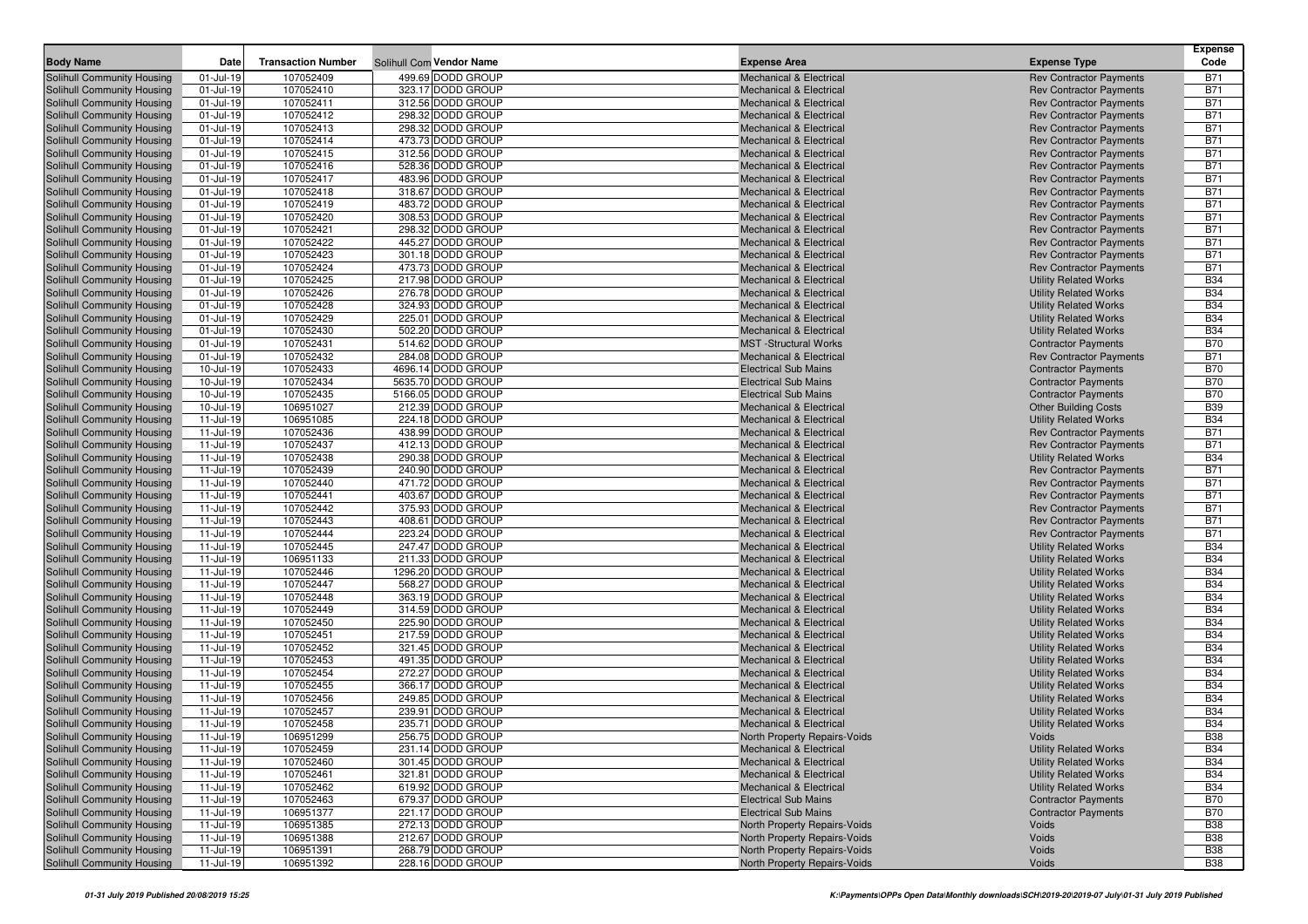| Body Name | Date | Transaction Number | Solihull Com Vendor Name | Expense Area | Expense Type | Expense Code |
|---|---|---|---|---|---|---|
| Solihull Community Housing | 01-Jul-19 | 107052409 | 499.69 DODD GROUP | Mechanical & Electrical | Rev Contractor Payments | B71 |
| Solihull Community Housing | 01-Jul-19 | 107052410 | 323.17 DODD GROUP | Mechanical & Electrical | Rev Contractor Payments | B71 |
| Solihull Community Housing | 01-Jul-19 | 107052411 | 312.56 DODD GROUP | Mechanical & Electrical | Rev Contractor Payments | B71 |
| Solihull Community Housing | 01-Jul-19 | 107052412 | 298.32 DODD GROUP | Mechanical & Electrical | Rev Contractor Payments | B71 |
| Solihull Community Housing | 01-Jul-19 | 107052413 | 298.32 DODD GROUP | Mechanical & Electrical | Rev Contractor Payments | B71 |
| Solihull Community Housing | 01-Jul-19 | 107052414 | 473.73 DODD GROUP | Mechanical & Electrical | Rev Contractor Payments | B71 |
| Solihull Community Housing | 01-Jul-19 | 107052415 | 312.56 DODD GROUP | Mechanical & Electrical | Rev Contractor Payments | B71 |
| Solihull Community Housing | 01-Jul-19 | 107052416 | 528.36 DODD GROUP | Mechanical & Electrical | Rev Contractor Payments | B71 |
| Solihull Community Housing | 01-Jul-19 | 107052417 | 483.96 DODD GROUP | Mechanical & Electrical | Rev Contractor Payments | B71 |
| Solihull Community Housing | 01-Jul-19 | 107052418 | 318.67 DODD GROUP | Mechanical & Electrical | Rev Contractor Payments | B71 |
| Solihull Community Housing | 01-Jul-19 | 107052419 | 483.72 DODD GROUP | Mechanical & Electrical | Rev Contractor Payments | B71 |
| Solihull Community Housing | 01-Jul-19 | 107052420 | 308.53 DODD GROUP | Mechanical & Electrical | Rev Contractor Payments | B71 |
| Solihull Community Housing | 01-Jul-19 | 107052421 | 298.32 DODD GROUP | Mechanical & Electrical | Rev Contractor Payments | B71 |
| Solihull Community Housing | 01-Jul-19 | 107052422 | 445.27 DODD GROUP | Mechanical & Electrical | Rev Contractor Payments | B71 |
| Solihull Community Housing | 01-Jul-19 | 107052423 | 301.18 DODD GROUP | Mechanical & Electrical | Rev Contractor Payments | B71 |
| Solihull Community Housing | 01-Jul-19 | 107052424 | 473.73 DODD GROUP | Mechanical & Electrical | Rev Contractor Payments | B71 |
| Solihull Community Housing | 01-Jul-19 | 107052425 | 217.98 DODD GROUP | Mechanical & Electrical | Utility Related Works | B34 |
| Solihull Community Housing | 01-Jul-19 | 107052426 | 276.78 DODD GROUP | Mechanical & Electrical | Utility Related Works | B34 |
| Solihull Community Housing | 01-Jul-19 | 107052428 | 324.93 DODD GROUP | Mechanical & Electrical | Utility Related Works | B34 |
| Solihull Community Housing | 01-Jul-19 | 107052429 | 225.01 DODD GROUP | Mechanical & Electrical | Utility Related Works | B34 |
| Solihull Community Housing | 01-Jul-19 | 107052430 | 502.20 DODD GROUP | Mechanical & Electrical | Utility Related Works | B34 |
| Solihull Community Housing | 01-Jul-19 | 107052431 | 514.62 DODD GROUP | MST -Structural Works | Contractor Payments | B70 |
| Solihull Community Housing | 01-Jul-19 | 107052432 | 284.08 DODD GROUP | Mechanical & Electrical | Rev Contractor Payments | B71 |
| Solihull Community Housing | 10-Jul-19 | 107052433 | 4696.14 DODD GROUP | Electrical Sub Mains | Contractor Payments | B70 |
| Solihull Community Housing | 10-Jul-19 | 107052434 | 5635.70 DODD GROUP | Electrical Sub Mains | Contractor Payments | B70 |
| Solihull Community Housing | 10-Jul-19 | 107052435 | 5166.05 DODD GROUP | Electrical Sub Mains | Contractor Payments | B70 |
| Solihull Community Housing | 10-Jul-19 | 106951027 | 212.39 DODD GROUP | Mechanical & Electrical | Other Building Costs | B39 |
| Solihull Community Housing | 11-Jul-19 | 106951085 | 224.18 DODD GROUP | Mechanical & Electrical | Utility Related Works | B34 |
| Solihull Community Housing | 11-Jul-19 | 107052436 | 438.99 DODD GROUP | Mechanical & Electrical | Rev Contractor Payments | B71 |
| Solihull Community Housing | 11-Jul-19 | 107052437 | 412.13 DODD GROUP | Mechanical & Electrical | Rev Contractor Payments | B71 |
| Solihull Community Housing | 11-Jul-19 | 107052438 | 290.38 DODD GROUP | Mechanical & Electrical | Utility Related Works | B34 |
| Solihull Community Housing | 11-Jul-19 | 107052439 | 240.90 DODD GROUP | Mechanical & Electrical | Rev Contractor Payments | B71 |
| Solihull Community Housing | 11-Jul-19 | 107052440 | 471.72 DODD GROUP | Mechanical & Electrical | Rev Contractor Payments | B71 |
| Solihull Community Housing | 11-Jul-19 | 107052441 | 403.67 DODD GROUP | Mechanical & Electrical | Rev Contractor Payments | B71 |
| Solihull Community Housing | 11-Jul-19 | 107052442 | 375.93 DODD GROUP | Mechanical & Electrical | Rev Contractor Payments | B71 |
| Solihull Community Housing | 11-Jul-19 | 107052443 | 408.61 DODD GROUP | Mechanical & Electrical | Rev Contractor Payments | B71 |
| Solihull Community Housing | 11-Jul-19 | 107052444 | 223.24 DODD GROUP | Mechanical & Electrical | Rev Contractor Payments | B71 |
| Solihull Community Housing | 11-Jul-19 | 107052445 | 247.47 DODD GROUP | Mechanical & Electrical | Utility Related Works | B34 |
| Solihull Community Housing | 11-Jul-19 | 106951133 | 211.33 DODD GROUP | Mechanical & Electrical | Utility Related Works | B34 |
| Solihull Community Housing | 11-Jul-19 | 107052446 | 1296.20 DODD GROUP | Mechanical & Electrical | Utility Related Works | B34 |
| Solihull Community Housing | 11-Jul-19 | 107052447 | 568.27 DODD GROUP | Mechanical & Electrical | Utility Related Works | B34 |
| Solihull Community Housing | 11-Jul-19 | 107052448 | 363.19 DODD GROUP | Mechanical & Electrical | Utility Related Works | B34 |
| Solihull Community Housing | 11-Jul-19 | 107052449 | 314.59 DODD GROUP | Mechanical & Electrical | Utility Related Works | B34 |
| Solihull Community Housing | 11-Jul-19 | 107052450 | 225.90 DODD GROUP | Mechanical & Electrical | Utility Related Works | B34 |
| Solihull Community Housing | 11-Jul-19 | 107052451 | 217.59 DODD GROUP | Mechanical & Electrical | Utility Related Works | B34 |
| Solihull Community Housing | 11-Jul-19 | 107052452 | 321.45 DODD GROUP | Mechanical & Electrical | Utility Related Works | B34 |
| Solihull Community Housing | 11-Jul-19 | 107052453 | 491.35 DODD GROUP | Mechanical & Electrical | Utility Related Works | B34 |
| Solihull Community Housing | 11-Jul-19 | 107052454 | 272.27 DODD GROUP | Mechanical & Electrical | Utility Related Works | B34 |
| Solihull Community Housing | 11-Jul-19 | 107052455 | 366.17 DODD GROUP | Mechanical & Electrical | Utility Related Works | B34 |
| Solihull Community Housing | 11-Jul-19 | 107052456 | 249.85 DODD GROUP | Mechanical & Electrical | Utility Related Works | B34 |
| Solihull Community Housing | 11-Jul-19 | 107052457 | 239.91 DODD GROUP | Mechanical & Electrical | Utility Related Works | B34 |
| Solihull Community Housing | 11-Jul-19 | 107052458 | 235.71 DODD GROUP | Mechanical & Electrical | Utility Related Works | B34 |
| Solihull Community Housing | 11-Jul-19 | 106951299 | 256.75 DODD GROUP | North Property Repairs-Voids | Voids | B38 |
| Solihull Community Housing | 11-Jul-19 | 107052459 | 231.14 DODD GROUP | Mechanical & Electrical | Utility Related Works | B34 |
| Solihull Community Housing | 11-Jul-19 | 107052460 | 301.45 DODD GROUP | Mechanical & Electrical | Utility Related Works | B34 |
| Solihull Community Housing | 11-Jul-19 | 107052461 | 321.81 DODD GROUP | Mechanical & Electrical | Utility Related Works | B34 |
| Solihull Community Housing | 11-Jul-19 | 107052462 | 619.92 DODD GROUP | Mechanical & Electrical | Utility Related Works | B34 |
| Solihull Community Housing | 11-Jul-19 | 107052463 | 679.37 DODD GROUP | Electrical Sub Mains | Contractor Payments | B70 |
| Solihull Community Housing | 11-Jul-19 | 106951377 | 221.17 DODD GROUP | Electrical Sub Mains | Contractor Payments | B70 |
| Solihull Community Housing | 11-Jul-19 | 106951385 | 272.13 DODD GROUP | North Property Repairs-Voids | Voids | B38 |
| Solihull Community Housing | 11-Jul-19 | 106951388 | 212.67 DODD GROUP | North Property Repairs-Voids | Voids | B38 |
| Solihull Community Housing | 11-Jul-19 | 106951391 | 268.79 DODD GROUP | North Property Repairs-Voids | Voids | B38 |
| Solihull Community Housing | 11-Jul-19 | 106951392 | 228.16 DODD GROUP | North Property Repairs-Voids | Voids | B38 |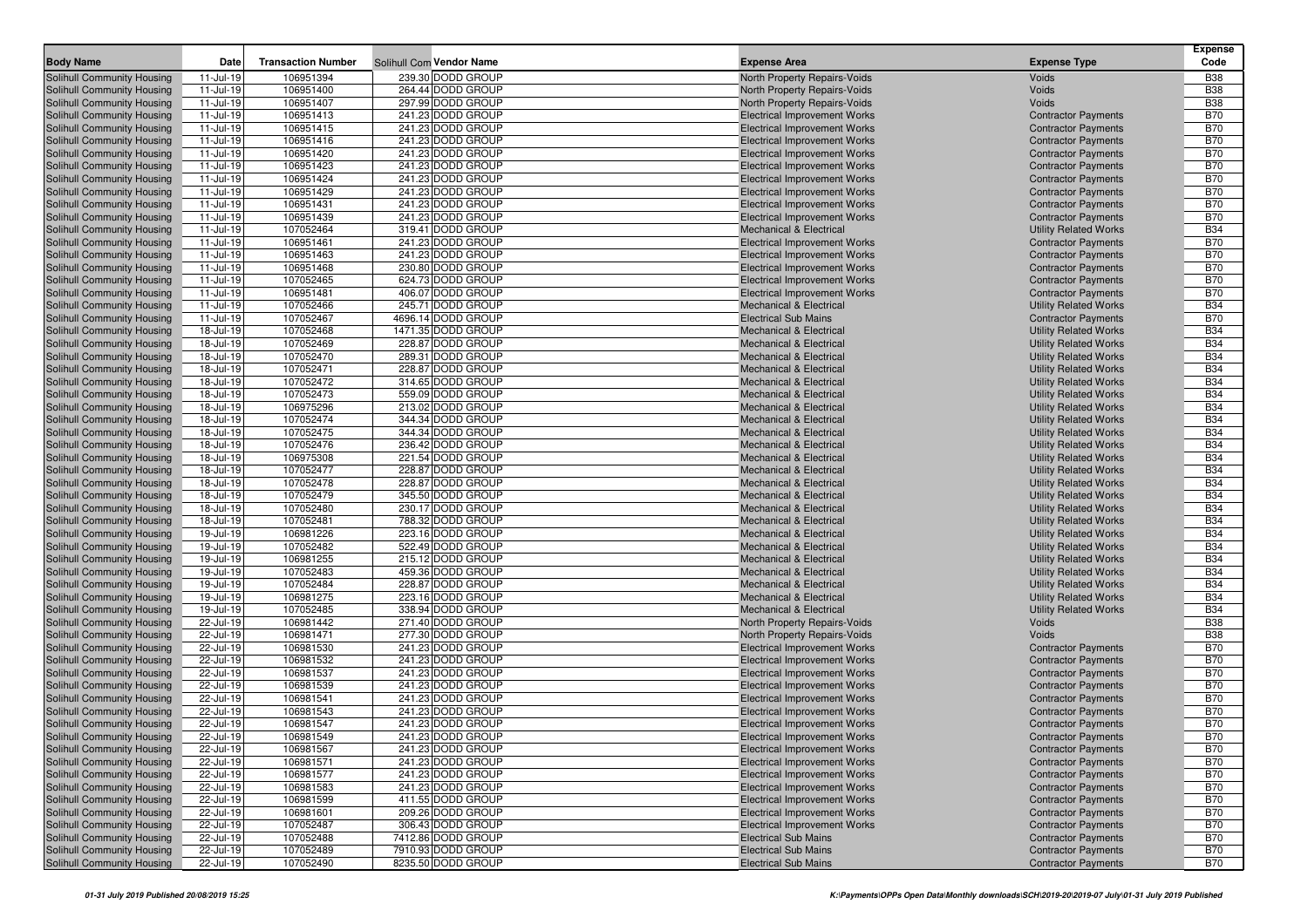| Body Name | Date | Transaction Number | Solihull Com Vendor Name | Expense Area | Expense Type | Expense Code |
|---|---|---|---|---|---|---|
| Solihull Community Housing | 11-Jul-19 | 106951394 | 239.30 DODD GROUP | North Property Repairs-Voids | Voids | B38 |
| Solihull Community Housing | 11-Jul-19 | 106951400 | 264.44 DODD GROUP | North Property Repairs-Voids | Voids | B38 |
| Solihull Community Housing | 11-Jul-19 | 106951407 | 297.99 DODD GROUP | North Property Repairs-Voids | Voids | B38 |
| Solihull Community Housing | 11-Jul-19 | 106951413 | 241.23 DODD GROUP | Electrical Improvement Works | Contractor Payments | B70 |
| Solihull Community Housing | 11-Jul-19 | 106951415 | 241.23 DODD GROUP | Electrical Improvement Works | Contractor Payments | B70 |
| Solihull Community Housing | 11-Jul-19 | 106951416 | 241.23 DODD GROUP | Electrical Improvement Works | Contractor Payments | B70 |
| Solihull Community Housing | 11-Jul-19 | 106951420 | 241.23 DODD GROUP | Electrical Improvement Works | Contractor Payments | B70 |
| Solihull Community Housing | 11-Jul-19 | 106951423 | 241.23 DODD GROUP | Electrical Improvement Works | Contractor Payments | B70 |
| Solihull Community Housing | 11-Jul-19 | 106951424 | 241.23 DODD GROUP | Electrical Improvement Works | Contractor Payments | B70 |
| Solihull Community Housing | 11-Jul-19 | 106951429 | 241.23 DODD GROUP | Electrical Improvement Works | Contractor Payments | B70 |
| Solihull Community Housing | 11-Jul-19 | 106951431 | 241.23 DODD GROUP | Electrical Improvement Works | Contractor Payments | B70 |
| Solihull Community Housing | 11-Jul-19 | 106951439 | 241.23 DODD GROUP | Electrical Improvement Works | Contractor Payments | B70 |
| Solihull Community Housing | 11-Jul-19 | 107052464 | 319.41 DODD GROUP | Mechanical & Electrical | Utility Related Works | B34 |
| Solihull Community Housing | 11-Jul-19 | 106951461 | 241.23 DODD GROUP | Electrical Improvement Works | Contractor Payments | B70 |
| Solihull Community Housing | 11-Jul-19 | 106951463 | 241.23 DODD GROUP | Electrical Improvement Works | Contractor Payments | B70 |
| Solihull Community Housing | 11-Jul-19 | 106951468 | 230.80 DODD GROUP | Electrical Improvement Works | Contractor Payments | B70 |
| Solihull Community Housing | 11-Jul-19 | 107052465 | 624.73 DODD GROUP | Electrical Improvement Works | Contractor Payments | B70 |
| Solihull Community Housing | 11-Jul-19 | 106951481 | 406.07 DODD GROUP | Electrical Improvement Works | Contractor Payments | B70 |
| Solihull Community Housing | 11-Jul-19 | 107052466 | 245.71 DODD GROUP | Mechanical & Electrical | Utility Related Works | B34 |
| Solihull Community Housing | 11-Jul-19 | 107052467 | 4696.14 DODD GROUP | Electrical Sub Mains | Contractor Payments | B70 |
| Solihull Community Housing | 18-Jul-19 | 107052468 | 1471.35 DODD GROUP | Mechanical & Electrical | Utility Related Works | B34 |
| Solihull Community Housing | 18-Jul-19 | 107052469 | 228.87 DODD GROUP | Mechanical & Electrical | Utility Related Works | B34 |
| Solihull Community Housing | 18-Jul-19 | 107052470 | 289.31 DODD GROUP | Mechanical & Electrical | Utility Related Works | B34 |
| Solihull Community Housing | 18-Jul-19 | 107052471 | 228.87 DODD GROUP | Mechanical & Electrical | Utility Related Works | B34 |
| Solihull Community Housing | 18-Jul-19 | 107052472 | 314.65 DODD GROUP | Mechanical & Electrical | Utility Related Works | B34 |
| Solihull Community Housing | 18-Jul-19 | 107052473 | 559.09 DODD GROUP | Mechanical & Electrical | Utility Related Works | B34 |
| Solihull Community Housing | 18-Jul-19 | 106975296 | 213.02 DODD GROUP | Mechanical & Electrical | Utility Related Works | B34 |
| Solihull Community Housing | 18-Jul-19 | 107052474 | 344.34 DODD GROUP | Mechanical & Electrical | Utility Related Works | B34 |
| Solihull Community Housing | 18-Jul-19 | 107052475 | 344.34 DODD GROUP | Mechanical & Electrical | Utility Related Works | B34 |
| Solihull Community Housing | 18-Jul-19 | 107052476 | 236.42 DODD GROUP | Mechanical & Electrical | Utility Related Works | B34 |
| Solihull Community Housing | 18-Jul-19 | 106975308 | 221.54 DODD GROUP | Mechanical & Electrical | Utility Related Works | B34 |
| Solihull Community Housing | 18-Jul-19 | 107052477 | 228.87 DODD GROUP | Mechanical & Electrical | Utility Related Works | B34 |
| Solihull Community Housing | 18-Jul-19 | 107052478 | 228.87 DODD GROUP | Mechanical & Electrical | Utility Related Works | B34 |
| Solihull Community Housing | 18-Jul-19 | 107052479 | 345.50 DODD GROUP | Mechanical & Electrical | Utility Related Works | B34 |
| Solihull Community Housing | 18-Jul-19 | 107052480 | 230.17 DODD GROUP | Mechanical & Electrical | Utility Related Works | B34 |
| Solihull Community Housing | 18-Jul-19 | 107052481 | 788.32 DODD GROUP | Mechanical & Electrical | Utility Related Works | B34 |
| Solihull Community Housing | 19-Jul-19 | 106981226 | 223.16 DODD GROUP | Mechanical & Electrical | Utility Related Works | B34 |
| Solihull Community Housing | 19-Jul-19 | 107052482 | 522.49 DODD GROUP | Mechanical & Electrical | Utility Related Works | B34 |
| Solihull Community Housing | 19-Jul-19 | 106981255 | 215.12 DODD GROUP | Mechanical & Electrical | Utility Related Works | B34 |
| Solihull Community Housing | 19-Jul-19 | 107052483 | 459.36 DODD GROUP | Mechanical & Electrical | Utility Related Works | B34 |
| Solihull Community Housing | 19-Jul-19 | 107052484 | 228.87 DODD GROUP | Mechanical & Electrical | Utility Related Works | B34 |
| Solihull Community Housing | 19-Jul-19 | 106981275 | 223.16 DODD GROUP | Mechanical & Electrical | Utility Related Works | B34 |
| Solihull Community Housing | 19-Jul-19 | 107052485 | 338.94 DODD GROUP | Mechanical & Electrical | Utility Related Works | B34 |
| Solihull Community Housing | 22-Jul-19 | 106981442 | 271.40 DODD GROUP | North Property Repairs-Voids | Voids | B38 |
| Solihull Community Housing | 22-Jul-19 | 106981471 | 277.30 DODD GROUP | North Property Repairs-Voids | Voids | B38 |
| Solihull Community Housing | 22-Jul-19 | 106981530 | 241.23 DODD GROUP | Electrical Improvement Works | Contractor Payments | B70 |
| Solihull Community Housing | 22-Jul-19 | 106981532 | 241.23 DODD GROUP | Electrical Improvement Works | Contractor Payments | B70 |
| Solihull Community Housing | 22-Jul-19 | 106981537 | 241.23 DODD GROUP | Electrical Improvement Works | Contractor Payments | B70 |
| Solihull Community Housing | 22-Jul-19 | 106981539 | 241.23 DODD GROUP | Electrical Improvement Works | Contractor Payments | B70 |
| Solihull Community Housing | 22-Jul-19 | 106981541 | 241.23 DODD GROUP | Electrical Improvement Works | Contractor Payments | B70 |
| Solihull Community Housing | 22-Jul-19 | 106981543 | 241.23 DODD GROUP | Electrical Improvement Works | Contractor Payments | B70 |
| Solihull Community Housing | 22-Jul-19 | 106981547 | 241.23 DODD GROUP | Electrical Improvement Works | Contractor Payments | B70 |
| Solihull Community Housing | 22-Jul-19 | 106981549 | 241.23 DODD GROUP | Electrical Improvement Works | Contractor Payments | B70 |
| Solihull Community Housing | 22-Jul-19 | 106981567 | 241.23 DODD GROUP | Electrical Improvement Works | Contractor Payments | B70 |
| Solihull Community Housing | 22-Jul-19 | 106981571 | 241.23 DODD GROUP | Electrical Improvement Works | Contractor Payments | B70 |
| Solihull Community Housing | 22-Jul-19 | 106981577 | 241.23 DODD GROUP | Electrical Improvement Works | Contractor Payments | B70 |
| Solihull Community Housing | 22-Jul-19 | 106981583 | 241.23 DODD GROUP | Electrical Improvement Works | Contractor Payments | B70 |
| Solihull Community Housing | 22-Jul-19 | 106981599 | 411.55 DODD GROUP | Electrical Improvement Works | Contractor Payments | B70 |
| Solihull Community Housing | 22-Jul-19 | 106981601 | 209.26 DODD GROUP | Electrical Improvement Works | Contractor Payments | B70 |
| Solihull Community Housing | 22-Jul-19 | 107052487 | 306.43 DODD GROUP | Electrical Improvement Works | Contractor Payments | B70 |
| Solihull Community Housing | 22-Jul-19 | 107052488 | 7412.86 DODD GROUP | Electrical Sub Mains | Contractor Payments | B70 |
| Solihull Community Housing | 22-Jul-19 | 107052489 | 7910.93 DODD GROUP | Electrical Sub Mains | Contractor Payments | B70 |
| Solihull Community Housing | 22-Jul-19 | 107052490 | 8235.50 DODD GROUP | Electrical Sub Mains | Contractor Payments | B70 |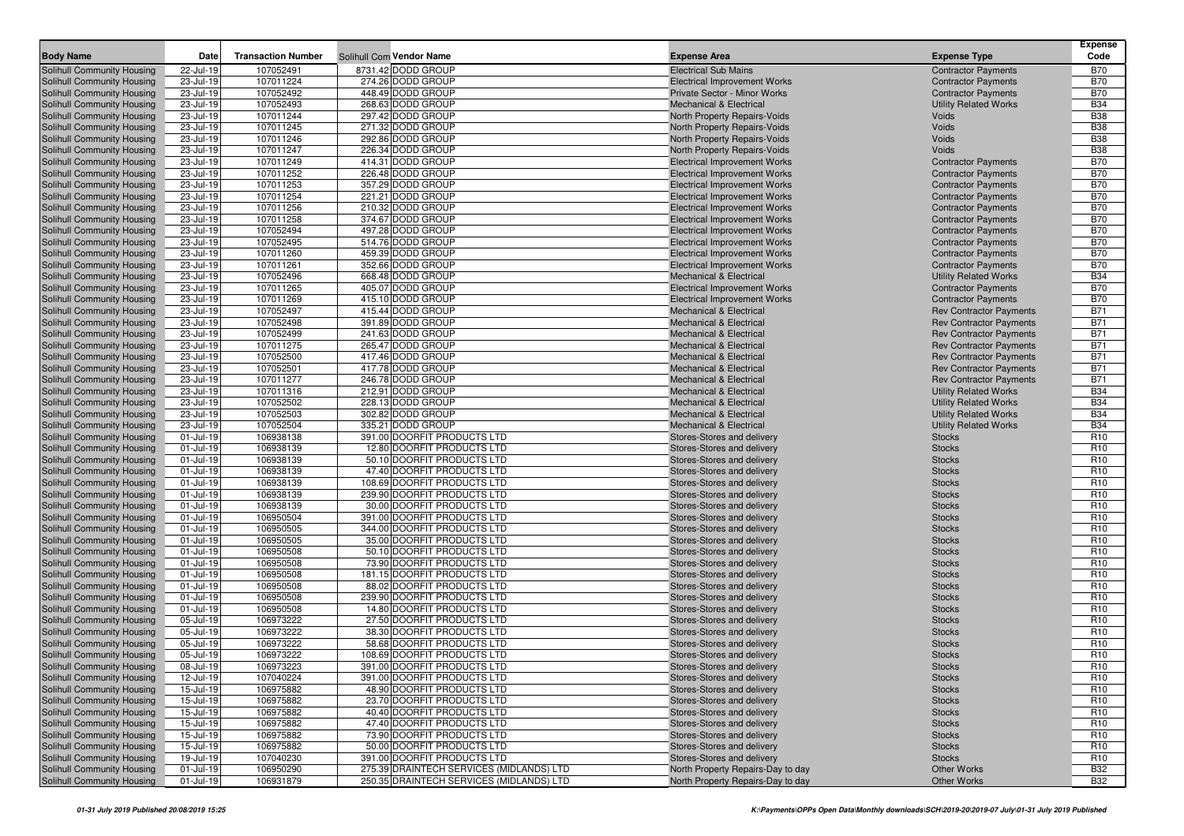| Body Name | Date | Transaction Number | Solihull Com Vendor Name | Expense Area | Expense Type | Expense Code |
|---|---|---|---|---|---|---|
| Solihull Community Housing | 22-Jul-19 | 107052491 | 8731.42 DODD GROUP | Electrical Sub Mains | Contractor Payments | B70 |
| Solihull Community Housing | 23-Jul-19 | 107011224 | 274.26 DODD GROUP | Electrical Improvement Works | Contractor Payments | B70 |
| Solihull Community Housing | 23-Jul-19 | 107052492 | 448.49 DODD GROUP | Private Sector - Minor Works | Contractor Payments | B70 |
| Solihull Community Housing | 23-Jul-19 | 107052493 | 268.63 DODD GROUP | Mechanical & Electrical | Utility Related Works | B34 |
| Solihull Community Housing | 23-Jul-19 | 107011244 | 297.42 DODD GROUP | North Property Repairs-Voids | Voids | B38 |
| Solihull Community Housing | 23-Jul-19 | 107011245 | 271.32 DODD GROUP | North Property Repairs-Voids | Voids | B38 |
| Solihull Community Housing | 23-Jul-19 | 107011246 | 292.86 DODD GROUP | North Property Repairs-Voids | Voids | B38 |
| Solihull Community Housing | 23-Jul-19 | 107011247 | 226.34 DODD GROUP | North Property Repairs-Voids | Voids | B38 |
| Solihull Community Housing | 23-Jul-19 | 107011249 | 414.31 DODD GROUP | Electrical Improvement Works | Contractor Payments | B70 |
| Solihull Community Housing | 23-Jul-19 | 107011252 | 226.48 DODD GROUP | Electrical Improvement Works | Contractor Payments | B70 |
| Solihull Community Housing | 23-Jul-19 | 107011253 | 357.29 DODD GROUP | Electrical Improvement Works | Contractor Payments | B70 |
| Solihull Community Housing | 23-Jul-19 | 107011254 | 221.21 DODD GROUP | Electrical Improvement Works | Contractor Payments | B70 |
| Solihull Community Housing | 23-Jul-19 | 107011256 | 210.32 DODD GROUP | Electrical Improvement Works | Contractor Payments | B70 |
| Solihull Community Housing | 23-Jul-19 | 107011258 | 374.67 DODD GROUP | Electrical Improvement Works | Contractor Payments | B70 |
| Solihull Community Housing | 23-Jul-19 | 107052494 | 497.28 DODD GROUP | Electrical Improvement Works | Contractor Payments | B70 |
| Solihull Community Housing | 23-Jul-19 | 107052495 | 514.76 DODD GROUP | Electrical Improvement Works | Contractor Payments | B70 |
| Solihull Community Housing | 23-Jul-19 | 107011260 | 459.39 DODD GROUP | Electrical Improvement Works | Contractor Payments | B70 |
| Solihull Community Housing | 23-Jul-19 | 107011261 | 352.66 DODD GROUP | Electrical Improvement Works | Contractor Payments | B70 |
| Solihull Community Housing | 23-Jul-19 | 107052496 | 668.48 DODD GROUP | Mechanical & Electrical | Utility Related Works | B34 |
| Solihull Community Housing | 23-Jul-19 | 107011265 | 405.07 DODD GROUP | Electrical Improvement Works | Contractor Payments | B70 |
| Solihull Community Housing | 23-Jul-19 | 107011269 | 415.10 DODD GROUP | Electrical Improvement Works | Contractor Payments | B70 |
| Solihull Community Housing | 23-Jul-19 | 107052497 | 415.44 DODD GROUP | Mechanical & Electrical | Rev Contractor Payments | B71 |
| Solihull Community Housing | 23-Jul-19 | 107052498 | 391.89 DODD GROUP | Mechanical & Electrical | Rev Contractor Payments | B71 |
| Solihull Community Housing | 23-Jul-19 | 107052499 | 241.63 DODD GROUP | Mechanical & Electrical | Rev Contractor Payments | B71 |
| Solihull Community Housing | 23-Jul-19 | 107011275 | 265.47 DODD GROUP | Mechanical & Electrical | Rev Contractor Payments | B71 |
| Solihull Community Housing | 23-Jul-19 | 107052500 | 417.46 DODD GROUP | Mechanical & Electrical | Rev Contractor Payments | B71 |
| Solihull Community Housing | 23-Jul-19 | 107052501 | 417.78 DODD GROUP | Mechanical & Electrical | Rev Contractor Payments | B71 |
| Solihull Community Housing | 23-Jul-19 | 107011277 | 246.78 DODD GROUP | Mechanical & Electrical | Rev Contractor Payments | B71 |
| Solihull Community Housing | 23-Jul-19 | 107011316 | 212.91 DODD GROUP | Mechanical & Electrical | Utility Related Works | B34 |
| Solihull Community Housing | 23-Jul-19 | 107052502 | 228.13 DODD GROUP | Mechanical & Electrical | Utility Related Works | B34 |
| Solihull Community Housing | 23-Jul-19 | 107052503 | 302.82 DODD GROUP | Mechanical & Electrical | Utility Related Works | B34 |
| Solihull Community Housing | 23-Jul-19 | 107052504 | 335.21 DODD GROUP | Mechanical & Electrical | Utility Related Works | B34 |
| Solihull Community Housing | 01-Jul-19 | 106938138 | 391.00 DOORFIT PRODUCTS LTD | Stores-Stores and delivery | Stocks | R10 |
| Solihull Community Housing | 01-Jul-19 | 106938139 | 12.80 DOORFIT PRODUCTS LTD | Stores-Stores and delivery | Stocks | R10 |
| Solihull Community Housing | 01-Jul-19 | 106938139 | 50.10 DOORFIT PRODUCTS LTD | Stores-Stores and delivery | Stocks | R10 |
| Solihull Community Housing | 01-Jul-19 | 106938139 | 47.40 DOORFIT PRODUCTS LTD | Stores-Stores and delivery | Stocks | R10 |
| Solihull Community Housing | 01-Jul-19 | 106938139 | 108.69 DOORFIT PRODUCTS LTD | Stores-Stores and delivery | Stocks | R10 |
| Solihull Community Housing | 01-Jul-19 | 106938139 | 239.90 DOORFIT PRODUCTS LTD | Stores-Stores and delivery | Stocks | R10 |
| Solihull Community Housing | 01-Jul-19 | 106938139 | 30.00 DOORFIT PRODUCTS LTD | Stores-Stores and delivery | Stocks | R10 |
| Solihull Community Housing | 01-Jul-19 | 106950504 | 391.00 DOORFIT PRODUCTS LTD | Stores-Stores and delivery | Stocks | R10 |
| Solihull Community Housing | 01-Jul-19 | 106950505 | 344.00 DOORFIT PRODUCTS LTD | Stores-Stores and delivery | Stocks | R10 |
| Solihull Community Housing | 01-Jul-19 | 106950505 | 35.00 DOORFIT PRODUCTS LTD | Stores-Stores and delivery | Stocks | R10 |
| Solihull Community Housing | 01-Jul-19 | 106950508 | 50.10 DOORFIT PRODUCTS LTD | Stores-Stores and delivery | Stocks | R10 |
| Solihull Community Housing | 01-Jul-19 | 106950508 | 73.90 DOORFIT PRODUCTS LTD | Stores-Stores and delivery | Stocks | R10 |
| Solihull Community Housing | 01-Jul-19 | 106950508 | 181.15 DOORFIT PRODUCTS LTD | Stores-Stores and delivery | Stocks | R10 |
| Solihull Community Housing | 01-Jul-19 | 106950508 | 88.02 DOORFIT PRODUCTS LTD | Stores-Stores and delivery | Stocks | R10 |
| Solihull Community Housing | 01-Jul-19 | 106950508 | 239.90 DOORFIT PRODUCTS LTD | Stores-Stores and delivery | Stocks | R10 |
| Solihull Community Housing | 01-Jul-19 | 106950508 | 14.80 DOORFIT PRODUCTS LTD | Stores-Stores and delivery | Stocks | R10 |
| Solihull Community Housing | 05-Jul-19 | 106973222 | 27.50 DOORFIT PRODUCTS LTD | Stores-Stores and delivery | Stocks | R10 |
| Solihull Community Housing | 05-Jul-19 | 106973222 | 38.30 DOORFIT PRODUCTS LTD | Stores-Stores and delivery | Stocks | R10 |
| Solihull Community Housing | 05-Jul-19 | 106973222 | 58.68 DOORFIT PRODUCTS LTD | Stores-Stores and delivery | Stocks | R10 |
| Solihull Community Housing | 05-Jul-19 | 106973222 | 108.69 DOORFIT PRODUCTS LTD | Stores-Stores and delivery | Stocks | R10 |
| Solihull Community Housing | 08-Jul-19 | 106973223 | 391.00 DOORFIT PRODUCTS LTD | Stores-Stores and delivery | Stocks | R10 |
| Solihull Community Housing | 12-Jul-19 | 107040224 | 391.00 DOORFIT PRODUCTS LTD | Stores-Stores and delivery | Stocks | R10 |
| Solihull Community Housing | 15-Jul-19 | 106975882 | 48.90 DOORFIT PRODUCTS LTD | Stores-Stores and delivery | Stocks | R10 |
| Solihull Community Housing | 15-Jul-19 | 106975882 | 23.70 DOORFIT PRODUCTS LTD | Stores-Stores and delivery | Stocks | R10 |
| Solihull Community Housing | 15-Jul-19 | 106975882 | 40.40 DOORFIT PRODUCTS LTD | Stores-Stores and delivery | Stocks | R10 |
| Solihull Community Housing | 15-Jul-19 | 106975882 | 47.40 DOORFIT PRODUCTS LTD | Stores-Stores and delivery | Stocks | R10 |
| Solihull Community Housing | 15-Jul-19 | 106975882 | 73.90 DOORFIT PRODUCTS LTD | Stores-Stores and delivery | Stocks | R10 |
| Solihull Community Housing | 15-Jul-19 | 106975882 | 50.00 DOORFIT PRODUCTS LTD | Stores-Stores and delivery | Stocks | R10 |
| Solihull Community Housing | 19-Jul-19 | 107040230 | 391.00 DOORFIT PRODUCTS LTD | Stores-Stores and delivery | Stocks | R10 |
| Solihull Community Housing | 01-Jul-19 | 106950290 | 275.39 DRAINTECH SERVICES (MIDLANDS) LTD | North Property Repairs-Day to day | Other Works | B32 |
| Solihull Community Housing | 01-Jul-19 | 106931879 | 250.35 DRAINTECH SERVICES (MIDLANDS) LTD | North Property Repairs-Day to day | Other Works | B32 |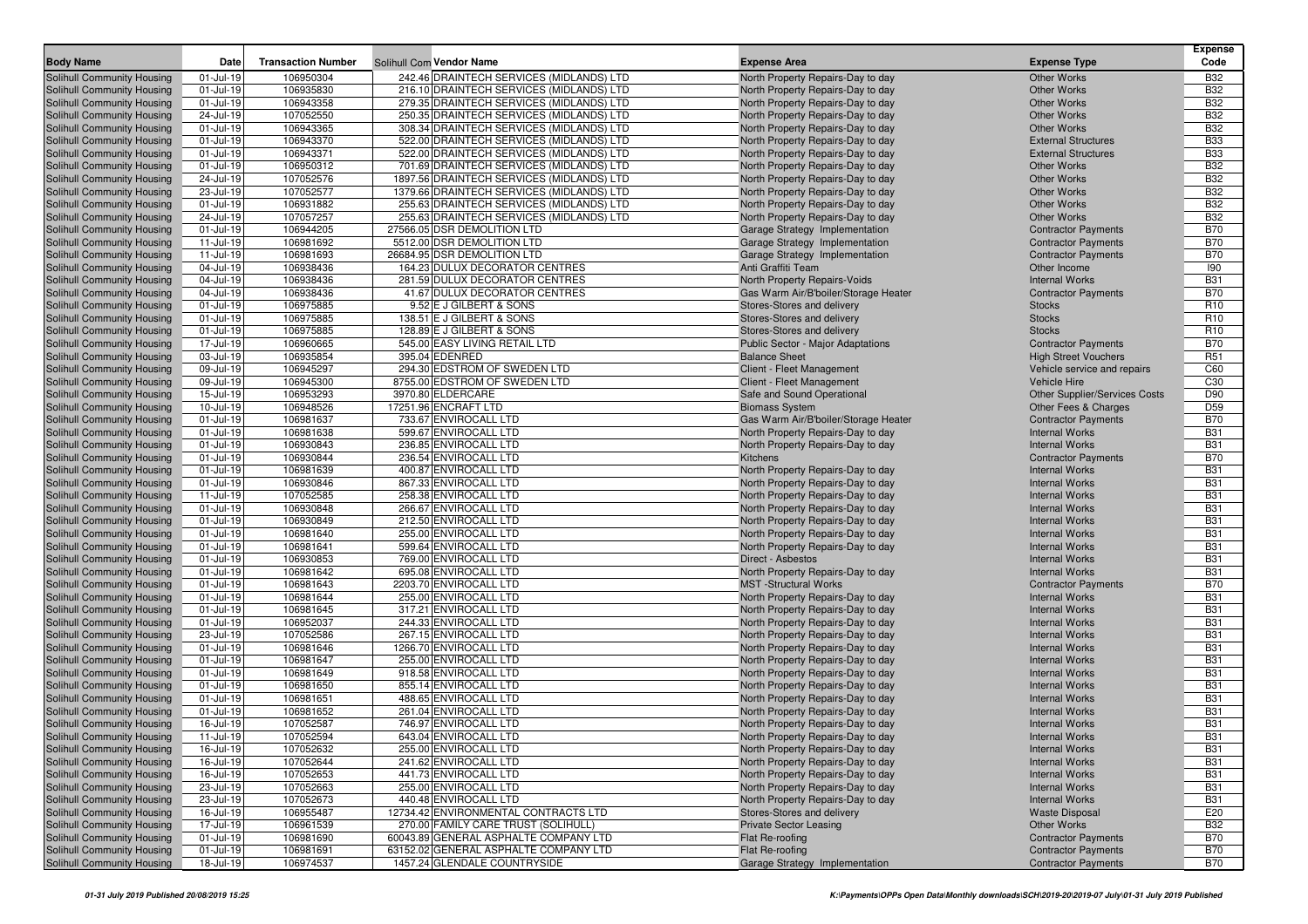| Body Name | Date | Transaction Number | Solihull Com Vendor Name | Expense Area | Expense Type | Expense Code |
|---|---|---|---|---|---|---|
| Solihull Community Housing | 01-Jul-19 | 106950304 | 242.46 DRAINTECH SERVICES (MIDLANDS) LTD | North Property Repairs-Day to day | Other Works | B32 |
| Solihull Community Housing | 01-Jul-19 | 106935830 | 216.10 DRAINTECH SERVICES (MIDLANDS) LTD | North Property Repairs-Day to day | Other Works | B32 |
| Solihull Community Housing | 01-Jul-19 | 106943358 | 279.35 DRAINTECH SERVICES (MIDLANDS) LTD | North Property Repairs-Day to day | Other Works | B32 |
| Solihull Community Housing | 24-Jul-19 | 107052550 | 250.35 DRAINTECH SERVICES (MIDLANDS) LTD | North Property Repairs-Day to day | Other Works | B32 |
| Solihull Community Housing | 01-Jul-19 | 106943365 | 308.34 DRAINTECH SERVICES (MIDLANDS) LTD | North Property Repairs-Day to day | Other Works | B32 |
| Solihull Community Housing | 01-Jul-19 | 106943370 | 522.00 DRAINTECH SERVICES (MIDLANDS) LTD | North Property Repairs-Day to day | External Structures | B33 |
| Solihull Community Housing | 01-Jul-19 | 106943371 | 522.00 DRAINTECH SERVICES (MIDLANDS) LTD | North Property Repairs-Day to day | External Structures | B33 |
| Solihull Community Housing | 01-Jul-19 | 106950312 | 701.69 DRAINTECH SERVICES (MIDLANDS) LTD | North Property Repairs-Day to day | Other Works | B32 |
| Solihull Community Housing | 24-Jul-19 | 107052576 | 1897.56 DRAINTECH SERVICES (MIDLANDS) LTD | North Property Repairs-Day to day | Other Works | B32 |
| Solihull Community Housing | 23-Jul-19 | 107052577 | 1379.66 DRAINTECH SERVICES (MIDLANDS) LTD | North Property Repairs-Day to day | Other Works | B32 |
| Solihull Community Housing | 01-Jul-19 | 106931882 | 255.63 DRAINTECH SERVICES (MIDLANDS) LTD | North Property Repairs-Day to day | Other Works | B32 |
| Solihull Community Housing | 24-Jul-19 | 107057257 | 255.63 DRAINTECH SERVICES (MIDLANDS) LTD | North Property Repairs-Day to day | Other Works | B32 |
| Solihull Community Housing | 01-Jul-19 | 106944205 | 27566.05 DSR DEMOLITION LTD | Garage Strategy Implementation | Contractor Payments | B70 |
| Solihull Community Housing | 11-Jul-19 | 106981692 | 5512.00 DSR DEMOLITION LTD | Garage Strategy Implementation | Contractor Payments | B70 |
| Solihull Community Housing | 11-Jul-19 | 106981693 | 26684.95 DSR DEMOLITION LTD | Garage Strategy Implementation | Contractor Payments | B70 |
| Solihull Community Housing | 04-Jul-19 | 106938436 | 164.23 DULUX DECORATOR CENTRES | Anti Graffiti Team | Other Income | I90 |
| Solihull Community Housing | 04-Jul-19 | 106938436 | 281.59 DULUX DECORATOR CENTRES | North Property Repairs-Voids | Internal Works | B31 |
| Solihull Community Housing | 04-Jul-19 | 106938436 | 41.67 DULUX DECORATOR CENTRES | Gas Warm Air/B'boiler/Storage Heater | Contractor Payments | B70 |
| Solihull Community Housing | 01-Jul-19 | 106975885 | 9.52 E J GILBERT & SONS | Stores-Stores and delivery | Stocks | R10 |
| Solihull Community Housing | 01-Jul-19 | 106975885 | 138.51 E J GILBERT & SONS | Stores-Stores and delivery | Stocks | R10 |
| Solihull Community Housing | 01-Jul-19 | 106975885 | 128.89 E J GILBERT & SONS | Stores-Stores and delivery | Stocks | R10 |
| Solihull Community Housing | 17-Jul-19 | 106960665 | 545.00 EASY LIVING RETAIL LTD | Public Sector - Major Adaptations | Contractor Payments | B70 |
| Solihull Community Housing | 03-Jul-19 | 106935854 | 395.04 EDENRED | Balance Sheet | High Street Vouchers | R51 |
| Solihull Community Housing | 09-Jul-19 | 106945297 | 294.30 EDSTROM OF SWEDEN LTD | Client - Fleet Management | Vehicle service and repairs | C60 |
| Solihull Community Housing | 09-Jul-19 | 106945300 | 8755.00 EDSTROM OF SWEDEN LTD | Client - Fleet Management | Vehicle Hire | C30 |
| Solihull Community Housing | 15-Jul-19 | 106953293 | 3970.80 ELDERCARE | Safe and Sound Operational | Other Supplier/Services Costs | D90 |
| Solihull Community Housing | 10-Jul-19 | 106948526 | 17251.96 ENCRAFT LTD | Biomass System | Other Fees & Charges | D59 |
| Solihull Community Housing | 01-Jul-19 | 106981637 | 733.67 ENVIROCALL LTD | Gas Warm Air/B'boiler/Storage Heater | Contractor Payments | B70 |
| Solihull Community Housing | 01-Jul-19 | 106981638 | 599.67 ENVIROCALL LTD | North Property Repairs-Day to day | Internal Works | B31 |
| Solihull Community Housing | 01-Jul-19 | 106930843 | 236.85 ENVIROCALL LTD | North Property Repairs-Day to day | Internal Works | B31 |
| Solihull Community Housing | 01-Jul-19 | 106930844 | 236.54 ENVIROCALL LTD | Kitchens | Contractor Payments | B70 |
| Solihull Community Housing | 01-Jul-19 | 106981639 | 400.87 ENVIROCALL LTD | North Property Repairs-Day to day | Internal Works | B31 |
| Solihull Community Housing | 01-Jul-19 | 106930846 | 867.33 ENVIROCALL LTD | North Property Repairs-Day to day | Internal Works | B31 |
| Solihull Community Housing | 11-Jul-19 | 107052585 | 258.38 ENVIROCALL LTD | North Property Repairs-Day to day | Internal Works | B31 |
| Solihull Community Housing | 01-Jul-19 | 106930848 | 266.67 ENVIROCALL LTD | North Property Repairs-Day to day | Internal Works | B31 |
| Solihull Community Housing | 01-Jul-19 | 106930849 | 212.50 ENVIROCALL LTD | North Property Repairs-Day to day | Internal Works | B31 |
| Solihull Community Housing | 01-Jul-19 | 106981640 | 255.00 ENVIROCALL LTD | North Property Repairs-Day to day | Internal Works | B31 |
| Solihull Community Housing | 01-Jul-19 | 106981641 | 599.64 ENVIROCALL LTD | North Property Repairs-Day to day | Internal Works | B31 |
| Solihull Community Housing | 01-Jul-19 | 106930853 | 769.00 ENVIROCALL LTD | Direct - Asbestos | Internal Works | B31 |
| Solihull Community Housing | 01-Jul-19 | 106981642 | 695.08 ENVIROCALL LTD | North Property Repairs-Day to day | Internal Works | B31 |
| Solihull Community Housing | 01-Jul-19 | 106981643 | 2203.70 ENVIROCALL LTD | MST -Structural Works | Contractor Payments | B70 |
| Solihull Community Housing | 01-Jul-19 | 106981644 | 255.00 ENVIROCALL LTD | North Property Repairs-Day to day | Internal Works | B31 |
| Solihull Community Housing | 01-Jul-19 | 106981645 | 317.21 ENVIROCALL LTD | North Property Repairs-Day to day | Internal Works | B31 |
| Solihull Community Housing | 01-Jul-19 | 106952037 | 244.33 ENVIROCALL LTD | North Property Repairs-Day to day | Internal Works | B31 |
| Solihull Community Housing | 23-Jul-19 | 107052586 | 267.15 ENVIROCALL LTD | North Property Repairs-Day to day | Internal Works | B31 |
| Solihull Community Housing | 01-Jul-19 | 106981646 | 1266.70 ENVIROCALL LTD | North Property Repairs-Day to day | Internal Works | B31 |
| Solihull Community Housing | 01-Jul-19 | 106981647 | 255.00 ENVIROCALL LTD | North Property Repairs-Day to day | Internal Works | B31 |
| Solihull Community Housing | 01-Jul-19 | 106981649 | 918.58 ENVIROCALL LTD | North Property Repairs-Day to day | Internal Works | B31 |
| Solihull Community Housing | 01-Jul-19 | 106981650 | 855.14 ENVIROCALL LTD | North Property Repairs-Day to day | Internal Works | B31 |
| Solihull Community Housing | 01-Jul-19 | 106981651 | 488.65 ENVIROCALL LTD | North Property Repairs-Day to day | Internal Works | B31 |
| Solihull Community Housing | 01-Jul-19 | 106981652 | 261.04 ENVIROCALL LTD | North Property Repairs-Day to day | Internal Works | B31 |
| Solihull Community Housing | 16-Jul-19 | 107052587 | 746.97 ENVIROCALL LTD | North Property Repairs-Day to day | Internal Works | B31 |
| Solihull Community Housing | 11-Jul-19 | 107052594 | 643.04 ENVIROCALL LTD | North Property Repairs-Day to day | Internal Works | B31 |
| Solihull Community Housing | 16-Jul-19 | 107052632 | 255.00 ENVIROCALL LTD | North Property Repairs-Day to day | Internal Works | B31 |
| Solihull Community Housing | 16-Jul-19 | 107052644 | 241.62 ENVIROCALL LTD | North Property Repairs-Day to day | Internal Works | B31 |
| Solihull Community Housing | 16-Jul-19 | 107052653 | 441.73 ENVIROCALL LTD | North Property Repairs-Day to day | Internal Works | B31 |
| Solihull Community Housing | 23-Jul-19 | 107052663 | 255.00 ENVIROCALL LTD | North Property Repairs-Day to day | Internal Works | B31 |
| Solihull Community Housing | 23-Jul-19 | 107052673 | 440.48 ENVIROCALL LTD | North Property Repairs-Day to day | Internal Works | B31 |
| Solihull Community Housing | 16-Jul-19 | 106955487 | 12734.42 ENVIRONMENTAL CONTRACTS LTD | Stores-Stores and delivery | Waste Disposal | E20 |
| Solihull Community Housing | 17-Jul-19 | 106961539 | 270.00 FAMILY CARE TRUST (SOLIHULL) | Private Sector Leasing | Other Works | B32 |
| Solihull Community Housing | 01-Jul-19 | 106981690 | 60043.89 GENERAL ASPHALTE COMPANY LTD | Flat Re-roofing | Contractor Payments | B70 |
| Solihull Community Housing | 01-Jul-19 | 106981691 | 63152.02 GENERAL ASPHALTE COMPANY LTD | Flat Re-roofing | Contractor Payments | B70 |
| Solihull Community Housing | 18-Jul-19 | 106974537 | 1457.24 GLENDALE COUNTRYSIDE | Garage Strategy Implementation | Contractor Payments | B70 |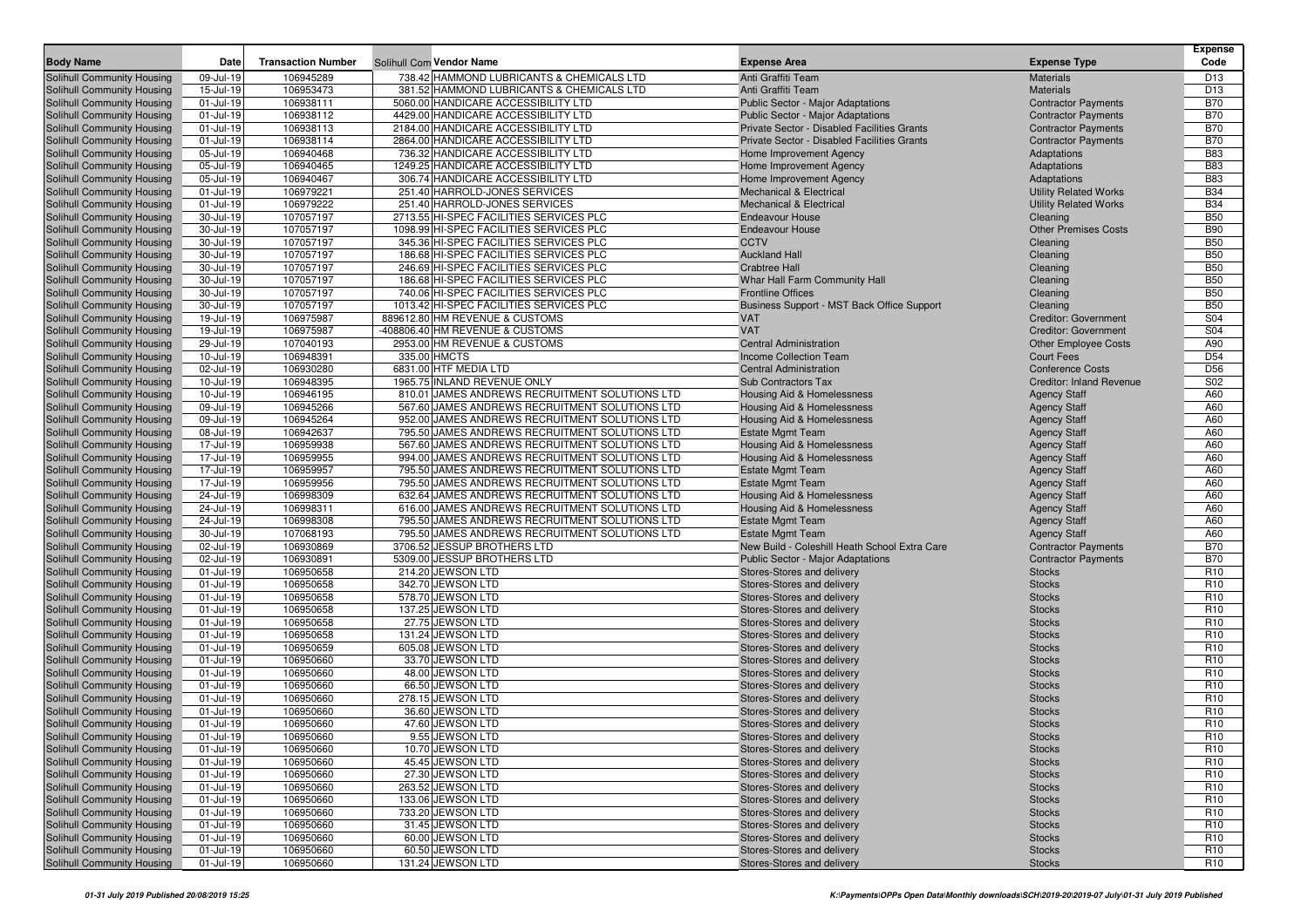| Body Name | Date | Transaction Number | Solihull Com Vendor Name | Expense Area | Expense Type | Expense Code |
|---|---|---|---|---|---|---|
| Solihull Community Housing | 09-Jul-19 | 106945289 | 738.42 HAMMOND LUBRICANTS & CHEMICALS LTD | Anti Graffiti Team | Materials | D13 |
| Solihull Community Housing | 15-Jul-19 | 106953473 | 381.52 HAMMOND LUBRICANTS & CHEMICALS LTD | Anti Graffiti Team | Materials | D13 |
| Solihull Community Housing | 01-Jul-19 | 106938111 | 5060.00 HANDICARE ACCESSIBILITY LTD | Public Sector - Major Adaptations | Contractor Payments | B70 |
| Solihull Community Housing | 01-Jul-19 | 106938112 | 4429.00 HANDICARE ACCESSIBILITY LTD | Public Sector - Major Adaptations | Contractor Payments | B70 |
| Solihull Community Housing | 01-Jul-19 | 106938113 | 2184.00 HANDICARE ACCESSIBILITY LTD | Private Sector - Disabled Facilities Grants | Contractor Payments | B70 |
| Solihull Community Housing | 01-Jul-19 | 106938114 | 2864.00 HANDICARE ACCESSIBILITY LTD | Private Sector - Disabled Facilities Grants | Contractor Payments | B70 |
| Solihull Community Housing | 05-Jul-19 | 106940468 | 736.32 HANDICARE ACCESSIBILITY LTD | Home Improvement Agency | Adaptations | B83 |
| Solihull Community Housing | 05-Jul-19 | 106940465 | 1249.25 HANDICARE ACCESSIBILITY LTD | Home Improvement Agency | Adaptations | B83 |
| Solihull Community Housing | 05-Jul-19 | 106940467 | 306.74 HANDICARE ACCESSIBILITY LTD | Home Improvement Agency | Adaptations | B83 |
| Solihull Community Housing | 01-Jul-19 | 106979221 | 251.40 HARROLD-JONES SERVICES | Mechanical & Electrical | Utility Related Works | B34 |
| Solihull Community Housing | 01-Jul-19 | 106979222 | 251.40 HARROLD-JONES SERVICES | Mechanical & Electrical | Utility Related Works | B34 |
| Solihull Community Housing | 30-Jul-19 | 107057197 | 2713.55 HI-SPEC FACILITIES SERVICES PLC | Endeavour House | Cleaning | B50 |
| Solihull Community Housing | 30-Jul-19 | 107057197 | 1098.99 HI-SPEC FACILITIES SERVICES PLC | Endeavour House | Other Premises Costs | B90 |
| Solihull Community Housing | 30-Jul-19 | 107057197 | 345.36 HI-SPEC FACILITIES SERVICES PLC | CCTV | Cleaning | B50 |
| Solihull Community Housing | 30-Jul-19 | 107057197 | 186.68 HI-SPEC FACILITIES SERVICES PLC | Auckland Hall | Cleaning | B50 |
| Solihull Community Housing | 30-Jul-19 | 107057197 | 246.69 HI-SPEC FACILITIES SERVICES PLC | Crabtree Hall | Cleaning | B50 |
| Solihull Community Housing | 30-Jul-19 | 107057197 | 186.68 HI-SPEC FACILITIES SERVICES PLC | Whar Hall Farm Community Hall | Cleaning | B50 |
| Solihull Community Housing | 30-Jul-19 | 107057197 | 740.06 HI-SPEC FACILITIES SERVICES PLC | Frontline Offices | Cleaning | B50 |
| Solihull Community Housing | 30-Jul-19 | 107057197 | 1013.42 HI-SPEC FACILITIES SERVICES PLC | Business Support - MST Back Office Support | Cleaning | B50 |
| Solihull Community Housing | 19-Jul-19 | 106975987 | 889612.80 HM REVENUE & CUSTOMS | VAT | Creditor: Government | S04 |
| Solihull Community Housing | 19-Jul-19 | 106975987 | -408806.40 HM REVENUE & CUSTOMS | VAT | Creditor: Government | S04 |
| Solihull Community Housing | 29-Jul-19 | 107040193 | 2953.00 HM REVENUE & CUSTOMS | Central Administration | Other Employee Costs | A90 |
| Solihull Community Housing | 10-Jul-19 | 106948391 | 335.00 HMCTS | Income Collection Team | Court Fees | D54 |
| Solihull Community Housing | 02-Jul-19 | 106930280 | 6831.00 HTF MEDIA LTD | Central Administration | Conference Costs | D56 |
| Solihull Community Housing | 10-Jul-19 | 106948395 | 1965.75 INLAND REVENUE ONLY | Sub Contractors Tax | Creditor: Inland Revenue | S02 |
| Solihull Community Housing | 10-Jul-19 | 106946195 | 810.01 JAMES ANDREWS RECRUITMENT SOLUTIONS LTD | Housing Aid & Homelessness | Agency Staff | A60 |
| Solihull Community Housing | 09-Jul-19 | 106945266 | 567.60 JAMES ANDREWS RECRUITMENT SOLUTIONS LTD | Housing Aid & Homelessness | Agency Staff | A60 |
| Solihull Community Housing | 09-Jul-19 | 106945264 | 952.00 JAMES ANDREWS RECRUITMENT SOLUTIONS LTD | Housing Aid & Homelessness | Agency Staff | A60 |
| Solihull Community Housing | 08-Jul-19 | 106942637 | 795.50 JAMES ANDREWS RECRUITMENT SOLUTIONS LTD | Estate Mgmt Team | Agency Staff | A60 |
| Solihull Community Housing | 17-Jul-19 | 106959938 | 567.60 JAMES ANDREWS RECRUITMENT SOLUTIONS LTD | Housing Aid & Homelessness | Agency Staff | A60 |
| Solihull Community Housing | 17-Jul-19 | 106959955 | 994.00 JAMES ANDREWS RECRUITMENT SOLUTIONS LTD | Housing Aid & Homelessness | Agency Staff | A60 |
| Solihull Community Housing | 17-Jul-19 | 106959957 | 795.50 JAMES ANDREWS RECRUITMENT SOLUTIONS LTD | Estate Mgmt Team | Agency Staff | A60 |
| Solihull Community Housing | 17-Jul-19 | 106959956 | 795.50 JAMES ANDREWS RECRUITMENT SOLUTIONS LTD | Estate Mgmt Team | Agency Staff | A60 |
| Solihull Community Housing | 24-Jul-19 | 106998309 | 632.64 JAMES ANDREWS RECRUITMENT SOLUTIONS LTD | Housing Aid & Homelessness | Agency Staff | A60 |
| Solihull Community Housing | 24-Jul-19 | 106998311 | 616.00 JAMES ANDREWS RECRUITMENT SOLUTIONS LTD | Housing Aid & Homelessness | Agency Staff | A60 |
| Solihull Community Housing | 24-Jul-19 | 106998308 | 795.50 JAMES ANDREWS RECRUITMENT SOLUTIONS LTD | Estate Mgmt Team | Agency Staff | A60 |
| Solihull Community Housing | 30-Jul-19 | 107068193 | 795.50 JAMES ANDREWS RECRUITMENT SOLUTIONS LTD | Estate Mgmt Team | Agency Staff | A60 |
| Solihull Community Housing | 02-Jul-19 | 106930869 | 3706.52 JESSUP BROTHERS LTD | New Build - Coleshill Heath School Extra Care | Contractor Payments | B70 |
| Solihull Community Housing | 02-Jul-19 | 106930891 | 5309.00 JESSUP BROTHERS LTD | Public Sector - Major Adaptations | Contractor Payments | B70 |
| Solihull Community Housing | 01-Jul-19 | 106950658 | 214.20 JEWSON LTD | Stores-Stores and delivery | Stocks | R10 |
| Solihull Community Housing | 01-Jul-19 | 106950658 | 342.70 JEWSON LTD | Stores-Stores and delivery | Stocks | R10 |
| Solihull Community Housing | 01-Jul-19 | 106950658 | 578.70 JEWSON LTD | Stores-Stores and delivery | Stocks | R10 |
| Solihull Community Housing | 01-Jul-19 | 106950658 | 137.25 JEWSON LTD | Stores-Stores and delivery | Stocks | R10 |
| Solihull Community Housing | 01-Jul-19 | 106950658 | 27.75 JEWSON LTD | Stores-Stores and delivery | Stocks | R10 |
| Solihull Community Housing | 01-Jul-19 | 106950658 | 131.24 JEWSON LTD | Stores-Stores and delivery | Stocks | R10 |
| Solihull Community Housing | 01-Jul-19 | 106950659 | 605.08 JEWSON LTD | Stores-Stores and delivery | Stocks | R10 |
| Solihull Community Housing | 01-Jul-19 | 106950660 | 33.70 JEWSON LTD | Stores-Stores and delivery | Stocks | R10 |
| Solihull Community Housing | 01-Jul-19 | 106950660 | 48.00 JEWSON LTD | Stores-Stores and delivery | Stocks | R10 |
| Solihull Community Housing | 01-Jul-19 | 106950660 | 66.50 JEWSON LTD | Stores-Stores and delivery | Stocks | R10 |
| Solihull Community Housing | 01-Jul-19 | 106950660 | 278.15 JEWSON LTD | Stores-Stores and delivery | Stocks | R10 |
| Solihull Community Housing | 01-Jul-19 | 106950660 | 36.60 JEWSON LTD | Stores-Stores and delivery | Stocks | R10 |
| Solihull Community Housing | 01-Jul-19 | 106950660 | 47.60 JEWSON LTD | Stores-Stores and delivery | Stocks | R10 |
| Solihull Community Housing | 01-Jul-19 | 106950660 | 9.55 JEWSON LTD | Stores-Stores and delivery | Stocks | R10 |
| Solihull Community Housing | 01-Jul-19 | 106950660 | 10.70 JEWSON LTD | Stores-Stores and delivery | Stocks | R10 |
| Solihull Community Housing | 01-Jul-19 | 106950660 | 45.45 JEWSON LTD | Stores-Stores and delivery | Stocks | R10 |
| Solihull Community Housing | 01-Jul-19 | 106950660 | 27.30 JEWSON LTD | Stores-Stores and delivery | Stocks | R10 |
| Solihull Community Housing | 01-Jul-19 | 106950660 | 263.52 JEWSON LTD | Stores-Stores and delivery | Stocks | R10 |
| Solihull Community Housing | 01-Jul-19 | 106950660 | 133.06 JEWSON LTD | Stores-Stores and delivery | Stocks | R10 |
| Solihull Community Housing | 01-Jul-19 | 106950660 | 733.20 JEWSON LTD | Stores-Stores and delivery | Stocks | R10 |
| Solihull Community Housing | 01-Jul-19 | 106950660 | 31.45 JEWSON LTD | Stores-Stores and delivery | Stocks | R10 |
| Solihull Community Housing | 01-Jul-19 | 106950660 | 60.00 JEWSON LTD | Stores-Stores and delivery | Stocks | R10 |
| Solihull Community Housing | 01-Jul-19 | 106950660 | 60.50 JEWSON LTD | Stores-Stores and delivery | Stocks | R10 |
| Solihull Community Housing | 01-Jul-19 | 106950660 | 131.24 JEWSON LTD | Stores-Stores and delivery | Stocks | R10 |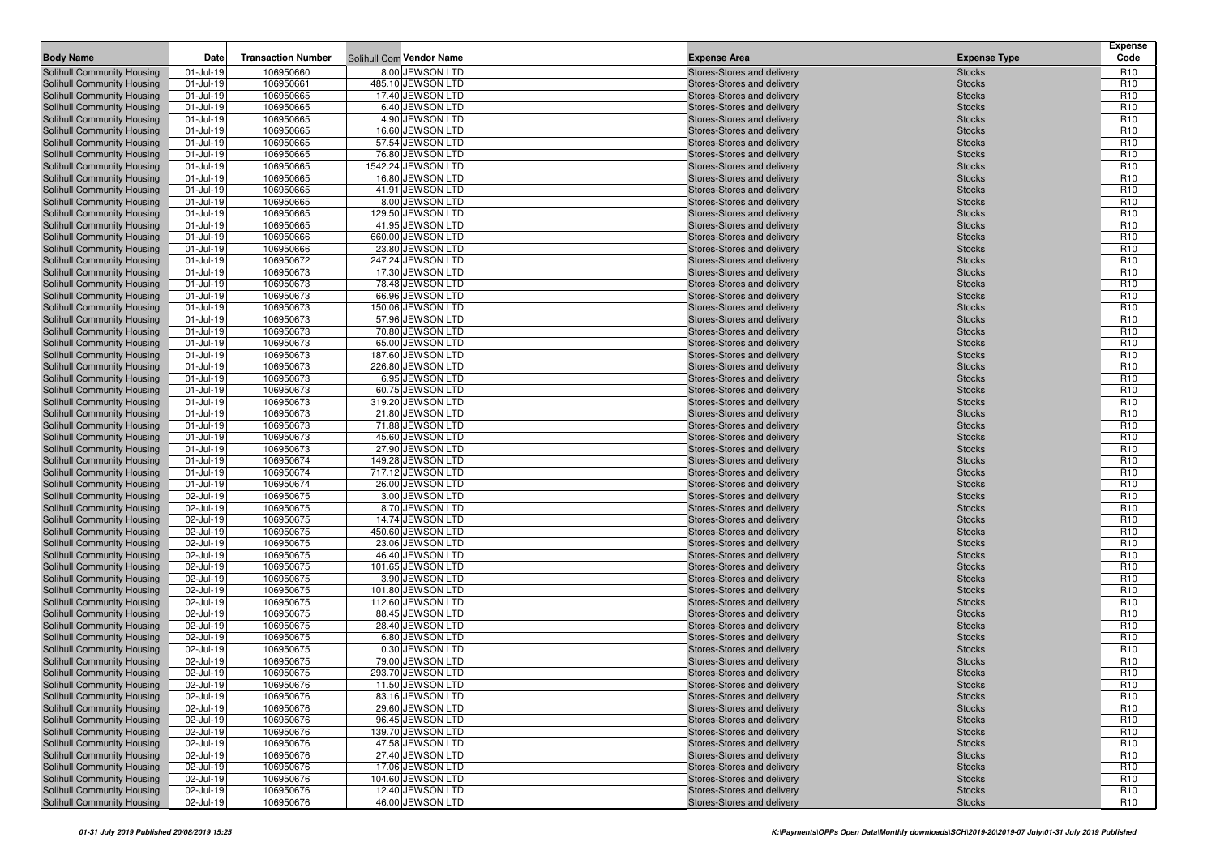| Body Name | Date | Transaction Number | Solihull Com Vendor Name | Expense Area | Expense Type | Expense Code |
|---|---|---|---|---|---|---|
| Solihull Community Housing | 01-Jul-19 | 106950660 | 8.00 JEWSON LTD | Stores-Stores and delivery | Stocks | R10 |
| Solihull Community Housing | 01-Jul-19 | 106950661 | 485.10 JEWSON LTD | Stores-Stores and delivery | Stocks | R10 |
| Solihull Community Housing | 01-Jul-19 | 106950665 | 17.40 JEWSON LTD | Stores-Stores and delivery | Stocks | R10 |
| Solihull Community Housing | 01-Jul-19 | 106950665 | 6.40 JEWSON LTD | Stores-Stores and delivery | Stocks | R10 |
| Solihull Community Housing | 01-Jul-19 | 106950665 | 4.90 JEWSON LTD | Stores-Stores and delivery | Stocks | R10 |
| Solihull Community Housing | 01-Jul-19 | 106950665 | 16.60 JEWSON LTD | Stores-Stores and delivery | Stocks | R10 |
| Solihull Community Housing | 01-Jul-19 | 106950665 | 57.54 JEWSON LTD | Stores-Stores and delivery | Stocks | R10 |
| Solihull Community Housing | 01-Jul-19 | 106950665 | 76.80 JEWSON LTD | Stores-Stores and delivery | Stocks | R10 |
| Solihull Community Housing | 01-Jul-19 | 106950665 | 1542.24 JEWSON LTD | Stores-Stores and delivery | Stocks | R10 |
| Solihull Community Housing | 01-Jul-19 | 106950665 | 16.80 JEWSON LTD | Stores-Stores and delivery | Stocks | R10 |
| Solihull Community Housing | 01-Jul-19 | 106950665 | 41.91 JEWSON LTD | Stores-Stores and delivery | Stocks | R10 |
| Solihull Community Housing | 01-Jul-19 | 106950665 | 8.00 JEWSON LTD | Stores-Stores and delivery | Stocks | R10 |
| Solihull Community Housing | 01-Jul-19 | 106950665 | 129.50 JEWSON LTD | Stores-Stores and delivery | Stocks | R10 |
| Solihull Community Housing | 01-Jul-19 | 106950665 | 41.95 JEWSON LTD | Stores-Stores and delivery | Stocks | R10 |
| Solihull Community Housing | 01-Jul-19 | 106950666 | 660.00 JEWSON LTD | Stores-Stores and delivery | Stocks | R10 |
| Solihull Community Housing | 01-Jul-19 | 106950666 | 23.80 JEWSON LTD | Stores-Stores and delivery | Stocks | R10 |
| Solihull Community Housing | 01-Jul-19 | 106950672 | 247.24 JEWSON LTD | Stores-Stores and delivery | Stocks | R10 |
| Solihull Community Housing | 01-Jul-19 | 106950673 | 17.30 JEWSON LTD | Stores-Stores and delivery | Stocks | R10 |
| Solihull Community Housing | 01-Jul-19 | 106950673 | 78.48 JEWSON LTD | Stores-Stores and delivery | Stocks | R10 |
| Solihull Community Housing | 01-Jul-19 | 106950673 | 66.96 JEWSON LTD | Stores-Stores and delivery | Stocks | R10 |
| Solihull Community Housing | 01-Jul-19 | 106950673 | 150.06 JEWSON LTD | Stores-Stores and delivery | Stocks | R10 |
| Solihull Community Housing | 01-Jul-19 | 106950673 | 57.96 JEWSON LTD | Stores-Stores and delivery | Stocks | R10 |
| Solihull Community Housing | 01-Jul-19 | 106950673 | 70.80 JEWSON LTD | Stores-Stores and delivery | Stocks | R10 |
| Solihull Community Housing | 01-Jul-19 | 106950673 | 65.00 JEWSON LTD | Stores-Stores and delivery | Stocks | R10 |
| Solihull Community Housing | 01-Jul-19 | 106950673 | 187.60 JEWSON LTD | Stores-Stores and delivery | Stocks | R10 |
| Solihull Community Housing | 01-Jul-19 | 106950673 | 226.80 JEWSON LTD | Stores-Stores and delivery | Stocks | R10 |
| Solihull Community Housing | 01-Jul-19 | 106950673 | 6.95 JEWSON LTD | Stores-Stores and delivery | Stocks | R10 |
| Solihull Community Housing | 01-Jul-19 | 106950673 | 60.75 JEWSON LTD | Stores-Stores and delivery | Stocks | R10 |
| Solihull Community Housing | 01-Jul-19 | 106950673 | 319.20 JEWSON LTD | Stores-Stores and delivery | Stocks | R10 |
| Solihull Community Housing | 01-Jul-19 | 106950673 | 21.80 JEWSON LTD | Stores-Stores and delivery | Stocks | R10 |
| Solihull Community Housing | 01-Jul-19 | 106950673 | 71.88 JEWSON LTD | Stores-Stores and delivery | Stocks | R10 |
| Solihull Community Housing | 01-Jul-19 | 106950673 | 45.60 JEWSON LTD | Stores-Stores and delivery | Stocks | R10 |
| Solihull Community Housing | 01-Jul-19 | 106950673 | 27.90 JEWSON LTD | Stores-Stores and delivery | Stocks | R10 |
| Solihull Community Housing | 01-Jul-19 | 106950674 | 149.28 JEWSON LTD | Stores-Stores and delivery | Stocks | R10 |
| Solihull Community Housing | 01-Jul-19 | 106950674 | 717.12 JEWSON LTD | Stores-Stores and delivery | Stocks | R10 |
| Solihull Community Housing | 01-Jul-19 | 106950674 | 26.00 JEWSON LTD | Stores-Stores and delivery | Stocks | R10 |
| Solihull Community Housing | 02-Jul-19 | 106950675 | 3.00 JEWSON LTD | Stores-Stores and delivery | Stocks | R10 |
| Solihull Community Housing | 02-Jul-19 | 106950675 | 8.70 JEWSON LTD | Stores-Stores and delivery | Stocks | R10 |
| Solihull Community Housing | 02-Jul-19 | 106950675 | 14.74 JEWSON LTD | Stores-Stores and delivery | Stocks | R10 |
| Solihull Community Housing | 02-Jul-19 | 106950675 | 450.60 JEWSON LTD | Stores-Stores and delivery | Stocks | R10 |
| Solihull Community Housing | 02-Jul-19 | 106950675 | 23.06 JEWSON LTD | Stores-Stores and delivery | Stocks | R10 |
| Solihull Community Housing | 02-Jul-19 | 106950675 | 46.40 JEWSON LTD | Stores-Stores and delivery | Stocks | R10 |
| Solihull Community Housing | 02-Jul-19 | 106950675 | 101.65 JEWSON LTD | Stores-Stores and delivery | Stocks | R10 |
| Solihull Community Housing | 02-Jul-19 | 106950675 | 3.90 JEWSON LTD | Stores-Stores and delivery | Stocks | R10 |
| Solihull Community Housing | 02-Jul-19 | 106950675 | 101.80 JEWSON LTD | Stores-Stores and delivery | Stocks | R10 |
| Solihull Community Housing | 02-Jul-19 | 106950675 | 112.60 JEWSON LTD | Stores-Stores and delivery | Stocks | R10 |
| Solihull Community Housing | 02-Jul-19 | 106950675 | 88.45 JEWSON LTD | Stores-Stores and delivery | Stocks | R10 |
| Solihull Community Housing | 02-Jul-19 | 106950675 | 28.40 JEWSON LTD | Stores-Stores and delivery | Stocks | R10 |
| Solihull Community Housing | 02-Jul-19 | 106950675 | 6.80 JEWSON LTD | Stores-Stores and delivery | Stocks | R10 |
| Solihull Community Housing | 02-Jul-19 | 106950675 | 0.30 JEWSON LTD | Stores-Stores and delivery | Stocks | R10 |
| Solihull Community Housing | 02-Jul-19 | 106950675 | 79.00 JEWSON LTD | Stores-Stores and delivery | Stocks | R10 |
| Solihull Community Housing | 02-Jul-19 | 106950675 | 293.70 JEWSON LTD | Stores-Stores and delivery | Stocks | R10 |
| Solihull Community Housing | 02-Jul-19 | 106950676 | 11.50 JEWSON LTD | Stores-Stores and delivery | Stocks | R10 |
| Solihull Community Housing | 02-Jul-19 | 106950676 | 83.16 JEWSON LTD | Stores-Stores and delivery | Stocks | R10 |
| Solihull Community Housing | 02-Jul-19 | 106950676 | 29.60 JEWSON LTD | Stores-Stores and delivery | Stocks | R10 |
| Solihull Community Housing | 02-Jul-19 | 106950676 | 96.45 JEWSON LTD | Stores-Stores and delivery | Stocks | R10 |
| Solihull Community Housing | 02-Jul-19 | 106950676 | 139.70 JEWSON LTD | Stores-Stores and delivery | Stocks | R10 |
| Solihull Community Housing | 02-Jul-19 | 106950676 | 47.58 JEWSON LTD | Stores-Stores and delivery | Stocks | R10 |
| Solihull Community Housing | 02-Jul-19 | 106950676 | 27.40 JEWSON LTD | Stores-Stores and delivery | Stocks | R10 |
| Solihull Community Housing | 02-Jul-19 | 106950676 | 17.06 JEWSON LTD | Stores-Stores and delivery | Stocks | R10 |
| Solihull Community Housing | 02-Jul-19 | 106950676 | 104.60 JEWSON LTD | Stores-Stores and delivery | Stocks | R10 |
| Solihull Community Housing | 02-Jul-19 | 106950676 | 12.40 JEWSON LTD | Stores-Stores and delivery | Stocks | R10 |
| Solihull Community Housing | 02-Jul-19 | 106950676 | 46.00 JEWSON LTD | Stores-Stores and delivery | Stocks | R10 |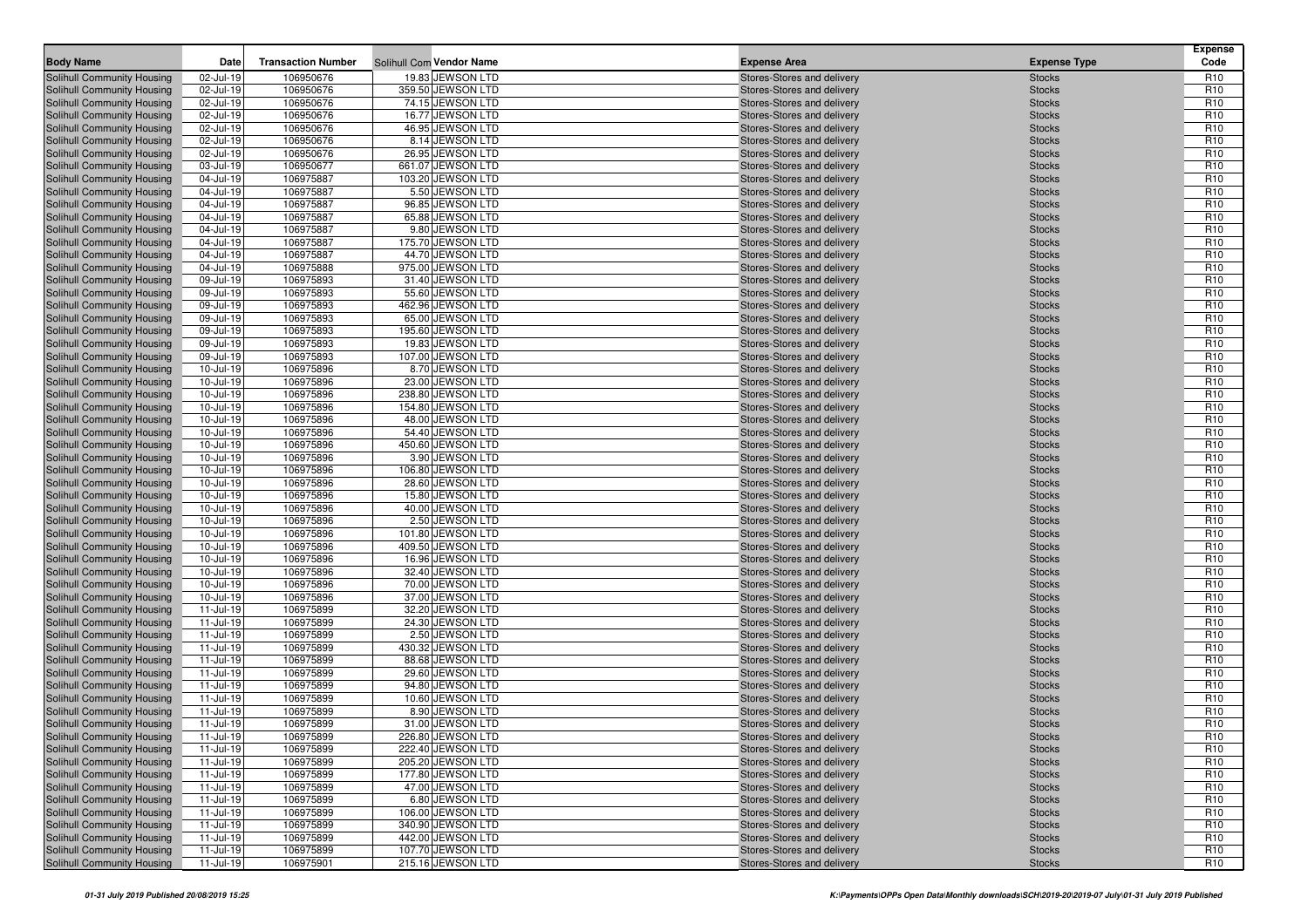| Body Name | Date | Transaction Number | Solihull Com Vendor Name | Expense Area | Expense Type | Expense Code |
|---|---|---|---|---|---|---|
| Solihull Community Housing | 02-Jul-19 | 106950676 | 19.83 JEWSON LTD | Stores-Stores and delivery | Stocks | R10 |
| Solihull Community Housing | 02-Jul-19 | 106950676 | 359.50 JEWSON LTD | Stores-Stores and delivery | Stocks | R10 |
| Solihull Community Housing | 02-Jul-19 | 106950676 | 74.15 JEWSON LTD | Stores-Stores and delivery | Stocks | R10 |
| Solihull Community Housing | 02-Jul-19 | 106950676 | 16.77 JEWSON LTD | Stores-Stores and delivery | Stocks | R10 |
| Solihull Community Housing | 02-Jul-19 | 106950676 | 46.95 JEWSON LTD | Stores-Stores and delivery | Stocks | R10 |
| Solihull Community Housing | 02-Jul-19 | 106950676 | 8.14 JEWSON LTD | Stores-Stores and delivery | Stocks | R10 |
| Solihull Community Housing | 02-Jul-19 | 106950676 | 26.95 JEWSON LTD | Stores-Stores and delivery | Stocks | R10 |
| Solihull Community Housing | 03-Jul-19 | 106950677 | 661.07 JEWSON LTD | Stores-Stores and delivery | Stocks | R10 |
| Solihull Community Housing | 04-Jul-19 | 106975887 | 103.20 JEWSON LTD | Stores-Stores and delivery | Stocks | R10 |
| Solihull Community Housing | 04-Jul-19 | 106975887 | 5.50 JEWSON LTD | Stores-Stores and delivery | Stocks | R10 |
| Solihull Community Housing | 04-Jul-19 | 106975887 | 96.85 JEWSON LTD | Stores-Stores and delivery | Stocks | R10 |
| Solihull Community Housing | 04-Jul-19 | 106975887 | 65.88 JEWSON LTD | Stores-Stores and delivery | Stocks | R10 |
| Solihull Community Housing | 04-Jul-19 | 106975887 | 9.80 JEWSON LTD | Stores-Stores and delivery | Stocks | R10 |
| Solihull Community Housing | 04-Jul-19 | 106975887 | 175.70 JEWSON LTD | Stores-Stores and delivery | Stocks | R10 |
| Solihull Community Housing | 04-Jul-19 | 106975887 | 44.70 JEWSON LTD | Stores-Stores and delivery | Stocks | R10 |
| Solihull Community Housing | 04-Jul-19 | 106975888 | 975.00 JEWSON LTD | Stores-Stores and delivery | Stocks | R10 |
| Solihull Community Housing | 09-Jul-19 | 106975893 | 31.40 JEWSON LTD | Stores-Stores and delivery | Stocks | R10 |
| Solihull Community Housing | 09-Jul-19 | 106975893 | 55.60 JEWSON LTD | Stores-Stores and delivery | Stocks | R10 |
| Solihull Community Housing | 09-Jul-19 | 106975893 | 462.96 JEWSON LTD | Stores-Stores and delivery | Stocks | R10 |
| Solihull Community Housing | 09-Jul-19 | 106975893 | 65.00 JEWSON LTD | Stores-Stores and delivery | Stocks | R10 |
| Solihull Community Housing | 09-Jul-19 | 106975893 | 195.60 JEWSON LTD | Stores-Stores and delivery | Stocks | R10 |
| Solihull Community Housing | 09-Jul-19 | 106975893 | 19.83 JEWSON LTD | Stores-Stores and delivery | Stocks | R10 |
| Solihull Community Housing | 09-Jul-19 | 106975893 | 107.00 JEWSON LTD | Stores-Stores and delivery | Stocks | R10 |
| Solihull Community Housing | 10-Jul-19 | 106975896 | 8.70 JEWSON LTD | Stores-Stores and delivery | Stocks | R10 |
| Solihull Community Housing | 10-Jul-19 | 106975896 | 23.00 JEWSON LTD | Stores-Stores and delivery | Stocks | R10 |
| Solihull Community Housing | 10-Jul-19 | 106975896 | 238.80 JEWSON LTD | Stores-Stores and delivery | Stocks | R10 |
| Solihull Community Housing | 10-Jul-19 | 106975896 | 154.80 JEWSON LTD | Stores-Stores and delivery | Stocks | R10 |
| Solihull Community Housing | 10-Jul-19 | 106975896 | 48.00 JEWSON LTD | Stores-Stores and delivery | Stocks | R10 |
| Solihull Community Housing | 10-Jul-19 | 106975896 | 54.40 JEWSON LTD | Stores-Stores and delivery | Stocks | R10 |
| Solihull Community Housing | 10-Jul-19 | 106975896 | 450.60 JEWSON LTD | Stores-Stores and delivery | Stocks | R10 |
| Solihull Community Housing | 10-Jul-19 | 106975896 | 3.90 JEWSON LTD | Stores-Stores and delivery | Stocks | R10 |
| Solihull Community Housing | 10-Jul-19 | 106975896 | 106.80 JEWSON LTD | Stores-Stores and delivery | Stocks | R10 |
| Solihull Community Housing | 10-Jul-19 | 106975896 | 28.60 JEWSON LTD | Stores-Stores and delivery | Stocks | R10 |
| Solihull Community Housing | 10-Jul-19 | 106975896 | 15.80 JEWSON LTD | Stores-Stores and delivery | Stocks | R10 |
| Solihull Community Housing | 10-Jul-19 | 106975896 | 40.00 JEWSON LTD | Stores-Stores and delivery | Stocks | R10 |
| Solihull Community Housing | 10-Jul-19 | 106975896 | 2.50 JEWSON LTD | Stores-Stores and delivery | Stocks | R10 |
| Solihull Community Housing | 10-Jul-19 | 106975896 | 101.80 JEWSON LTD | Stores-Stores and delivery | Stocks | R10 |
| Solihull Community Housing | 10-Jul-19 | 106975896 | 409.50 JEWSON LTD | Stores-Stores and delivery | Stocks | R10 |
| Solihull Community Housing | 10-Jul-19 | 106975896 | 16.96 JEWSON LTD | Stores-Stores and delivery | Stocks | R10 |
| Solihull Community Housing | 10-Jul-19 | 106975896 | 32.40 JEWSON LTD | Stores-Stores and delivery | Stocks | R10 |
| Solihull Community Housing | 10-Jul-19 | 106975896 | 70.00 JEWSON LTD | Stores-Stores and delivery | Stocks | R10 |
| Solihull Community Housing | 10-Jul-19 | 106975896 | 37.00 JEWSON LTD | Stores-Stores and delivery | Stocks | R10 |
| Solihull Community Housing | 11-Jul-19 | 106975899 | 32.20 JEWSON LTD | Stores-Stores and delivery | Stocks | R10 |
| Solihull Community Housing | 11-Jul-19 | 106975899 | 24.30 JEWSON LTD | Stores-Stores and delivery | Stocks | R10 |
| Solihull Community Housing | 11-Jul-19 | 106975899 | 2.50 JEWSON LTD | Stores-Stores and delivery | Stocks | R10 |
| Solihull Community Housing | 11-Jul-19 | 106975899 | 430.32 JEWSON LTD | Stores-Stores and delivery | Stocks | R10 |
| Solihull Community Housing | 11-Jul-19 | 106975899 | 88.68 JEWSON LTD | Stores-Stores and delivery | Stocks | R10 |
| Solihull Community Housing | 11-Jul-19 | 106975899 | 29.60 JEWSON LTD | Stores-Stores and delivery | Stocks | R10 |
| Solihull Community Housing | 11-Jul-19 | 106975899 | 94.80 JEWSON LTD | Stores-Stores and delivery | Stocks | R10 |
| Solihull Community Housing | 11-Jul-19 | 106975899 | 10.60 JEWSON LTD | Stores-Stores and delivery | Stocks | R10 |
| Solihull Community Housing | 11-Jul-19 | 106975899 | 8.90 JEWSON LTD | Stores-Stores and delivery | Stocks | R10 |
| Solihull Community Housing | 11-Jul-19 | 106975899 | 31.00 JEWSON LTD | Stores-Stores and delivery | Stocks | R10 |
| Solihull Community Housing | 11-Jul-19 | 106975899 | 226.80 JEWSON LTD | Stores-Stores and delivery | Stocks | R10 |
| Solihull Community Housing | 11-Jul-19 | 106975899 | 222.40 JEWSON LTD | Stores-Stores and delivery | Stocks | R10 |
| Solihull Community Housing | 11-Jul-19 | 106975899 | 205.20 JEWSON LTD | Stores-Stores and delivery | Stocks | R10 |
| Solihull Community Housing | 11-Jul-19 | 106975899 | 177.80 JEWSON LTD | Stores-Stores and delivery | Stocks | R10 |
| Solihull Community Housing | 11-Jul-19 | 106975899 | 47.00 JEWSON LTD | Stores-Stores and delivery | Stocks | R10 |
| Solihull Community Housing | 11-Jul-19 | 106975899 | 6.80 JEWSON LTD | Stores-Stores and delivery | Stocks | R10 |
| Solihull Community Housing | 11-Jul-19 | 106975899 | 106.00 JEWSON LTD | Stores-Stores and delivery | Stocks | R10 |
| Solihull Community Housing | 11-Jul-19 | 106975899 | 340.90 JEWSON LTD | Stores-Stores and delivery | Stocks | R10 |
| Solihull Community Housing | 11-Jul-19 | 106975899 | 442.00 JEWSON LTD | Stores-Stores and delivery | Stocks | R10 |
| Solihull Community Housing | 11-Jul-19 | 106975899 | 107.70 JEWSON LTD | Stores-Stores and delivery | Stocks | R10 |
| Solihull Community Housing | 11-Jul-19 | 106975901 | 215.16 JEWSON LTD | Stores-Stores and delivery | Stocks | R10 |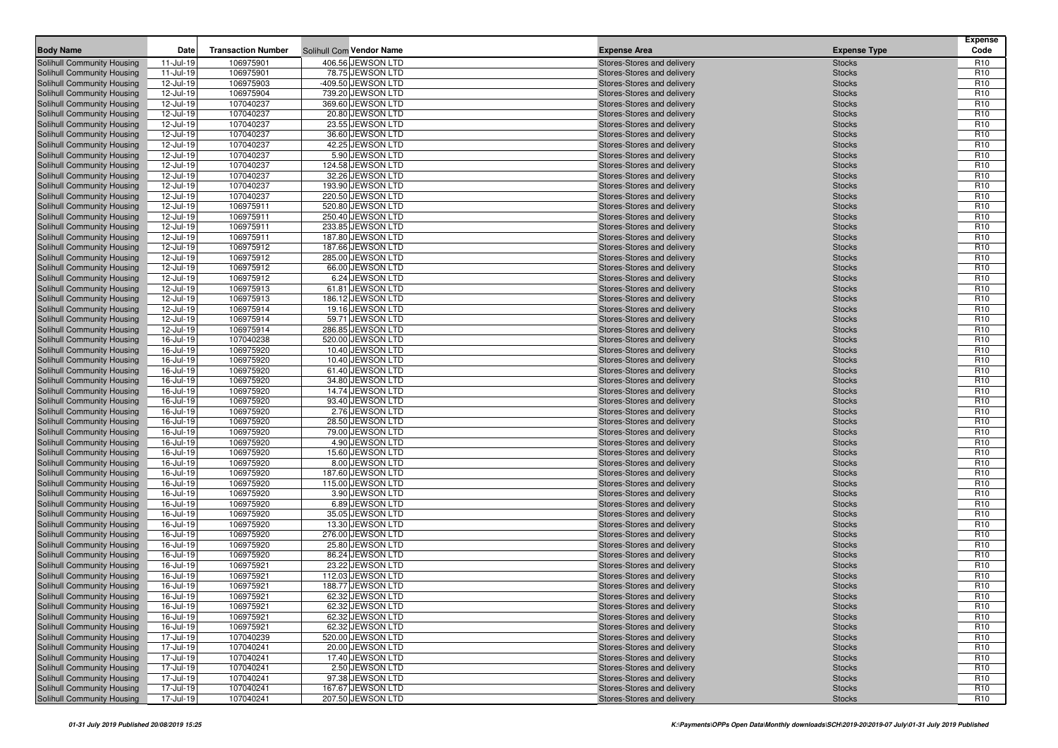| Body Name | Date | Transaction Number | Solihull Com Vendor Name | Expense Area | Expense Type | Expense Code |
|---|---|---|---|---|---|---|
| Solihull Community Housing | 11-Jul-19 | 106975901 | 406.56 JEWSON LTD | Stores-Stores and delivery | Stocks | R10 |
| Solihull Community Housing | 11-Jul-19 | 106975901 | 78.75 JEWSON LTD | Stores-Stores and delivery | Stocks | R10 |
| Solihull Community Housing | 12-Jul-19 | 106975903 | -409.50 JEWSON LTD | Stores-Stores and delivery | Stocks | R10 |
| Solihull Community Housing | 12-Jul-19 | 106975904 | 739.20 JEWSON LTD | Stores-Stores and delivery | Stocks | R10 |
| Solihull Community Housing | 12-Jul-19 | 107040237 | 369.60 JEWSON LTD | Stores-Stores and delivery | Stocks | R10 |
| Solihull Community Housing | 12-Jul-19 | 107040237 | 20.80 JEWSON LTD | Stores-Stores and delivery | Stocks | R10 |
| Solihull Community Housing | 12-Jul-19 | 107040237 | 23.55 JEWSON LTD | Stores-Stores and delivery | Stocks | R10 |
| Solihull Community Housing | 12-Jul-19 | 107040237 | 36.60 JEWSON LTD | Stores-Stores and delivery | Stocks | R10 |
| Solihull Community Housing | 12-Jul-19 | 107040237 | 42.25 JEWSON LTD | Stores-Stores and delivery | Stocks | R10 |
| Solihull Community Housing | 12-Jul-19 | 107040237 | 5.90 JEWSON LTD | Stores-Stores and delivery | Stocks | R10 |
| Solihull Community Housing | 12-Jul-19 | 107040237 | 124.58 JEWSON LTD | Stores-Stores and delivery | Stocks | R10 |
| Solihull Community Housing | 12-Jul-19 | 107040237 | 32.26 JEWSON LTD | Stores-Stores and delivery | Stocks | R10 |
| Solihull Community Housing | 12-Jul-19 | 107040237 | 193.90 JEWSON LTD | Stores-Stores and delivery | Stocks | R10 |
| Solihull Community Housing | 12-Jul-19 | 107040237 | 220.50 JEWSON LTD | Stores-Stores and delivery | Stocks | R10 |
| Solihull Community Housing | 12-Jul-19 | 106975911 | 520.80 JEWSON LTD | Stores-Stores and delivery | Stocks | R10 |
| Solihull Community Housing | 12-Jul-19 | 106975911 | 250.40 JEWSON LTD | Stores-Stores and delivery | Stocks | R10 |
| Solihull Community Housing | 12-Jul-19 | 106975911 | 233.85 JEWSON LTD | Stores-Stores and delivery | Stocks | R10 |
| Solihull Community Housing | 12-Jul-19 | 106975911 | 187.80 JEWSON LTD | Stores-Stores and delivery | Stocks | R10 |
| Solihull Community Housing | 12-Jul-19 | 106975912 | 187.66 JEWSON LTD | Stores-Stores and delivery | Stocks | R10 |
| Solihull Community Housing | 12-Jul-19 | 106975912 | 285.00 JEWSON LTD | Stores-Stores and delivery | Stocks | R10 |
| Solihull Community Housing | 12-Jul-19 | 106975912 | 66.00 JEWSON LTD | Stores-Stores and delivery | Stocks | R10 |
| Solihull Community Housing | 12-Jul-19 | 106975912 | 6.24 JEWSON LTD | Stores-Stores and delivery | Stocks | R10 |
| Solihull Community Housing | 12-Jul-19 | 106975913 | 61.81 JEWSON LTD | Stores-Stores and delivery | Stocks | R10 |
| Solihull Community Housing | 12-Jul-19 | 106975913 | 186.12 JEWSON LTD | Stores-Stores and delivery | Stocks | R10 |
| Solihull Community Housing | 12-Jul-19 | 106975914 | 19.16 JEWSON LTD | Stores-Stores and delivery | Stocks | R10 |
| Solihull Community Housing | 12-Jul-19 | 106975914 | 59.71 JEWSON LTD | Stores-Stores and delivery | Stocks | R10 |
| Solihull Community Housing | 12-Jul-19 | 106975914 | 286.85 JEWSON LTD | Stores-Stores and delivery | Stocks | R10 |
| Solihull Community Housing | 16-Jul-19 | 107040238 | 520.00 JEWSON LTD | Stores-Stores and delivery | Stocks | R10 |
| Solihull Community Housing | 16-Jul-19 | 106975920 | 10.40 JEWSON LTD | Stores-Stores and delivery | Stocks | R10 |
| Solihull Community Housing | 16-Jul-19 | 106975920 | 10.40 JEWSON LTD | Stores-Stores and delivery | Stocks | R10 |
| Solihull Community Housing | 16-Jul-19 | 106975920 | 61.40 JEWSON LTD | Stores-Stores and delivery | Stocks | R10 |
| Solihull Community Housing | 16-Jul-19 | 106975920 | 34.80 JEWSON LTD | Stores-Stores and delivery | Stocks | R10 |
| Solihull Community Housing | 16-Jul-19 | 106975920 | 14.74 JEWSON LTD | Stores-Stores and delivery | Stocks | R10 |
| Solihull Community Housing | 16-Jul-19 | 106975920 | 93.40 JEWSON LTD | Stores-Stores and delivery | Stocks | R10 |
| Solihull Community Housing | 16-Jul-19 | 106975920 | 2.76 JEWSON LTD | Stores-Stores and delivery | Stocks | R10 |
| Solihull Community Housing | 16-Jul-19 | 106975920 | 28.50 JEWSON LTD | Stores-Stores and delivery | Stocks | R10 |
| Solihull Community Housing | 16-Jul-19 | 106975920 | 79.00 JEWSON LTD | Stores-Stores and delivery | Stocks | R10 |
| Solihull Community Housing | 16-Jul-19 | 106975920 | 4.90 JEWSON LTD | Stores-Stores and delivery | Stocks | R10 |
| Solihull Community Housing | 16-Jul-19 | 106975920 | 15.60 JEWSON LTD | Stores-Stores and delivery | Stocks | R10 |
| Solihull Community Housing | 16-Jul-19 | 106975920 | 8.00 JEWSON LTD | Stores-Stores and delivery | Stocks | R10 |
| Solihull Community Housing | 16-Jul-19 | 106975920 | 187.60 JEWSON LTD | Stores-Stores and delivery | Stocks | R10 |
| Solihull Community Housing | 16-Jul-19 | 106975920 | 115.00 JEWSON LTD | Stores-Stores and delivery | Stocks | R10 |
| Solihull Community Housing | 16-Jul-19 | 106975920 | 3.90 JEWSON LTD | Stores-Stores and delivery | Stocks | R10 |
| Solihull Community Housing | 16-Jul-19 | 106975920 | 6.89 JEWSON LTD | Stores-Stores and delivery | Stocks | R10 |
| Solihull Community Housing | 16-Jul-19 | 106975920 | 35.05 JEWSON LTD | Stores-Stores and delivery | Stocks | R10 |
| Solihull Community Housing | 16-Jul-19 | 106975920 | 13.30 JEWSON LTD | Stores-Stores and delivery | Stocks | R10 |
| Solihull Community Housing | 16-Jul-19 | 106975920 | 276.00 JEWSON LTD | Stores-Stores and delivery | Stocks | R10 |
| Solihull Community Housing | 16-Jul-19 | 106975920 | 25.80 JEWSON LTD | Stores-Stores and delivery | Stocks | R10 |
| Solihull Community Housing | 16-Jul-19 | 106975920 | 86.24 JEWSON LTD | Stores-Stores and delivery | Stocks | R10 |
| Solihull Community Housing | 16-Jul-19 | 106975921 | 23.22 JEWSON LTD | Stores-Stores and delivery | Stocks | R10 |
| Solihull Community Housing | 16-Jul-19 | 106975921 | 112.03 JEWSON LTD | Stores-Stores and delivery | Stocks | R10 |
| Solihull Community Housing | 16-Jul-19 | 106975921 | 188.77 JEWSON LTD | Stores-Stores and delivery | Stocks | R10 |
| Solihull Community Housing | 16-Jul-19 | 106975921 | 62.32 JEWSON LTD | Stores-Stores and delivery | Stocks | R10 |
| Solihull Community Housing | 16-Jul-19 | 106975921 | 62.32 JEWSON LTD | Stores-Stores and delivery | Stocks | R10 |
| Solihull Community Housing | 16-Jul-19 | 106975921 | 62.32 JEWSON LTD | Stores-Stores and delivery | Stocks | R10 |
| Solihull Community Housing | 16-Jul-19 | 106975921 | 62.32 JEWSON LTD | Stores-Stores and delivery | Stocks | R10 |
| Solihull Community Housing | 17-Jul-19 | 107040239 | 520.00 JEWSON LTD | Stores-Stores and delivery | Stocks | R10 |
| Solihull Community Housing | 17-Jul-19 | 107040241 | 20.00 JEWSON LTD | Stores-Stores and delivery | Stocks | R10 |
| Solihull Community Housing | 17-Jul-19 | 107040241 | 17.40 JEWSON LTD | Stores-Stores and delivery | Stocks | R10 |
| Solihull Community Housing | 17-Jul-19 | 107040241 | 2.50 JEWSON LTD | Stores-Stores and delivery | Stocks | R10 |
| Solihull Community Housing | 17-Jul-19 | 107040241 | 97.38 JEWSON LTD | Stores-Stores and delivery | Stocks | R10 |
| Solihull Community Housing | 17-Jul-19 | 107040241 | 167.67 JEWSON LTD | Stores-Stores and delivery | Stocks | R10 |
| Solihull Community Housing | 17-Jul-19 | 107040241 | 207.50 JEWSON LTD | Stores-Stores and delivery | Stocks | R10 |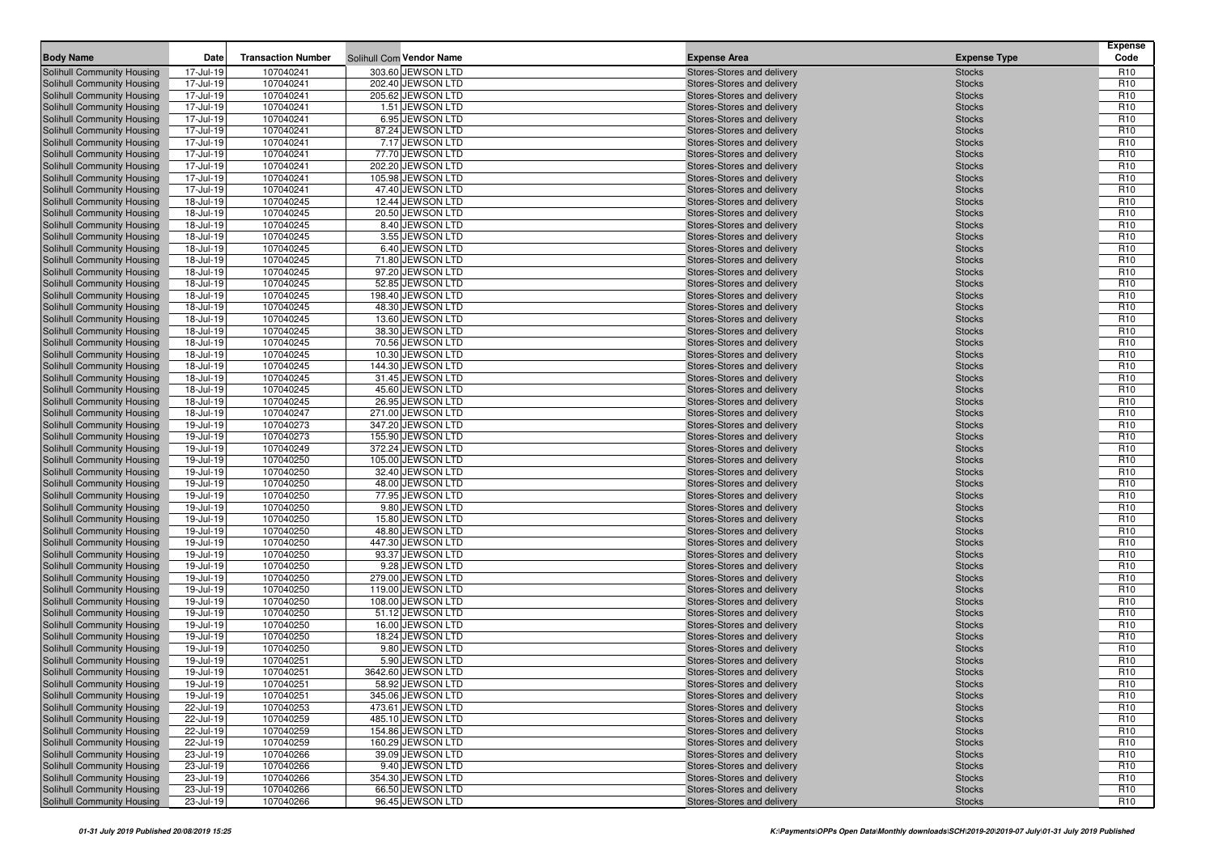| Body Name | Date | Transaction Number | Solihull Com Vendor Name | Expense Area | Expense Type | Expense Code |
|---|---|---|---|---|---|---|
| Solihull Community Housing | 17-Jul-19 | 107040241 | 303.60 JEWSON LTD | Stores-Stores and delivery | Stocks | R10 |
| Solihull Community Housing | 17-Jul-19 | 107040241 | 202.40 JEWSON LTD | Stores-Stores and delivery | Stocks | R10 |
| Solihull Community Housing | 17-Jul-19 | 107040241 | 205.62 JEWSON LTD | Stores-Stores and delivery | Stocks | R10 |
| Solihull Community Housing | 17-Jul-19 | 107040241 | 1.51 JEWSON LTD | Stores-Stores and delivery | Stocks | R10 |
| Solihull Community Housing | 17-Jul-19 | 107040241 | 6.95 JEWSON LTD | Stores-Stores and delivery | Stocks | R10 |
| Solihull Community Housing | 17-Jul-19 | 107040241 | 87.24 JEWSON LTD | Stores-Stores and delivery | Stocks | R10 |
| Solihull Community Housing | 17-Jul-19 | 107040241 | 7.17 JEWSON LTD | Stores-Stores and delivery | Stocks | R10 |
| Solihull Community Housing | 17-Jul-19 | 107040241 | 77.70 JEWSON LTD | Stores-Stores and delivery | Stocks | R10 |
| Solihull Community Housing | 17-Jul-19 | 107040241 | 202.20 JEWSON LTD | Stores-Stores and delivery | Stocks | R10 |
| Solihull Community Housing | 17-Jul-19 | 107040241 | 105.98 JEWSON LTD | Stores-Stores and delivery | Stocks | R10 |
| Solihull Community Housing | 17-Jul-19 | 107040241 | 47.40 JEWSON LTD | Stores-Stores and delivery | Stocks | R10 |
| Solihull Community Housing | 18-Jul-19 | 107040245 | 12.44 JEWSON LTD | Stores-Stores and delivery | Stocks | R10 |
| Solihull Community Housing | 18-Jul-19 | 107040245 | 20.50 JEWSON LTD | Stores-Stores and delivery | Stocks | R10 |
| Solihull Community Housing | 18-Jul-19 | 107040245 | 8.40 JEWSON LTD | Stores-Stores and delivery | Stocks | R10 |
| Solihull Community Housing | 18-Jul-19 | 107040245 | 3.55 JEWSON LTD | Stores-Stores and delivery | Stocks | R10 |
| Solihull Community Housing | 18-Jul-19 | 107040245 | 6.40 JEWSON LTD | Stores-Stores and delivery | Stocks | R10 |
| Solihull Community Housing | 18-Jul-19 | 107040245 | 71.80 JEWSON LTD | Stores-Stores and delivery | Stocks | R10 |
| Solihull Community Housing | 18-Jul-19 | 107040245 | 97.20 JEWSON LTD | Stores-Stores and delivery | Stocks | R10 |
| Solihull Community Housing | 18-Jul-19 | 107040245 | 52.85 JEWSON LTD | Stores-Stores and delivery | Stocks | R10 |
| Solihull Community Housing | 18-Jul-19 | 107040245 | 198.40 JEWSON LTD | Stores-Stores and delivery | Stocks | R10 |
| Solihull Community Housing | 18-Jul-19 | 107040245 | 48.30 JEWSON LTD | Stores-Stores and delivery | Stocks | R10 |
| Solihull Community Housing | 18-Jul-19 | 107040245 | 13.60 JEWSON LTD | Stores-Stores and delivery | Stocks | R10 |
| Solihull Community Housing | 18-Jul-19 | 107040245 | 38.30 JEWSON LTD | Stores-Stores and delivery | Stocks | R10 |
| Solihull Community Housing | 18-Jul-19 | 107040245 | 70.56 JEWSON LTD | Stores-Stores and delivery | Stocks | R10 |
| Solihull Community Housing | 18-Jul-19 | 107040245 | 10.30 JEWSON LTD | Stores-Stores and delivery | Stocks | R10 |
| Solihull Community Housing | 18-Jul-19 | 107040245 | 144.30 JEWSON LTD | Stores-Stores and delivery | Stocks | R10 |
| Solihull Community Housing | 18-Jul-19 | 107040245 | 31.45 JEWSON LTD | Stores-Stores and delivery | Stocks | R10 |
| Solihull Community Housing | 18-Jul-19 | 107040245 | 45.60 JEWSON LTD | Stores-Stores and delivery | Stocks | R10 |
| Solihull Community Housing | 18-Jul-19 | 107040245 | 26.95 JEWSON LTD | Stores-Stores and delivery | Stocks | R10 |
| Solihull Community Housing | 18-Jul-19 | 107040247 | 271.00 JEWSON LTD | Stores-Stores and delivery | Stocks | R10 |
| Solihull Community Housing | 19-Jul-19 | 107040273 | 347.20 JEWSON LTD | Stores-Stores and delivery | Stocks | R10 |
| Solihull Community Housing | 19-Jul-19 | 107040273 | 155.90 JEWSON LTD | Stores-Stores and delivery | Stocks | R10 |
| Solihull Community Housing | 19-Jul-19 | 107040249 | 372.24 JEWSON LTD | Stores-Stores and delivery | Stocks | R10 |
| Solihull Community Housing | 19-Jul-19 | 107040250 | 105.00 JEWSON LTD | Stores-Stores and delivery | Stocks | R10 |
| Solihull Community Housing | 19-Jul-19 | 107040250 | 32.40 JEWSON LTD | Stores-Stores and delivery | Stocks | R10 |
| Solihull Community Housing | 19-Jul-19 | 107040250 | 48.00 JEWSON LTD | Stores-Stores and delivery | Stocks | R10 |
| Solihull Community Housing | 19-Jul-19 | 107040250 | 77.95 JEWSON LTD | Stores-Stores and delivery | Stocks | R10 |
| Solihull Community Housing | 19-Jul-19 | 107040250 | 9.80 JEWSON LTD | Stores-Stores and delivery | Stocks | R10 |
| Solihull Community Housing | 19-Jul-19 | 107040250 | 15.80 JEWSON LTD | Stores-Stores and delivery | Stocks | R10 |
| Solihull Community Housing | 19-Jul-19 | 107040250 | 48.80 JEWSON LTD | Stores-Stores and delivery | Stocks | R10 |
| Solihull Community Housing | 19-Jul-19 | 107040250 | 447.30 JEWSON LTD | Stores-Stores and delivery | Stocks | R10 |
| Solihull Community Housing | 19-Jul-19 | 107040250 | 93.37 JEWSON LTD | Stores-Stores and delivery | Stocks | R10 |
| Solihull Community Housing | 19-Jul-19 | 107040250 | 9.28 JEWSON LTD | Stores-Stores and delivery | Stocks | R10 |
| Solihull Community Housing | 19-Jul-19 | 107040250 | 279.00 JEWSON LTD | Stores-Stores and delivery | Stocks | R10 |
| Solihull Community Housing | 19-Jul-19 | 107040250 | 119.00 JEWSON LTD | Stores-Stores and delivery | Stocks | R10 |
| Solihull Community Housing | 19-Jul-19 | 107040250 | 108.00 JEWSON LTD | Stores-Stores and delivery | Stocks | R10 |
| Solihull Community Housing | 19-Jul-19 | 107040250 | 51.12 JEWSON LTD | Stores-Stores and delivery | Stocks | R10 |
| Solihull Community Housing | 19-Jul-19 | 107040250 | 16.00 JEWSON LTD | Stores-Stores and delivery | Stocks | R10 |
| Solihull Community Housing | 19-Jul-19 | 107040250 | 18.24 JEWSON LTD | Stores-Stores and delivery | Stocks | R10 |
| Solihull Community Housing | 19-Jul-19 | 107040250 | 9.80 JEWSON LTD | Stores-Stores and delivery | Stocks | R10 |
| Solihull Community Housing | 19-Jul-19 | 107040251 | 5.90 JEWSON LTD | Stores-Stores and delivery | Stocks | R10 |
| Solihull Community Housing | 19-Jul-19 | 107040251 | 3642.60 JEWSON LTD | Stores-Stores and delivery | Stocks | R10 |
| Solihull Community Housing | 19-Jul-19 | 107040251 | 58.92 JEWSON LTD | Stores-Stores and delivery | Stocks | R10 |
| Solihull Community Housing | 19-Jul-19 | 107040251 | 345.06 JEWSON LTD | Stores-Stores and delivery | Stocks | R10 |
| Solihull Community Housing | 22-Jul-19 | 107040253 | 473.61 JEWSON LTD | Stores-Stores and delivery | Stocks | R10 |
| Solihull Community Housing | 22-Jul-19 | 107040259 | 485.10 JEWSON LTD | Stores-Stores and delivery | Stocks | R10 |
| Solihull Community Housing | 22-Jul-19 | 107040259 | 154.86 JEWSON LTD | Stores-Stores and delivery | Stocks | R10 |
| Solihull Community Housing | 22-Jul-19 | 107040259 | 160.29 JEWSON LTD | Stores-Stores and delivery | Stocks | R10 |
| Solihull Community Housing | 23-Jul-19 | 107040266 | 39.09 JEWSON LTD | Stores-Stores and delivery | Stocks | R10 |
| Solihull Community Housing | 23-Jul-19 | 107040266 | 9.40 JEWSON LTD | Stores-Stores and delivery | Stocks | R10 |
| Solihull Community Housing | 23-Jul-19 | 107040266 | 354.30 JEWSON LTD | Stores-Stores and delivery | Stocks | R10 |
| Solihull Community Housing | 23-Jul-19 | 107040266 | 66.50 JEWSON LTD | Stores-Stores and delivery | Stocks | R10 |
| Solihull Community Housing | 23-Jul-19 | 107040266 | 96.45 JEWSON LTD | Stores-Stores and delivery | Stocks | R10 |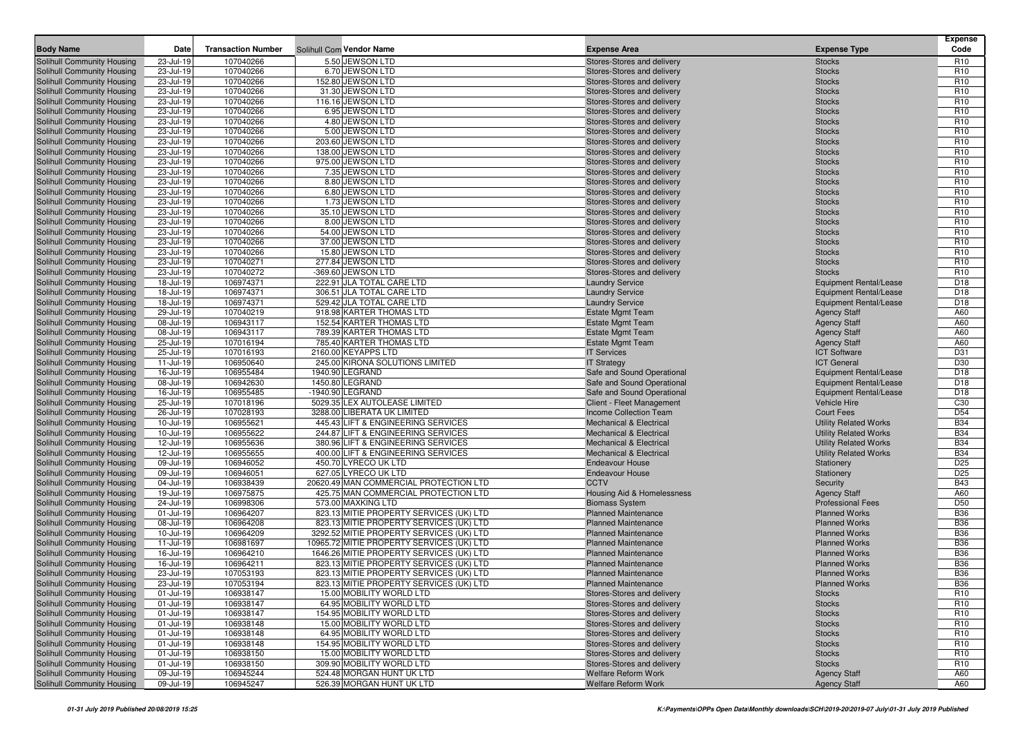| Body Name | Date | Transaction Number | Solihull Com | Vendor Name | Expense Area | Expense Type | Expense Code |
|---|---|---|---|---|---|---|---|
| Solihull Community Housing | 23-Jul-19 | 107040266 | 5.50 | JEWSON LTD | Stores-Stores and delivery | Stocks | R10 |
| Solihull Community Housing | 23-Jul-19 | 107040266 | 6.70 | JEWSON LTD | Stores-Stores and delivery | Stocks | R10 |
| Solihull Community Housing | 23-Jul-19 | 107040266 | 152.80 | JEWSON LTD | Stores-Stores and delivery | Stocks | R10 |
| Solihull Community Housing | 23-Jul-19 | 107040266 | 31.30 | JEWSON LTD | Stores-Stores and delivery | Stocks | R10 |
| Solihull Community Housing | 23-Jul-19 | 107040266 | 116.16 | JEWSON LTD | Stores-Stores and delivery | Stocks | R10 |
| Solihull Community Housing | 23-Jul-19 | 107040266 | 6.95 | JEWSON LTD | Stores-Stores and delivery | Stocks | R10 |
| Solihull Community Housing | 23-Jul-19 | 107040266 | 4.80 | JEWSON LTD | Stores-Stores and delivery | Stocks | R10 |
| Solihull Community Housing | 23-Jul-19 | 107040266 | 5.00 | JEWSON LTD | Stores-Stores and delivery | Stocks | R10 |
| Solihull Community Housing | 23-Jul-19 | 107040266 | 203.60 | JEWSON LTD | Stores-Stores and delivery | Stocks | R10 |
| Solihull Community Housing | 23-Jul-19 | 107040266 | 138.00 | JEWSON LTD | Stores-Stores and delivery | Stocks | R10 |
| Solihull Community Housing | 23-Jul-19 | 107040266 | 975.00 | JEWSON LTD | Stores-Stores and delivery | Stocks | R10 |
| Solihull Community Housing | 23-Jul-19 | 107040266 | 7.35 | JEWSON LTD | Stores-Stores and delivery | Stocks | R10 |
| Solihull Community Housing | 23-Jul-19 | 107040266 | 8.80 | JEWSON LTD | Stores-Stores and delivery | Stocks | R10 |
| Solihull Community Housing | 23-Jul-19 | 107040266 | 6.80 | JEWSON LTD | Stores-Stores and delivery | Stocks | R10 |
| Solihull Community Housing | 23-Jul-19 | 107040266 | 1.73 | JEWSON LTD | Stores-Stores and delivery | Stocks | R10 |
| Solihull Community Housing | 23-Jul-19 | 107040266 | 35.10 | JEWSON LTD | Stores-Stores and delivery | Stocks | R10 |
| Solihull Community Housing | 23-Jul-19 | 107040266 | 8.00 | JEWSON LTD | Stores-Stores and delivery | Stocks | R10 |
| Solihull Community Housing | 23-Jul-19 | 107040266 | 54.00 | JEWSON LTD | Stores-Stores and delivery | Stocks | R10 |
| Solihull Community Housing | 23-Jul-19 | 107040266 | 37.00 | JEWSON LTD | Stores-Stores and delivery | Stocks | R10 |
| Solihull Community Housing | 23-Jul-19 | 107040266 | 15.80 | JEWSON LTD | Stores-Stores and delivery | Stocks | R10 |
| Solihull Community Housing | 23-Jul-19 | 107040271 | 277.84 | JEWSON LTD | Stores-Stores and delivery | Stocks | R10 |
| Solihull Community Housing | 23-Jul-19 | 107040272 | -369.60 | JEWSON LTD | Stores-Stores and delivery | Stocks | R10 |
| Solihull Community Housing | 18-Jul-19 | 106974371 | 222.91 | JLA TOTAL CARE LTD | Laundry Service | Equipment Rental/Lease | D18 |
| Solihull Community Housing | 18-Jul-19 | 106974371 | 306.51 | JLA TOTAL CARE LTD | Laundry Service | Equipment Rental/Lease | D18 |
| Solihull Community Housing | 18-Jul-19 | 106974371 | 529.42 | JLA TOTAL CARE LTD | Laundry Service | Equipment Rental/Lease | D18 |
| Solihull Community Housing | 29-Jul-19 | 107040219 | 918.98 | KARTER THOMAS LTD | Estate Mgmt Team | Agency Staff | A60 |
| Solihull Community Housing | 08-Jul-19 | 106943117 | 152.54 | KARTER THOMAS LTD | Estate Mgmt Team | Agency Staff | A60 |
| Solihull Community Housing | 08-Jul-19 | 106943117 | 789.39 | KARTER THOMAS LTD | Estate Mgmt Team | Agency Staff | A60 |
| Solihull Community Housing | 25-Jul-19 | 107016194 | 785.40 | KARTER THOMAS LTD | Estate Mgmt Team | Agency Staff | A60 |
| Solihull Community Housing | 25-Jul-19 | 107016193 | 2160.00 | KEYAPPS LTD | IT Services | ICT Software | D31 |
| Solihull Community Housing | 11-Jul-19 | 106950640 | 245.00 | KIRONA SOLUTIONS LIMITED | IT Strategy | ICT General | D30 |
| Solihull Community Housing | 16-Jul-19 | 106955484 | 1940.90 | LEGRAND | Safe and Sound Operational | Equipment Rental/Lease | D18 |
| Solihull Community Housing | 08-Jul-19 | 106942630 | 1450.80 | LEGRAND | Safe and Sound Operational | Equipment Rental/Lease | D18 |
| Solihull Community Housing | 16-Jul-19 | 106955485 | -1940.90 | LEGRAND | Safe and Sound Operational | Equipment Rental/Lease | D18 |
| Solihull Community Housing | 25-Jul-19 | 107018196 | 5029.35 | LEX AUTOLEASE LIMITED | Client - Fleet Management | Vehicle Hire | C30 |
| Solihull Community Housing | 26-Jul-19 | 107028193 | 3288.00 | LIBERATA UK LIMITED | Income Collection Team | Court Fees | D54 |
| Solihull Community Housing | 10-Jul-19 | 106955621 | 445.43 | LIFT & ENGINEERING SERVICES | Mechanical & Electrical | Utility Related Works | B34 |
| Solihull Community Housing | 10-Jul-19 | 106955622 | 244.87 | LIFT & ENGINEERING SERVICES | Mechanical & Electrical | Utility Related Works | B34 |
| Solihull Community Housing | 12-Jul-19 | 106955636 | 380.96 | LIFT & ENGINEERING SERVICES | Mechanical & Electrical | Utility Related Works | B34 |
| Solihull Community Housing | 12-Jul-19 | 106955655 | 400.00 | LIFT & ENGINEERING SERVICES | Mechanical & Electrical | Utility Related Works | B34 |
| Solihull Community Housing | 09-Jul-19 | 106946052 | 450.70 | LYRECO UK LTD | Endeavour House | Stationery | D25 |
| Solihull Community Housing | 09-Jul-19 | 106946051 | 627.05 | LYRECO UK LTD | Endeavour House | Stationery | D25 |
| Solihull Community Housing | 04-Jul-19 | 106938439 | 20620.49 | MAN COMMERCIAL PROTECTION LTD | CCTV | Security | B43 |
| Solihull Community Housing | 19-Jul-19 | 106975875 | 425.75 | MAN COMMERCIAL PROTECTION LTD | Housing Aid & Homelessness | Agency Staff | A60 |
| Solihull Community Housing | 24-Jul-19 | 106998306 | 573.00 | MAXKING LTD | Biomass System | Professional Fees | D50 |
| Solihull Community Housing | 01-Jul-19 | 106964207 | 823.13 | MITIE PROPERTY SERVICES (UK) LTD | Planned Maintenance | Planned Works | B36 |
| Solihull Community Housing | 08-Jul-19 | 106964208 | 823.13 | MITIE PROPERTY SERVICES (UK) LTD | Planned Maintenance | Planned Works | B36 |
| Solihull Community Housing | 10-Jul-19 | 106964209 | 3292.52 | MITIE PROPERTY SERVICES (UK) LTD | Planned Maintenance | Planned Works | B36 |
| Solihull Community Housing | 11-Jul-19 | 106981697 | 10965.72 | MITIE PROPERTY SERVICES (UK) LTD | Planned Maintenance | Planned Works | B36 |
| Solihull Community Housing | 16-Jul-19 | 106964210 | 1646.26 | MITIE PROPERTY SERVICES (UK) LTD | Planned Maintenance | Planned Works | B36 |
| Solihull Community Housing | 16-Jul-19 | 106964211 | 823.13 | MITIE PROPERTY SERVICES (UK) LTD | Planned Maintenance | Planned Works | B36 |
| Solihull Community Housing | 23-Jul-19 | 107053193 | 823.13 | MITIE PROPERTY SERVICES (UK) LTD | Planned Maintenance | Planned Works | B36 |
| Solihull Community Housing | 23-Jul-19 | 107053194 | 823.13 | MITIE PROPERTY SERVICES (UK) LTD | Planned Maintenance | Planned Works | B36 |
| Solihull Community Housing | 01-Jul-19 | 106938147 | 15.00 | MOBILITY WORLD LTD | Stores-Stores and delivery | Stocks | R10 |
| Solihull Community Housing | 01-Jul-19 | 106938147 | 64.95 | MOBILITY WORLD LTD | Stores-Stores and delivery | Stocks | R10 |
| Solihull Community Housing | 01-Jul-19 | 106938147 | 154.95 | MOBILITY WORLD LTD | Stores-Stores and delivery | Stocks | R10 |
| Solihull Community Housing | 01-Jul-19 | 106938148 | 15.00 | MOBILITY WORLD LTD | Stores-Stores and delivery | Stocks | R10 |
| Solihull Community Housing | 01-Jul-19 | 106938148 | 64.95 | MOBILITY WORLD LTD | Stores-Stores and delivery | Stocks | R10 |
| Solihull Community Housing | 01-Jul-19 | 106938148 | 154.95 | MOBILITY WORLD LTD | Stores-Stores and delivery | Stocks | R10 |
| Solihull Community Housing | 01-Jul-19 | 106938150 | 15.00 | MOBILITY WORLD LTD | Stores-Stores and delivery | Stocks | R10 |
| Solihull Community Housing | 01-Jul-19 | 106938150 | 309.90 | MOBILITY WORLD LTD | Stores-Stores and delivery | Stocks | R10 |
| Solihull Community Housing | 09-Jul-19 | 106945244 | 524.48 | MORGAN HUNT UK LTD | Welfare Reform Work | Agency Staff | A60 |
| Solihull Community Housing | 09-Jul-19 | 106945247 | 526.39 | MORGAN HUNT UK LTD | Welfare Reform Work | Agency Staff | A60 |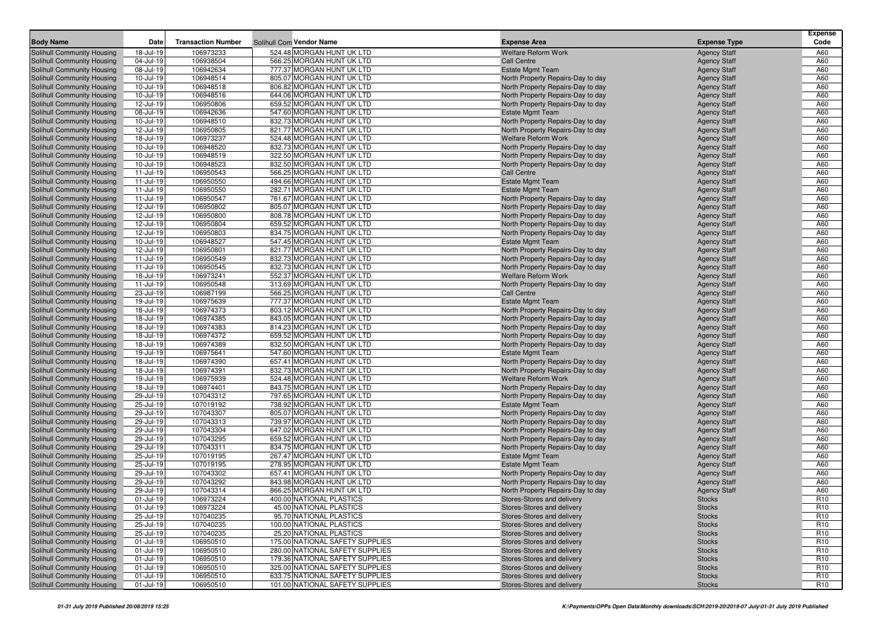| Body Name | Date | Transaction Number | Solihull Com Vendor Name | Expense Area | Expense Type | Expense Code |
|---|---|---|---|---|---|---|
| Solihull Community Housing | 18-Jul-19 | 106973233 | 524.48 MORGAN HUNT UK LTD | Welfare Reform Work | Agency Staff | A60 |
| Solihull Community Housing | 04-Jul-19 | 106938504 | 566.25 MORGAN HUNT UK LTD | Call Centre | Agency Staff | A60 |
| Solihull Community Housing | 08-Jul-19 | 106942634 | 777.37 MORGAN HUNT UK LTD | Estate Mgmt Team | Agency Staff | A60 |
| Solihull Community Housing | 10-Jul-19 | 106948514 | 805.07 MORGAN HUNT UK LTD | North Property Repairs-Day to day | Agency Staff | A60 |
| Solihull Community Housing | 10-Jul-19 | 106948518 | 806.82 MORGAN HUNT UK LTD | North Property Repairs-Day to day | Agency Staff | A60 |
| Solihull Community Housing | 10-Jul-19 | 106948516 | 644.06 MORGAN HUNT UK LTD | North Property Repairs-Day to day | Agency Staff | A60 |
| Solihull Community Housing | 12-Jul-19 | 106950806 | 659.52 MORGAN HUNT UK LTD | North Property Repairs-Day to day | Agency Staff | A60 |
| Solihull Community Housing | 08-Jul-19 | 106942636 | 547.60 MORGAN HUNT UK LTD | Estate Mgmt Team | Agency Staff | A60 |
| Solihull Community Housing | 10-Jul-19 | 106948510 | 832.73 MORGAN HUNT UK LTD | North Property Repairs-Day to day | Agency Staff | A60 |
| Solihull Community Housing | 12-Jul-19 | 106950805 | 821.77 MORGAN HUNT UK LTD | North Property Repairs-Day to day | Agency Staff | A60 |
| Solihull Community Housing | 18-Jul-19 | 106973237 | 524.48 MORGAN HUNT UK LTD | Welfare Reform Work | Agency Staff | A60 |
| Solihull Community Housing | 10-Jul-19 | 106948520 | 832.73 MORGAN HUNT UK LTD | North Property Repairs-Day to day | Agency Staff | A60 |
| Solihull Community Housing | 10-Jul-19 | 106948519 | 322.50 MORGAN HUNT UK LTD | North Property Repairs-Day to day | Agency Staff | A60 |
| Solihull Community Housing | 10-Jul-19 | 106948523 | 832.50 MORGAN HUNT UK LTD | North Property Repairs-Day to day | Agency Staff | A60 |
| Solihull Community Housing | 11-Jul-19 | 106950543 | 566.25 MORGAN HUNT UK LTD | Call Centre | Agency Staff | A60 |
| Solihull Community Housing | 11-Jul-19 | 106950550 | 494.66 MORGAN HUNT UK LTD | Estate Mgmt Team | Agency Staff | A60 |
| Solihull Community Housing | 11-Jul-19 | 106950550 | 282.71 MORGAN HUNT UK LTD | Estate Mgmt Team | Agency Staff | A60 |
| Solihull Community Housing | 11-Jul-19 | 106950547 | 761.67 MORGAN HUNT UK LTD | North Property Repairs-Day to day | Agency Staff | A60 |
| Solihull Community Housing | 12-Jul-19 | 106950802 | 805.07 MORGAN HUNT UK LTD | North Property Repairs-Day to day | Agency Staff | A60 |
| Solihull Community Housing | 12-Jul-19 | 106950800 | 808.78 MORGAN HUNT UK LTD | North Property Repairs-Day to day | Agency Staff | A60 |
| Solihull Community Housing | 12-Jul-19 | 106950804 | 659.52 MORGAN HUNT UK LTD | North Property Repairs-Day to day | Agency Staff | A60 |
| Solihull Community Housing | 12-Jul-19 | 106950803 | 834.75 MORGAN HUNT UK LTD | North Property Repairs-Day to day | Agency Staff | A60 |
| Solihull Community Housing | 10-Jul-19 | 106948527 | 547.45 MORGAN HUNT UK LTD | Estate Mgmt Team | Agency Staff | A60 |
| Solihull Community Housing | 12-Jul-19 | 106950801 | 821.77 MORGAN HUNT UK LTD | North Property Repairs-Day to day | Agency Staff | A60 |
| Solihull Community Housing | 11-Jul-19 | 106950549 | 832.73 MORGAN HUNT UK LTD | North Property Repairs-Day to day | Agency Staff | A60 |
| Solihull Community Housing | 11-Jul-19 | 106950545 | 832.73 MORGAN HUNT UK LTD | North Property Repairs-Day to day | Agency Staff | A60 |
| Solihull Community Housing | 18-Jul-19 | 106973241 | 552.37 MORGAN HUNT UK LTD | Welfare Reform Work | Agency Staff | A60 |
| Solihull Community Housing | 11-Jul-19 | 106950548 | 313.69 MORGAN HUNT UK LTD | North Property Repairs-Day to day | Agency Staff | A60 |
| Solihull Community Housing | 23-Jul-19 | 106987199 | 566.25 MORGAN HUNT UK LTD | Call Centre | Agency Staff | A60 |
| Solihull Community Housing | 19-Jul-19 | 106975639 | 777.37 MORGAN HUNT UK LTD | Estate Mgmt Team | Agency Staff | A60 |
| Solihull Community Housing | 18-Jul-19 | 106974373 | 803.12 MORGAN HUNT UK LTD | North Property Repairs-Day to day | Agency Staff | A60 |
| Solihull Community Housing | 18-Jul-19 | 106974385 | 843.05 MORGAN HUNT UK LTD | North Property Repairs-Day to day | Agency Staff | A60 |
| Solihull Community Housing | 18-Jul-19 | 106974383 | 814.23 MORGAN HUNT UK LTD | North Property Repairs-Day to day | Agency Staff | A60 |
| Solihull Community Housing | 18-Jul-19 | 106974372 | 659.52 MORGAN HUNT UK LTD | North Property Repairs-Day to day | Agency Staff | A60 |
| Solihull Community Housing | 18-Jul-19 | 106974389 | 832.50 MORGAN HUNT UK LTD | North Property Repairs-Day to day | Agency Staff | A60 |
| Solihull Community Housing | 19-Jul-19 | 106975641 | 547.60 MORGAN HUNT UK LTD | Estate Mgmt Team | Agency Staff | A60 |
| Solihull Community Housing | 18-Jul-19 | 106974390 | 657.41 MORGAN HUNT UK LTD | North Property Repairs-Day to day | Agency Staff | A60 |
| Solihull Community Housing | 18-Jul-19 | 106974391 | 832.73 MORGAN HUNT UK LTD | North Property Repairs-Day to day | Agency Staff | A60 |
| Solihull Community Housing | 19-Jul-19 | 106975939 | 524.48 MORGAN HUNT UK LTD | Welfare Reform Work | Agency Staff | A60 |
| Solihull Community Housing | 18-Jul-19 | 106974401 | 843.75 MORGAN HUNT UK LTD | North Property Repairs-Day to day | Agency Staff | A60 |
| Solihull Community Housing | 29-Jul-19 | 107043312 | 797.65 MORGAN HUNT UK LTD | North Property Repairs-Day to day | Agency Staff | A60 |
| Solihull Community Housing | 25-Jul-19 | 107019192 | 738.92 MORGAN HUNT UK LTD | Estate Mgmt Team | Agency Staff | A60 |
| Solihull Community Housing | 29-Jul-19 | 107043307 | 805.07 MORGAN HUNT UK LTD | North Property Repairs-Day to day | Agency Staff | A60 |
| Solihull Community Housing | 29-Jul-19 | 107043313 | 739.97 MORGAN HUNT UK LTD | North Property Repairs-Day to day | Agency Staff | A60 |
| Solihull Community Housing | 29-Jul-19 | 107043304 | 647.02 MORGAN HUNT UK LTD | North Property Repairs-Day to day | Agency Staff | A60 |
| Solihull Community Housing | 29-Jul-19 | 107043295 | 659.52 MORGAN HUNT UK LTD | North Property Repairs-Day to day | Agency Staff | A60 |
| Solihull Community Housing | 29-Jul-19 | 107043311 | 834.75 MORGAN HUNT UK LTD | North Property Repairs-Day to day | Agency Staff | A60 |
| Solihull Community Housing | 25-Jul-19 | 107019195 | 267.47 MORGAN HUNT UK LTD | Estate Mgmt Team | Agency Staff | A60 |
| Solihull Community Housing | 25-Jul-19 | 107019195 | 278.95 MORGAN HUNT UK LTD | Estate Mgmt Team | Agency Staff | A60 |
| Solihull Community Housing | 29-Jul-19 | 107043302 | 657.41 MORGAN HUNT UK LTD | North Property Repairs-Day to day | Agency Staff | A60 |
| Solihull Community Housing | 29-Jul-19 | 107043292 | 843.98 MORGAN HUNT UK LTD | North Property Repairs-Day to day | Agency Staff | A60 |
| Solihull Community Housing | 29-Jul-19 | 107043314 | 866.25 MORGAN HUNT UK LTD | North Property Repairs-Day to day | Agency Staff | A60 |
| Solihull Community Housing | 01-Jul-19 | 106973224 | 400.00 NATIONAL PLASTICS | Stores-Stores and delivery | Stocks | R10 |
| Solihull Community Housing | 01-Jul-19 | 106973224 | 45.00 NATIONAL PLASTICS | Stores-Stores and delivery | Stocks | R10 |
| Solihull Community Housing | 25-Jul-19 | 107040235 | 95.70 NATIONAL PLASTICS | Stores-Stores and delivery | Stocks | R10 |
| Solihull Community Housing | 25-Jul-19 | 107040235 | 100.00 NATIONAL PLASTICS | Stores-Stores and delivery | Stocks | R10 |
| Solihull Community Housing | 25-Jul-19 | 107040235 | 25.20 NATIONAL PLASTICS | Stores-Stores and delivery | Stocks | R10 |
| Solihull Community Housing | 01-Jul-19 | 106950510 | 175.00 NATIONAL SAFETY SUPPLIES | Stores-Stores and delivery | Stocks | R10 |
| Solihull Community Housing | 01-Jul-19 | 106950510 | 280.00 NATIONAL SAFETY SUPPLIES | Stores-Stores and delivery | Stocks | R10 |
| Solihull Community Housing | 01-Jul-19 | 106950510 | 179.36 NATIONAL SAFETY SUPPLIES | Stores-Stores and delivery | Stocks | R10 |
| Solihull Community Housing | 01-Jul-19 | 106950510 | 325.00 NATIONAL SAFETY SUPPLIES | Stores-Stores and delivery | Stocks | R10 |
| Solihull Community Housing | 01-Jul-19 | 106950510 | 633.75 NATIONAL SAFETY SUPPLIES | Stores-Stores and delivery | Stocks | R10 |
| Solihull Community Housing | 01-Jul-19 | 106950510 | 101.00 NATIONAL SAFETY SUPPLIES | Stores-Stores and delivery | Stocks | R10 |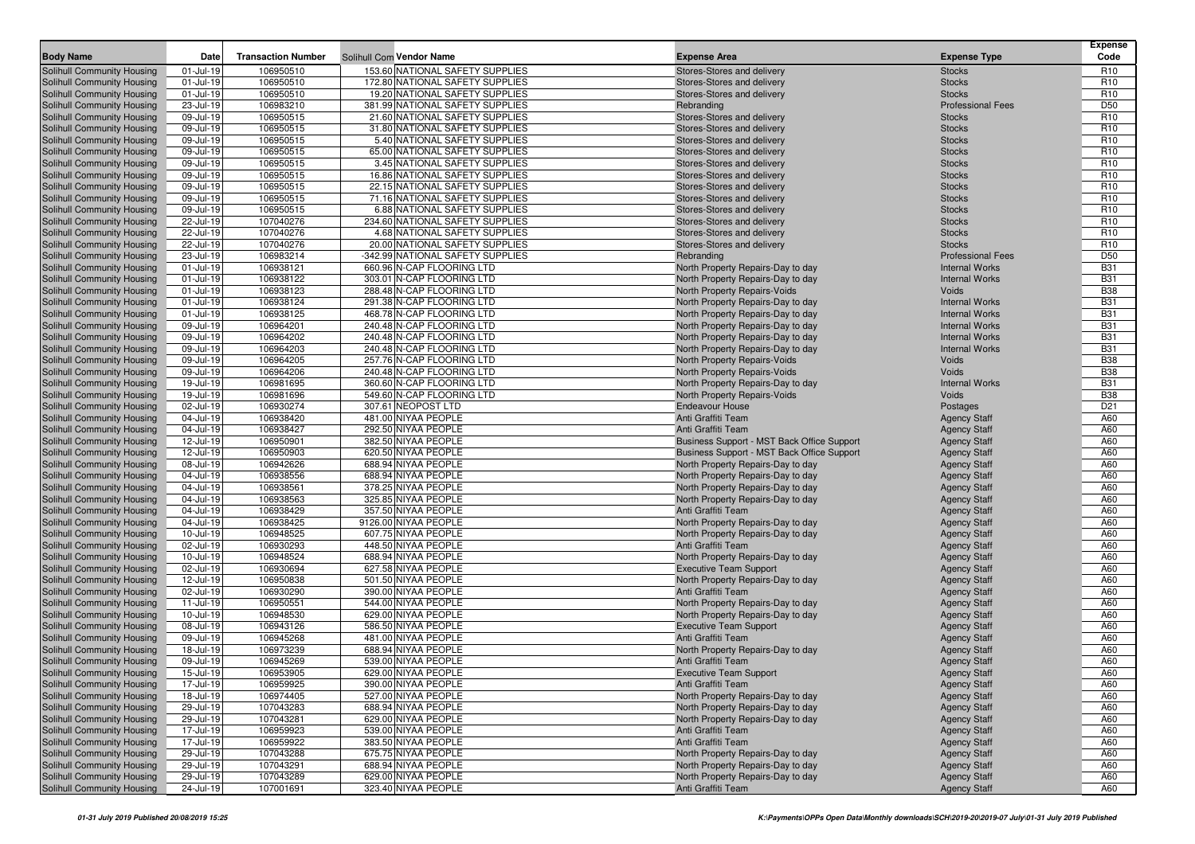| Body Name | Date | Transaction Number | Solihull Com Vendor Name | Expense Area | Expense Type | Expense Code |
|---|---|---|---|---|---|---|
| Solihull Community Housing | 01-Jul-19 | 106950510 | 153.60 NATIONAL SAFETY SUPPLIES | Stores-Stores and delivery | Stocks | R10 |
| Solihull Community Housing | 01-Jul-19 | 106950510 | 172.80 NATIONAL SAFETY SUPPLIES | Stores-Stores and delivery | Stocks | R10 |
| Solihull Community Housing | 01-Jul-19 | 106950510 | 19.20 NATIONAL SAFETY SUPPLIES | Stores-Stores and delivery | Stocks | R10 |
| Solihull Community Housing | 23-Jul-19 | 106983210 | 381.99 NATIONAL SAFETY SUPPLIES | Rebranding | Professional Fees | D50 |
| Solihull Community Housing | 09-Jul-19 | 106950515 | 21.60 NATIONAL SAFETY SUPPLIES | Stores-Stores and delivery | Stocks | R10 |
| Solihull Community Housing | 09-Jul-19 | 106950515 | 31.80 NATIONAL SAFETY SUPPLIES | Stores-Stores and delivery | Stocks | R10 |
| Solihull Community Housing | 09-Jul-19 | 106950515 | 5.40 NATIONAL SAFETY SUPPLIES | Stores-Stores and delivery | Stocks | R10 |
| Solihull Community Housing | 09-Jul-19 | 106950515 | 65.00 NATIONAL SAFETY SUPPLIES | Stores-Stores and delivery | Stocks | R10 |
| Solihull Community Housing | 09-Jul-19 | 106950515 | 3.45 NATIONAL SAFETY SUPPLIES | Stores-Stores and delivery | Stocks | R10 |
| Solihull Community Housing | 09-Jul-19 | 106950515 | 16.86 NATIONAL SAFETY SUPPLIES | Stores-Stores and delivery | Stocks | R10 |
| Solihull Community Housing | 09-Jul-19 | 106950515 | 22.15 NATIONAL SAFETY SUPPLIES | Stores-Stores and delivery | Stocks | R10 |
| Solihull Community Housing | 09-Jul-19 | 106950515 | 71.16 NATIONAL SAFETY SUPPLIES | Stores-Stores and delivery | Stocks | R10 |
| Solihull Community Housing | 09-Jul-19 | 106950515 | 6.88 NATIONAL SAFETY SUPPLIES | Stores-Stores and delivery | Stocks | R10 |
| Solihull Community Housing | 22-Jul-19 | 107040276 | 234.60 NATIONAL SAFETY SUPPLIES | Stores-Stores and delivery | Stocks | R10 |
| Solihull Community Housing | 22-Jul-19 | 107040276 | 4.68 NATIONAL SAFETY SUPPLIES | Stores-Stores and delivery | Stocks | R10 |
| Solihull Community Housing | 22-Jul-19 | 107040276 | 20.00 NATIONAL SAFETY SUPPLIES | Stores-Stores and delivery | Stocks | R10 |
| Solihull Community Housing | 23-Jul-19 | 106983214 | -342.99 NATIONAL SAFETY SUPPLIES | Rebranding | Professional Fees | D50 |
| Solihull Community Housing | 01-Jul-19 | 106938121 | 660.96 N-CAP FLOORING LTD | North Property Repairs-Day to day | Internal Works | B31 |
| Solihull Community Housing | 01-Jul-19 | 106938122 | 303.01 N-CAP FLOORING LTD | North Property Repairs-Day to day | Internal Works | B31 |
| Solihull Community Housing | 01-Jul-19 | 106938123 | 288.48 N-CAP FLOORING LTD | North Property Repairs-Voids | Voids | B38 |
| Solihull Community Housing | 01-Jul-19 | 106938124 | 291.38 N-CAP FLOORING LTD | North Property Repairs-Day to day | Internal Works | B31 |
| Solihull Community Housing | 01-Jul-19 | 106938125 | 468.78 N-CAP FLOORING LTD | North Property Repairs-Day to day | Internal Works | B31 |
| Solihull Community Housing | 09-Jul-19 | 106964201 | 240.48 N-CAP FLOORING LTD | North Property Repairs-Day to day | Internal Works | B31 |
| Solihull Community Housing | 09-Jul-19 | 106964202 | 240.48 N-CAP FLOORING LTD | North Property Repairs-Day to day | Internal Works | B31 |
| Solihull Community Housing | 09-Jul-19 | 106964203 | 240.48 N-CAP FLOORING LTD | North Property Repairs-Day to day | Internal Works | B31 |
| Solihull Community Housing | 09-Jul-19 | 106964205 | 257.76 N-CAP FLOORING LTD | North Property Repairs-Voids | Voids | B38 |
| Solihull Community Housing | 09-Jul-19 | 106964206 | 240.48 N-CAP FLOORING LTD | North Property Repairs-Voids | Voids | B38 |
| Solihull Community Housing | 19-Jul-19 | 106981695 | 360.60 N-CAP FLOORING LTD | North Property Repairs-Day to day | Internal Works | B31 |
| Solihull Community Housing | 19-Jul-19 | 106981696 | 549.60 N-CAP FLOORING LTD | North Property Repairs-Voids | Voids | B38 |
| Solihull Community Housing | 02-Jul-19 | 106930274 | 307.61 NEOPOST LTD | Endeavour House | Postages | D21 |
| Solihull Community Housing | 04-Jul-19 | 106938420 | 481.00 NIYAA PEOPLE | Anti Graffiti Team | Agency Staff | A60 |
| Solihull Community Housing | 04-Jul-19 | 106938427 | 292.50 NIYAA PEOPLE | Anti Graffiti Team | Agency Staff | A60 |
| Solihull Community Housing | 12-Jul-19 | 106950901 | 382.50 NIYAA PEOPLE | Business Support - MST Back Office Support | Agency Staff | A60 |
| Solihull Community Housing | 12-Jul-19 | 106950903 | 620.50 NIYAA PEOPLE | Business Support - MST Back Office Support | Agency Staff | A60 |
| Solihull Community Housing | 08-Jul-19 | 106942626 | 688.94 NIYAA PEOPLE | North Property Repairs-Day to day | Agency Staff | A60 |
| Solihull Community Housing | 04-Jul-19 | 106938556 | 688.94 NIYAA PEOPLE | North Property Repairs-Day to day | Agency Staff | A60 |
| Solihull Community Housing | 04-Jul-19 | 106938561 | 378.25 NIYAA PEOPLE | North Property Repairs-Day to day | Agency Staff | A60 |
| Solihull Community Housing | 04-Jul-19 | 106938563 | 325.85 NIYAA PEOPLE | North Property Repairs-Day to day | Agency Staff | A60 |
| Solihull Community Housing | 04-Jul-19 | 106938429 | 357.50 NIYAA PEOPLE | Anti Graffiti Team | Agency Staff | A60 |
| Solihull Community Housing | 04-Jul-19 | 106938425 | 9126.00 NIYAA PEOPLE | North Property Repairs-Day to day | Agency Staff | A60 |
| Solihull Community Housing | 10-Jul-19 | 106948525 | 607.75 NIYAA PEOPLE | North Property Repairs-Day to day | Agency Staff | A60 |
| Solihull Community Housing | 02-Jul-19 | 106930293 | 448.50 NIYAA PEOPLE | Anti Graffiti Team | Agency Staff | A60 |
| Solihull Community Housing | 10-Jul-19 | 106948524 | 688.94 NIYAA PEOPLE | North Property Repairs-Day to day | Agency Staff | A60 |
| Solihull Community Housing | 02-Jul-19 | 106930694 | 627.58 NIYAA PEOPLE | Executive Team Support | Agency Staff | A60 |
| Solihull Community Housing | 12-Jul-19 | 106950838 | 501.50 NIYAA PEOPLE | North Property Repairs-Day to day | Agency Staff | A60 |
| Solihull Community Housing | 02-Jul-19 | 106930290 | 390.00 NIYAA PEOPLE | Anti Graffiti Team | Agency Staff | A60 |
| Solihull Community Housing | 11-Jul-19 | 106950551 | 544.00 NIYAA PEOPLE | North Property Repairs-Day to day | Agency Staff | A60 |
| Solihull Community Housing | 10-Jul-19 | 106948530 | 629.00 NIYAA PEOPLE | North Property Repairs-Day to day | Agency Staff | A60 |
| Solihull Community Housing | 08-Jul-19 | 106943126 | 586.50 NIYAA PEOPLE | Executive Team Support | Agency Staff | A60 |
| Solihull Community Housing | 09-Jul-19 | 106945268 | 481.00 NIYAA PEOPLE | Anti Graffiti Team | Agency Staff | A60 |
| Solihull Community Housing | 18-Jul-19 | 106973239 | 688.94 NIYAA PEOPLE | North Property Repairs-Day to day | Agency Staff | A60 |
| Solihull Community Housing | 09-Jul-19 | 106945269 | 539.00 NIYAA PEOPLE | Anti Graffiti Team | Agency Staff | A60 |
| Solihull Community Housing | 15-Jul-19 | 106953905 | 629.00 NIYAA PEOPLE | Executive Team Support | Agency Staff | A60 |
| Solihull Community Housing | 17-Jul-19 | 106959925 | 390.00 NIYAA PEOPLE | Anti Graffiti Team | Agency Staff | A60 |
| Solihull Community Housing | 18-Jul-19 | 106974405 | 527.00 NIYAA PEOPLE | North Property Repairs-Day to day | Agency Staff | A60 |
| Solihull Community Housing | 29-Jul-19 | 107043283 | 688.94 NIYAA PEOPLE | North Property Repairs-Day to day | Agency Staff | A60 |
| Solihull Community Housing | 29-Jul-19 | 107043281 | 629.00 NIYAA PEOPLE | North Property Repairs-Day to day | Agency Staff | A60 |
| Solihull Community Housing | 17-Jul-19 | 106959923 | 539.00 NIYAA PEOPLE | Anti Graffiti Team | Agency Staff | A60 |
| Solihull Community Housing | 17-Jul-19 | 106959922 | 383.50 NIYAA PEOPLE | Anti Graffiti Team | Agency Staff | A60 |
| Solihull Community Housing | 29-Jul-19 | 107043288 | 675.75 NIYAA PEOPLE | North Property Repairs-Day to day | Agency Staff | A60 |
| Solihull Community Housing | 29-Jul-19 | 107043291 | 688.94 NIYAA PEOPLE | North Property Repairs-Day to day | Agency Staff | A60 |
| Solihull Community Housing | 29-Jul-19 | 107043289 | 629.00 NIYAA PEOPLE | North Property Repairs-Day to day | Agency Staff | A60 |
| Solihull Community Housing | 24-Jul-19 | 107001691 | 323.40 NIYAA PEOPLE | Anti Graffiti Team | Agency Staff | A60 |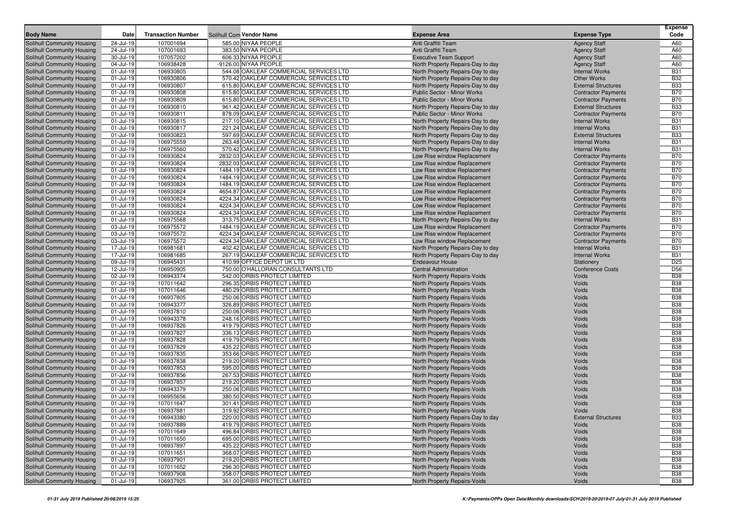| Body Name | Date | Transaction Number | Solihull Com | Vendor Name | Expense Area | Expense Type | Expense Code |
|---|---|---|---|---|---|---|---|
| Solihull Community Housing | 24-Jul-19 | 107001694 | 585.00 | NIYAA PEOPLE | Anti Graffiti Team | Agency Staff | A60 |
| Solihull Community Housing | 24-Jul-19 | 107001693 | 383.50 | NIYAA PEOPLE | Anti Graffiti Team | Agency Staff | A60 |
| Solihull Community Housing | 30-Jul-19 | 107057202 | 606.33 | NIYAA PEOPLE | Executive Team Support | Agency Staff | A60 |
| Solihull Community Housing | 04-Jul-19 | 106938428 | -9126.00 | NIYAA PEOPLE | North Property Repairs-Day to day | Agency Staff | A60 |
| Solihull Community Housing | 01-Jul-19 | 106930805 | 544.08 | OAKLEAF COMMERCIAL SERVICES LTD | North Property Repairs-Day to day | Internal Works | B31 |
| Solihull Community Housing | 01-Jul-19 | 106930806 | 570.42 | OAKLEAF COMMERCIAL SERVICES LTD | North Property Repairs-Day to day | Other Works | B32 |
| Solihull Community Housing | 01-Jul-19 | 106930807 | 615.80 | OAKLEAF COMMERCIAL SERVICES LTD | North Property Repairs-Day to day | External Structures | B33 |
| Solihull Community Housing | 01-Jul-19 | 106930808 | 615.80 | OAKLEAF COMMERCIAL SERVICES LTD | Public Sector - Minor Works | Contractor Payments | B70 |
| Solihull Community Housing | 01-Jul-19 | 106930809 | 615.80 | OAKLEAF COMMERCIAL SERVICES LTD | Public Sector - Minor Works | Contractor Payments | B70 |
| Solihull Community Housing | 01-Jul-19 | 106930810 | 961.42 | OAKLEAF COMMERCIAL SERVICES LTD | North Property Repairs-Day to day | External Structures | B33 |
| Solihull Community Housing | 01-Jul-19 | 106930811 | 878.09 | OAKLEAF COMMERCIAL SERVICES LTD | Public Sector - Minor Works | Contractor Payments | B70 |
| Solihull Community Housing | 01-Jul-19 | 106930815 | 217.10 | OAKLEAF COMMERCIAL SERVICES LTD | North Property Repairs-Day to day | Internal Works | B31 |
| Solihull Community Housing | 01-Jul-19 | 106930817 | 221.24 | OAKLEAF COMMERCIAL SERVICES LTD | North Property Repairs-Day to day | Internal Works | B31 |
| Solihull Community Housing | 01-Jul-19 | 106930823 | 597.69 | OAKLEAF COMMERCIAL SERVICES LTD | North Property Repairs-Day to day | External Structures | B33 |
| Solihull Community Housing | 01-Jul-19 | 106975559 | 263.48 | OAKLEAF COMMERCIAL SERVICES LTD | North Property Repairs-Day to day | Internal Works | B31 |
| Solihull Community Housing | 01-Jul-19 | 106975560 | 570.42 | OAKLEAF COMMERCIAL SERVICES LTD | North Property Repairs-Day to day | Internal Works | B31 |
| Solihull Community Housing | 01-Jul-19 | 106930824 | 2832.03 | OAKLEAF COMMERCIAL SERVICES LTD | Low Rise window Replacement | Contractor Payments | B70 |
| Solihull Community Housing | 01-Jul-19 | 106930824 | 2832.03 | OAKLEAF COMMERCIAL SERVICES LTD | Low Rise window Replacement | Contractor Payments | B70 |
| Solihull Community Housing | 01-Jul-19 | 106930824 | 1484.19 | OAKLEAF COMMERCIAL SERVICES LTD | Low Rise window Replacement | Contractor Payments | B70 |
| Solihull Community Housing | 01-Jul-19 | 106930824 | 1484.19 | OAKLEAF COMMERCIAL SERVICES LTD | Low Rise window Replacement | Contractor Payments | B70 |
| Solihull Community Housing | 01-Jul-19 | 106930824 | 1484.19 | OAKLEAF COMMERCIAL SERVICES LTD | Low Rise window Replacement | Contractor Payments | B70 |
| Solihull Community Housing | 01-Jul-19 | 106930824 | 4654.87 | OAKLEAF COMMERCIAL SERVICES LTD | Low Rise window Replacement | Contractor Payments | B70 |
| Solihull Community Housing | 01-Jul-19 | 106930824 | 4224.34 | OAKLEAF COMMERCIAL SERVICES LTD | Low Rise window Replacement | Contractor Payments | B70 |
| Solihull Community Housing | 01-Jul-19 | 106930824 | 4224.34 | OAKLEAF COMMERCIAL SERVICES LTD | Low Rise window Replacement | Contractor Payments | B70 |
| Solihull Community Housing | 01-Jul-19 | 106930824 | 4224.34 | OAKLEAF COMMERCIAL SERVICES LTD | Low Rise window Replacement | Contractor Payments | B70 |
| Solihull Community Housing | 01-Jul-19 | 106975568 | 313.75 | OAKLEAF COMMERCIAL SERVICES LTD | North Property Repairs-Day to day | Internal Works | B31 |
| Solihull Community Housing | 03-Jul-19 | 106975572 | 1484.19 | OAKLEAF COMMERCIAL SERVICES LTD | Low Rise window Replacement | Contractor Payments | B70 |
| Solihull Community Housing | 03-Jul-19 | 106975572 | 4224.34 | OAKLEAF COMMERCIAL SERVICES LTD | Low Rise window Replacement | Contractor Payments | B70 |
| Solihull Community Housing | 03-Jul-19 | 106975572 | 4224.34 | OAKLEAF COMMERCIAL SERVICES LTD | Low Rise window Replacement | Contractor Payments | B70 |
| Solihull Community Housing | 17-Jul-19 | 106981681 | 402.42 | OAKLEAF COMMERCIAL SERVICES LTD | North Property Repairs-Day to day | Internal Works | B31 |
| Solihull Community Housing | 17-Jul-19 | 106981685 | 267.19 | OAKLEAF COMMERCIAL SERVICES LTD | North Property Repairs-Day to day | Internal Works | B31 |
| Solihull Community Housing | 09-Jul-19 | 106945431 | 410.99 | OFFICE DEPOT UK LTD | Endeavour House | Stationery | D25 |
| Solihull Community Housing | 12-Jul-19 | 106950905 | 750.00 | O'HALLORAN CONSULTANTS LTD | Central Administration | Conference Costs | D56 |
| Solihull Community Housing | 02-Jul-19 | 106943374 | 542.00 | ORBIS PROTECT LIMITED | North Property Repairs-Voids | Voids | B38 |
| Solihull Community Housing | 01-Jul-19 | 107011642 | 296.35 | ORBIS PROTECT LIMITED | North Property Repairs-Voids | Voids | B38 |
| Solihull Community Housing | 01-Jul-19 | 107011646 | 480.29 | ORBIS PROTECT LIMITED | North Property Repairs-Voids | Voids | B38 |
| Solihull Community Housing | 01-Jul-19 | 106937805 | 250.06 | ORBIS PROTECT LIMITED | North Property Repairs-Voids | Voids | B38 |
| Solihull Community Housing | 01-Jul-19 | 106943377 | 326.89 | ORBIS PROTECT LIMITED | North Property Repairs-Voids | Voids | B38 |
| Solihull Community Housing | 01-Jul-19 | 106937810 | 250.06 | ORBIS PROTECT LIMITED | North Property Repairs-Voids | Voids | B38 |
| Solihull Community Housing | 01-Jul-19 | 106943378 | 248.16 | ORBIS PROTECT LIMITED | North Property Repairs-Voids | Voids | B38 |
| Solihull Community Housing | 01-Jul-19 | 106937826 | 419.79 | ORBIS PROTECT LIMITED | North Property Repairs-Voids | Voids | B38 |
| Solihull Community Housing | 01-Jul-19 | 106937827 | 336.13 | ORBIS PROTECT LIMITED | North Property Repairs-Voids | Voids | B38 |
| Solihull Community Housing | 01-Jul-19 | 106937828 | 419.79 | ORBIS PROTECT LIMITED | North Property Repairs-Voids | Voids | B38 |
| Solihull Community Housing | 01-Jul-19 | 106937829 | 435.22 | ORBIS PROTECT LIMITED | North Property Repairs-Voids | Voids | B38 |
| Solihull Community Housing | 01-Jul-19 | 106937835 | 353.66 | ORBIS PROTECT LIMITED | North Property Repairs-Voids | Voids | B38 |
| Solihull Community Housing | 01-Jul-19 | 106937838 | 219.20 | ORBIS PROTECT LIMITED | North Property Repairs-Voids | Voids | B38 |
| Solihull Community Housing | 01-Jul-19 | 106937853 | 595.00 | ORBIS PROTECT LIMITED | North Property Repairs-Voids | Voids | B38 |
| Solihull Community Housing | 01-Jul-19 | 106937856 | 267.53 | ORBIS PROTECT LIMITED | North Property Repairs-Voids | Voids | B38 |
| Solihull Community Housing | 01-Jul-19 | 106937857 | 219.20 | ORBIS PROTECT LIMITED | North Property Repairs-Voids | Voids | B38 |
| Solihull Community Housing | 01-Jul-19 | 106943379 | 250.06 | ORBIS PROTECT LIMITED | North Property Repairs-Voids | Voids | B38 |
| Solihull Community Housing | 01-Jul-19 | 106955656 | 380.50 | ORBIS PROTECT LIMITED | North Property Repairs-Voids | Voids | B38 |
| Solihull Community Housing | 01-Jul-19 | 107011647 | 301.41 | ORBIS PROTECT LIMITED | North Property Repairs-Voids | Voids | B38 |
| Solihull Community Housing | 01-Jul-19 | 106937881 | 319.92 | ORBIS PROTECT LIMITED | North Property Repairs-Voids | Voids | B38 |
| Solihull Community Housing | 01-Jul-19 | 106943380 | 220.00 | ORBIS PROTECT LIMITED | North Property Repairs-Day to day | External Structures | B33 |
| Solihull Community Housing | 01-Jul-19 | 106937889 | 419.79 | ORBIS PROTECT LIMITED | North Property Repairs-Voids | Voids | B38 |
| Solihull Community Housing | 01-Jul-19 | 107011649 | 496.84 | ORBIS PROTECT LIMITED | North Property Repairs-Voids | Voids | B38 |
| Solihull Community Housing | 01-Jul-19 | 107011650 | 695.00 | ORBIS PROTECT LIMITED | North Property Repairs-Voids | Voids | B38 |
| Solihull Community Housing | 01-Jul-19 | 106937897 | 435.22 | ORBIS PROTECT LIMITED | North Property Repairs-Voids | Voids | B38 |
| Solihull Community Housing | 01-Jul-19 | 107011651 | 368.07 | ORBIS PROTECT LIMITED | North Property Repairs-Voids | Voids | B38 |
| Solihull Community Housing | 01-Jul-19 | 106937901 | 219.20 | ORBIS PROTECT LIMITED | North Property Repairs-Voids | Voids | B38 |
| Solihull Community Housing | 01-Jul-19 | 107011652 | 296.30 | ORBIS PROTECT LIMITED | North Property Repairs-Voids | Voids | B38 |
| Solihull Community Housing | 01-Jul-19 | 106937908 | 358.07 | ORBIS PROTECT LIMITED | North Property Repairs-Voids | Voids | B38 |
| Solihull Community Housing | 01-Jul-19 | 106937925 | 361.00 | ORBIS PROTECT LIMITED | North Property Repairs-Voids | Voids | B38 |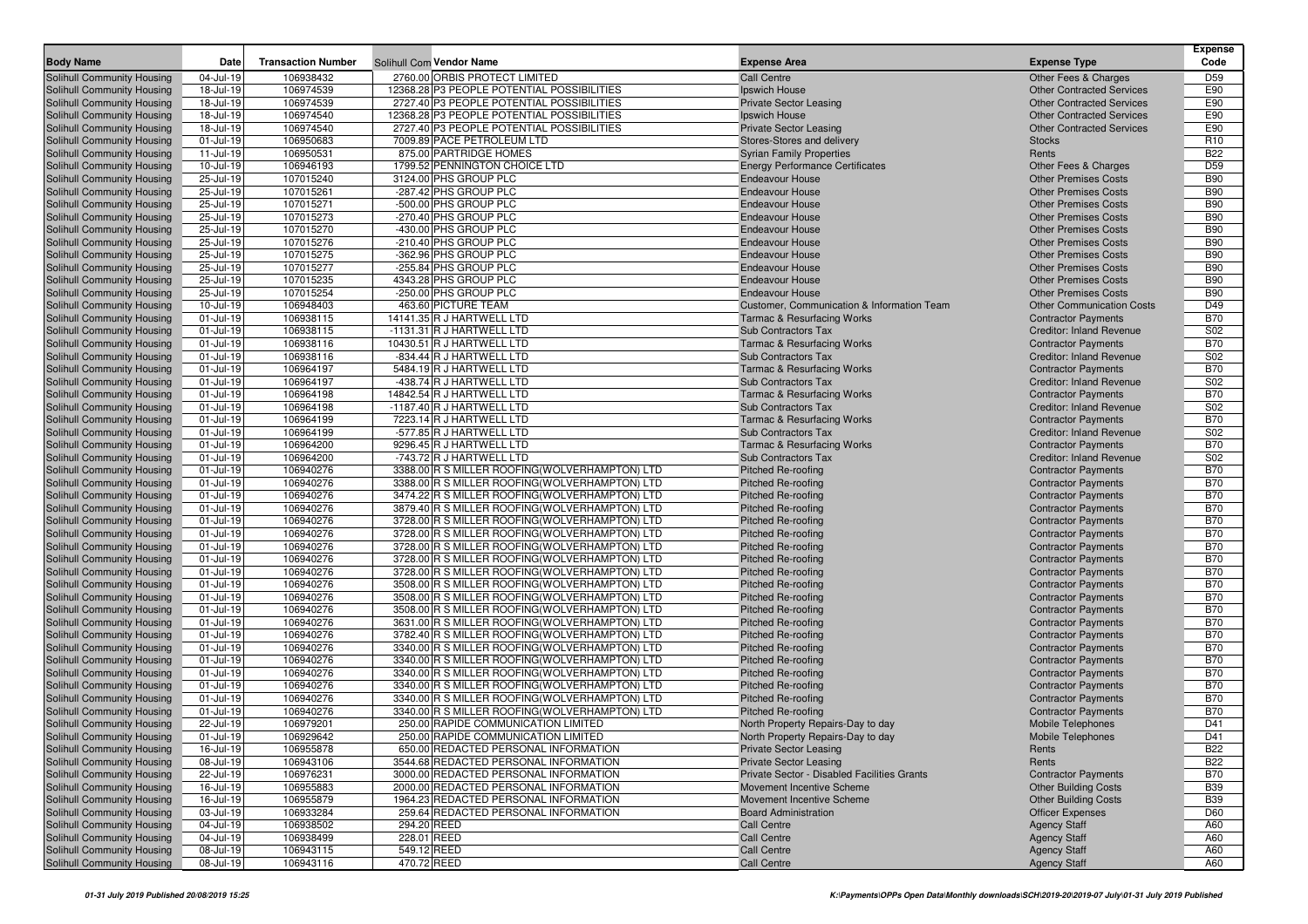| Body Name | Date | Transaction Number | Solihull Com | Vendor Name | Expense Area | Expense Type | Expense Code |
|---|---|---|---|---|---|---|---|
| Solihull Community Housing | 04-Jul-19 | 106938432 | 2760.00 | ORBIS PROTECT LIMITED | Call Centre | Other Fees & Charges | D59 |
| Solihull Community Housing | 18-Jul-19 | 106974539 | 12368.28 | P3 PEOPLE POTENTIAL POSSIBILITIES | Ipswich House | Other Contracted Services | E90 |
| Solihull Community Housing | 18-Jul-19 | 106974539 | 2727.40 | P3 PEOPLE POTENTIAL POSSIBILITIES | Private Sector Leasing | Other Contracted Services | E90 |
| Solihull Community Housing | 18-Jul-19 | 106974540 | 12368.28 | P3 PEOPLE POTENTIAL POSSIBILITIES | Ipswich House | Other Contracted Services | E90 |
| Solihull Community Housing | 18-Jul-19 | 106974540 | 2727.40 | P3 PEOPLE POTENTIAL POSSIBILITIES | Private Sector Leasing | Other Contracted Services | E90 |
| Solihull Community Housing | 01-Jul-19 | 106950683 | 7009.89 | PACE PETROLEUM LTD | Stores-Stores and delivery | Stocks | R10 |
| Solihull Community Housing | 11-Jul-19 | 106950531 | 875.00 | PARTRIDGE HOMES | Syrian Family Properties | Rents | B22 |
| Solihull Community Housing | 10-Jul-19 | 106946193 | 1799.52 | PENNINGTON CHOICE LTD | Energy Performance Certificates | Other Fees & Charges | D59 |
| Solihull Community Housing | 25-Jul-19 | 107015240 | 3124.00 | PHS GROUP PLC | Endeavour House | Other Premises Costs | B90 |
| Solihull Community Housing | 25-Jul-19 | 107015261 | -287.42 | PHS GROUP PLC | Endeavour House | Other Premises Costs | B90 |
| Solihull Community Housing | 25-Jul-19 | 107015271 | -500.00 | PHS GROUP PLC | Endeavour House | Other Premises Costs | B90 |
| Solihull Community Housing | 25-Jul-19 | 107015273 | -270.40 | PHS GROUP PLC | Endeavour House | Other Premises Costs | B90 |
| Solihull Community Housing | 25-Jul-19 | 107015270 | -430.00 | PHS GROUP PLC | Endeavour House | Other Premises Costs | B90 |
| Solihull Community Housing | 25-Jul-19 | 107015276 | -210.40 | PHS GROUP PLC | Endeavour House | Other Premises Costs | B90 |
| Solihull Community Housing | 25-Jul-19 | 107015275 | -362.96 | PHS GROUP PLC | Endeavour House | Other Premises Costs | B90 |
| Solihull Community Housing | 25-Jul-19 | 107015277 | -255.84 | PHS GROUP PLC | Endeavour House | Other Premises Costs | B90 |
| Solihull Community Housing | 25-Jul-19 | 107015235 | 4343.28 | PHS GROUP PLC | Endeavour House | Other Premises Costs | B90 |
| Solihull Community Housing | 25-Jul-19 | 107015254 | -250.00 | PHS GROUP PLC | Endeavour House | Other Premises Costs | B90 |
| Solihull Community Housing | 10-Jul-19 | 106948403 | 463.60 | PICTURE TEAM | Customer, Communication & Information Team | Other Communication Costs | D49 |
| Solihull Community Housing | 01-Jul-19 | 106938115 | 14141.35 | R J HARTWELL LTD | Tarmac & Resurfacing Works | Contractor Payments | B70 |
| Solihull Community Housing | 01-Jul-19 | 106938115 | -1131.31 | R J HARTWELL LTD | Sub Contractors Tax | Creditor: Inland Revenue | S02 |
| Solihull Community Housing | 01-Jul-19 | 106938116 | 10430.51 | R J HARTWELL LTD | Tarmac & Resurfacing Works | Contractor Payments | B70 |
| Solihull Community Housing | 01-Jul-19 | 106938116 | -834.44 | R J HARTWELL LTD | Sub Contractors Tax | Creditor: Inland Revenue | S02 |
| Solihull Community Housing | 01-Jul-19 | 106964197 | 5484.19 | R J HARTWELL LTD | Tarmac & Resurfacing Works | Contractor Payments | B70 |
| Solihull Community Housing | 01-Jul-19 | 106964197 | -438.74 | R J HARTWELL LTD | Sub Contractors Tax | Creditor: Inland Revenue | S02 |
| Solihull Community Housing | 01-Jul-19 | 106964198 | 14842.54 | R J HARTWELL LTD | Tarmac & Resurfacing Works | Contractor Payments | B70 |
| Solihull Community Housing | 01-Jul-19 | 106964198 | -1187.40 | R J HARTWELL LTD | Sub Contractors Tax | Creditor: Inland Revenue | S02 |
| Solihull Community Housing | 01-Jul-19 | 106964199 | 7223.14 | R J HARTWELL LTD | Tarmac & Resurfacing Works | Contractor Payments | B70 |
| Solihull Community Housing | 01-Jul-19 | 106964199 | -577.85 | R J HARTWELL LTD | Sub Contractors Tax | Creditor: Inland Revenue | S02 |
| Solihull Community Housing | 01-Jul-19 | 106964200 | 9296.45 | R J HARTWELL LTD | Tarmac & Resurfacing Works | Contractor Payments | B70 |
| Solihull Community Housing | 01-Jul-19 | 106964200 | -743.72 | R J HARTWELL LTD | Sub Contractors Tax | Creditor: Inland Revenue | S02 |
| Solihull Community Housing | 01-Jul-19 | 106940276 | 3388.00 | R S MILLER ROOFING(WOLVERHAMPTON) LTD | Pitched Re-roofing | Contractor Payments | B70 |
| Solihull Community Housing | 01-Jul-19 | 106940276 | 3388.00 | R S MILLER ROOFING(WOLVERHAMPTON) LTD | Pitched Re-roofing | Contractor Payments | B70 |
| Solihull Community Housing | 01-Jul-19 | 106940276 | 3474.22 | R S MILLER ROOFING(WOLVERHAMPTON) LTD | Pitched Re-roofing | Contractor Payments | B70 |
| Solihull Community Housing | 01-Jul-19 | 106940276 | 3879.40 | R S MILLER ROOFING(WOLVERHAMPTON) LTD | Pitched Re-roofing | Contractor Payments | B70 |
| Solihull Community Housing | 01-Jul-19 | 106940276 | 3728.00 | R S MILLER ROOFING(WOLVERHAMPTON) LTD | Pitched Re-roofing | Contractor Payments | B70 |
| Solihull Community Housing | 01-Jul-19 | 106940276 | 3728.00 | R S MILLER ROOFING(WOLVERHAMPTON) LTD | Pitched Re-roofing | Contractor Payments | B70 |
| Solihull Community Housing | 01-Jul-19 | 106940276 | 3728.00 | R S MILLER ROOFING(WOLVERHAMPTON) LTD | Pitched Re-roofing | Contractor Payments | B70 |
| Solihull Community Housing | 01-Jul-19 | 106940276 | 3728.00 | R S MILLER ROOFING(WOLVERHAMPTON) LTD | Pitched Re-roofing | Contractor Payments | B70 |
| Solihull Community Housing | 01-Jul-19 | 106940276 | 3728.00 | R S MILLER ROOFING(WOLVERHAMPTON) LTD | Pitched Re-roofing | Contractor Payments | B70 |
| Solihull Community Housing | 01-Jul-19 | 106940276 | 3508.00 | R S MILLER ROOFING(WOLVERHAMPTON) LTD | Pitched Re-roofing | Contractor Payments | B70 |
| Solihull Community Housing | 01-Jul-19 | 106940276 | 3508.00 | R S MILLER ROOFING(WOLVERHAMPTON) LTD | Pitched Re-roofing | Contractor Payments | B70 |
| Solihull Community Housing | 01-Jul-19 | 106940276 | 3508.00 | R S MILLER ROOFING(WOLVERHAMPTON) LTD | Pitched Re-roofing | Contractor Payments | B70 |
| Solihull Community Housing | 01-Jul-19 | 106940276 | 3631.00 | R S MILLER ROOFING(WOLVERHAMPTON) LTD | Pitched Re-roofing | Contractor Payments | B70 |
| Solihull Community Housing | 01-Jul-19 | 106940276 | 3782.40 | R S MILLER ROOFING(WOLVERHAMPTON) LTD | Pitched Re-roofing | Contractor Payments | B70 |
| Solihull Community Housing | 01-Jul-19 | 106940276 | 3340.00 | R S MILLER ROOFING(WOLVERHAMPTON) LTD | Pitched Re-roofing | Contractor Payments | B70 |
| Solihull Community Housing | 01-Jul-19 | 106940276 | 3340.00 | R S MILLER ROOFING(WOLVERHAMPTON) LTD | Pitched Re-roofing | Contractor Payments | B70 |
| Solihull Community Housing | 01-Jul-19 | 106940276 | 3340.00 | R S MILLER ROOFING(WOLVERHAMPTON) LTD | Pitched Re-roofing | Contractor Payments | B70 |
| Solihull Community Housing | 01-Jul-19 | 106940276 | 3340.00 | R S MILLER ROOFING(WOLVERHAMPTON) LTD | Pitched Re-roofing | Contractor Payments | B70 |
| Solihull Community Housing | 01-Jul-19 | 106940276 | 3340.00 | R S MILLER ROOFING(WOLVERHAMPTON) LTD | Pitched Re-roofing | Contractor Payments | B70 |
| Solihull Community Housing | 01-Jul-19 | 106940276 | 3340.00 | R S MILLER ROOFING(WOLVERHAMPTON) LTD | Pitched Re-roofing | Contractor Payments | B70 |
| Solihull Community Housing | 22-Jul-19 | 106979201 | 250.00 | RAPIDE COMMUNICATION LIMITED | North Property Repairs-Day to day | Mobile Telephones | D41 |
| Solihull Community Housing | 01-Jul-19 | 106929642 | 250.00 | RAPIDE COMMUNICATION LIMITED | North Property Repairs-Day to day | Mobile Telephones | D41 |
| Solihull Community Housing | 16-Jul-19 | 106955878 | 650.00 | REDACTED PERSONAL INFORMATION | Private Sector Leasing | Rents | B22 |
| Solihull Community Housing | 08-Jul-19 | 106943106 | 3544.68 | REDACTED PERSONAL INFORMATION | Private Sector Leasing | Rents | B22 |
| Solihull Community Housing | 22-Jul-19 | 106976231 | 3000.00 | REDACTED PERSONAL INFORMATION | Private Sector - Disabled Facilities Grants | Contractor Payments | B70 |
| Solihull Community Housing | 16-Jul-19 | 106955883 | 2000.00 | REDACTED PERSONAL INFORMATION | Movement Incentive Scheme | Other Building Costs | B39 |
| Solihull Community Housing | 16-Jul-19 | 106955879 | 1964.23 | REDACTED PERSONAL INFORMATION | Movement Incentive Scheme | Other Building Costs | B39 |
| Solihull Community Housing | 03-Jul-19 | 106933284 | 259.64 | REDACTED PERSONAL INFORMATION | Board Administration | Officer Expenses | D60 |
| Solihull Community Housing | 04-Jul-19 | 106938502 | 294.20 | REED | Call Centre | Agency Staff | A60 |
| Solihull Community Housing | 04-Jul-19 | 106938499 | 228.01 | REED | Call Centre | Agency Staff | A60 |
| Solihull Community Housing | 08-Jul-19 | 106943115 | 549.12 | REED | Call Centre | Agency Staff | A60 |
| Solihull Community Housing | 08-Jul-19 | 106943116 | 470.72 | REED | Call Centre | Agency Staff | A60 |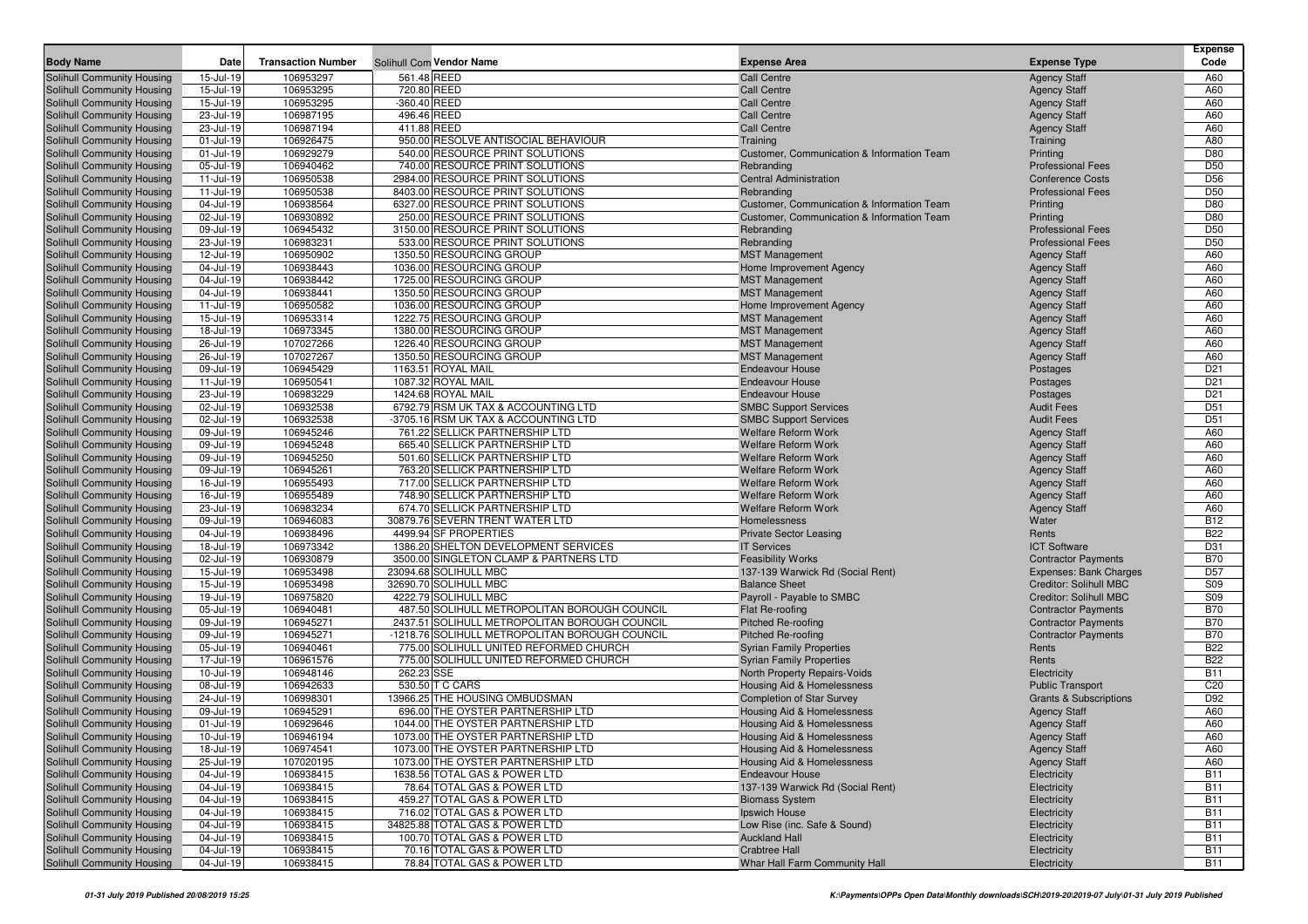| Body Name | Date | Transaction Number | Solihull Com | Vendor Name | Expense Area | Expense Type | Expense Code |
|---|---|---|---|---|---|---|---|
| Solihull Community Housing | 15-Jul-19 | 106953297 | 561.48 | REED | Call Centre | Agency Staff | A60 |
| Solihull Community Housing | 15-Jul-19 | 106953295 | 720.80 | REED | Call Centre | Agency Staff | A60 |
| Solihull Community Housing | 15-Jul-19 | 106953295 | -360.40 | REED | Call Centre | Agency Staff | A60 |
| Solihull Community Housing | 23-Jul-19 | 106987195 | 496.46 | REED | Call Centre | Agency Staff | A60 |
| Solihull Community Housing | 23-Jul-19 | 106987194 | 411.88 | REED | Call Centre | Agency Staff | A60 |
| Solihull Community Housing | 01-Jul-19 | 106926475 | 950.00 | RESOLVE ANTISOCIAL BEHAVIOUR | Training | Training | A80 |
| Solihull Community Housing | 01-Jul-19 | 106929279 | 540.00 | RESOURCE PRINT SOLUTIONS | Customer, Communication & Information Team | Printing | D80 |
| Solihull Community Housing | 05-Jul-19 | 106940462 | 740.00 | RESOURCE PRINT SOLUTIONS | Rebranding | Professional Fees | D50 |
| Solihull Community Housing | 11-Jul-19 | 106950538 | 2984.00 | RESOURCE PRINT SOLUTIONS | Central Administration | Conference Costs | D56 |
| Solihull Community Housing | 11-Jul-19 | 106950538 | 8403.00 | RESOURCE PRINT SOLUTIONS | Rebranding | Professional Fees | D50 |
| Solihull Community Housing | 04-Jul-19 | 106938564 | 6327.00 | RESOURCE PRINT SOLUTIONS | Customer, Communication & Information Team | Printing | D80 |
| Solihull Community Housing | 02-Jul-19 | 106930892 | 250.00 | RESOURCE PRINT SOLUTIONS | Customer, Communication & Information Team | Printing | D80 |
| Solihull Community Housing | 09-Jul-19 | 106945432 | 3150.00 | RESOURCE PRINT SOLUTIONS | Rebranding | Professional Fees | D50 |
| Solihull Community Housing | 23-Jul-19 | 106983231 | 533.00 | RESOURCE PRINT SOLUTIONS | Rebranding | Professional Fees | D50 |
| Solihull Community Housing | 12-Jul-19 | 106950902 | 1350.50 | RESOURCING GROUP | MST Management | Agency Staff | A60 |
| Solihull Community Housing | 04-Jul-19 | 106938443 | 1036.00 | RESOURCING GROUP | Home Improvement Agency | Agency Staff | A60 |
| Solihull Community Housing | 04-Jul-19 | 106938442 | 1725.00 | RESOURCING GROUP | MST Management | Agency Staff | A60 |
| Solihull Community Housing | 04-Jul-19 | 106938441 | 1350.50 | RESOURCING GROUP | MST Management | Agency Staff | A60 |
| Solihull Community Housing | 11-Jul-19 | 106950582 | 1036.00 | RESOURCING GROUP | Home Improvement Agency | Agency Staff | A60 |
| Solihull Community Housing | 15-Jul-19 | 106953314 | 1222.75 | RESOURCING GROUP | MST Management | Agency Staff | A60 |
| Solihull Community Housing | 18-Jul-19 | 106973345 | 1380.00 | RESOURCING GROUP | MST Management | Agency Staff | A60 |
| Solihull Community Housing | 26-Jul-19 | 107027266 | 1226.40 | RESOURCING GROUP | MST Management | Agency Staff | A60 |
| Solihull Community Housing | 26-Jul-19 | 107027267 | 1350.50 | RESOURCING GROUP | MST Management | Agency Staff | A60 |
| Solihull Community Housing | 09-Jul-19 | 106945429 | 1163.51 | ROYAL MAIL | Endeavour House | Postages | D21 |
| Solihull Community Housing | 11-Jul-19 | 106950541 | 1087.32 | ROYAL MAIL | Endeavour House | Postages | D21 |
| Solihull Community Housing | 23-Jul-19 | 106983229 | 1424.68 | ROYAL MAIL | Endeavour House | Postages | D21 |
| Solihull Community Housing | 02-Jul-19 | 106932538 | 6792.79 | RSM UK TAX & ACCOUNTING LTD | SMBC Support Services | Audit Fees | D51 |
| Solihull Community Housing | 02-Jul-19 | 106932538 | -3705.16 | RSM UK TAX & ACCOUNTING LTD | SMBC Support Services | Audit Fees | D51 |
| Solihull Community Housing | 09-Jul-19 | 106945246 | 761.22 | SELLICK PARTNERSHIP LTD | Welfare Reform Work | Agency Staff | A60 |
| Solihull Community Housing | 09-Jul-19 | 106945248 | 665.40 | SELLICK PARTNERSHIP LTD | Welfare Reform Work | Agency Staff | A60 |
| Solihull Community Housing | 09-Jul-19 | 106945250 | 501.60 | SELLICK PARTNERSHIP LTD | Welfare Reform Work | Agency Staff | A60 |
| Solihull Community Housing | 09-Jul-19 | 106945261 | 763.20 | SELLICK PARTNERSHIP LTD | Welfare Reform Work | Agency Staff | A60 |
| Solihull Community Housing | 16-Jul-19 | 106955493 | 717.00 | SELLICK PARTNERSHIP LTD | Welfare Reform Work | Agency Staff | A60 |
| Solihull Community Housing | 16-Jul-19 | 106955489 | 748.90 | SELLICK PARTNERSHIP LTD | Welfare Reform Work | Agency Staff | A60 |
| Solihull Community Housing | 23-Jul-19 | 106983234 | 674.70 | SELLICK PARTNERSHIP LTD | Welfare Reform Work | Agency Staff | A60 |
| Solihull Community Housing | 09-Jul-19 | 106946083 | 30879.76 | SEVERN TRENT WATER LTD | Homelessness | Water | B12 |
| Solihull Community Housing | 04-Jul-19 | 106938496 | 4499.94 | SF PROPERTIES | Private Sector Leasing | Rents | B22 |
| Solihull Community Housing | 18-Jul-19 | 106973342 | 1386.20 | SHELTON DEVELOPMENT SERVICES | IT Services | ICT Software | D31 |
| Solihull Community Housing | 02-Jul-19 | 106930879 | 3500.00 | SINGLETON CLAMP & PARTNERS LTD | Feasibility Works | Contractor Payments | B70 |
| Solihull Community Housing | 15-Jul-19 | 106953498 | 23094.68 | SOLIHULL MBC | 137-139 Warwick Rd (Social Rent) | Expenses: Bank Charges | D57 |
| Solihull Community Housing | 15-Jul-19 | 106953498 | 32690.70 | SOLIHULL MBC | Balance Sheet | Creditor: Solihull MBC | S09 |
| Solihull Community Housing | 19-Jul-19 | 106975820 | 4222.79 | SOLIHULL MBC | Payroll - Payable to SMBC | Creditor: Solihull MBC | S09 |
| Solihull Community Housing | 05-Jul-19 | 106940481 | 487.50 | SOLIHULL METROPOLITAN BOROUGH COUNCIL | Flat Re-roofing | Contractor Payments | B70 |
| Solihull Community Housing | 09-Jul-19 | 106945271 | 2437.51 | SOLIHULL METROPOLITAN BOROUGH COUNCIL | Pitched Re-roofing | Contractor Payments | B70 |
| Solihull Community Housing | 09-Jul-19 | 106945271 | -1218.76 | SOLIHULL METROPOLITAN BOROUGH COUNCIL | Pitched Re-roofing | Contractor Payments | B70 |
| Solihull Community Housing | 05-Jul-19 | 106940461 | 775.00 | SOLIHULL UNITED REFORMED CHURCH | Syrian Family Properties | Rents | B22 |
| Solihull Community Housing | 17-Jul-19 | 106961576 | 775.00 | SOLIHULL UNITED REFORMED CHURCH | Syrian Family Properties | Rents | B22 |
| Solihull Community Housing | 10-Jul-19 | 106948146 | 262.23 | SSE | North Property Repairs-Voids | Electricity | B11 |
| Solihull Community Housing | 08-Jul-19 | 106942633 | 530.50 | T C CARS | Housing Aid & Homelessness | Public Transport | C20 |
| Solihull Community Housing | 24-Jul-19 | 106998301 | 13966.25 | THE HOUSING OMBUDSMAN | Completion of Star Survey | Grants & Subscriptions | D92 |
| Solihull Community Housing | 09-Jul-19 | 106945291 | 696.00 | THE OYSTER PARTNERSHIP LTD | Housing Aid & Homelessness | Agency Staff | A60 |
| Solihull Community Housing | 01-Jul-19 | 106929646 | 1044.00 | THE OYSTER PARTNERSHIP LTD | Housing Aid & Homelessness | Agency Staff | A60 |
| Solihull Community Housing | 10-Jul-19 | 106946194 | 1073.00 | THE OYSTER PARTNERSHIP LTD | Housing Aid & Homelessness | Agency Staff | A60 |
| Solihull Community Housing | 18-Jul-19 | 106974541 | 1073.00 | THE OYSTER PARTNERSHIP LTD | Housing Aid & Homelessness | Agency Staff | A60 |
| Solihull Community Housing | 25-Jul-19 | 107020195 | 1073.00 | THE OYSTER PARTNERSHIP LTD | Housing Aid & Homelessness | Agency Staff | A60 |
| Solihull Community Housing | 04-Jul-19 | 106938415 | 1638.56 | TOTAL GAS & POWER LTD | Endeavour House | Electricity | B11 |
| Solihull Community Housing | 04-Jul-19 | 106938415 | 78.64 | TOTAL GAS & POWER LTD | 137-139 Warwick Rd (Social Rent) | Electricity | B11 |
| Solihull Community Housing | 04-Jul-19 | 106938415 | 459.27 | TOTAL GAS & POWER LTD | Biomass System | Electricity | B11 |
| Solihull Community Housing | 04-Jul-19 | 106938415 | 716.02 | TOTAL GAS & POWER LTD | Ipswich House | Electricity | B11 |
| Solihull Community Housing | 04-Jul-19 | 106938415 | 34825.88 | TOTAL GAS & POWER LTD | Low Rise (inc. Safe & Sound) | Electricity | B11 |
| Solihull Community Housing | 04-Jul-19 | 106938415 | 100.70 | TOTAL GAS & POWER LTD | Auckland Hall | Electricity | B11 |
| Solihull Community Housing | 04-Jul-19 | 106938415 | 70.16 | TOTAL GAS & POWER LTD | Crabtree Hall | Electricity | B11 |
| Solihull Community Housing | 04-Jul-19 | 106938415 | 78.84 | TOTAL GAS & POWER LTD | Whar Hall Farm Community Hall | Electricity | B11 |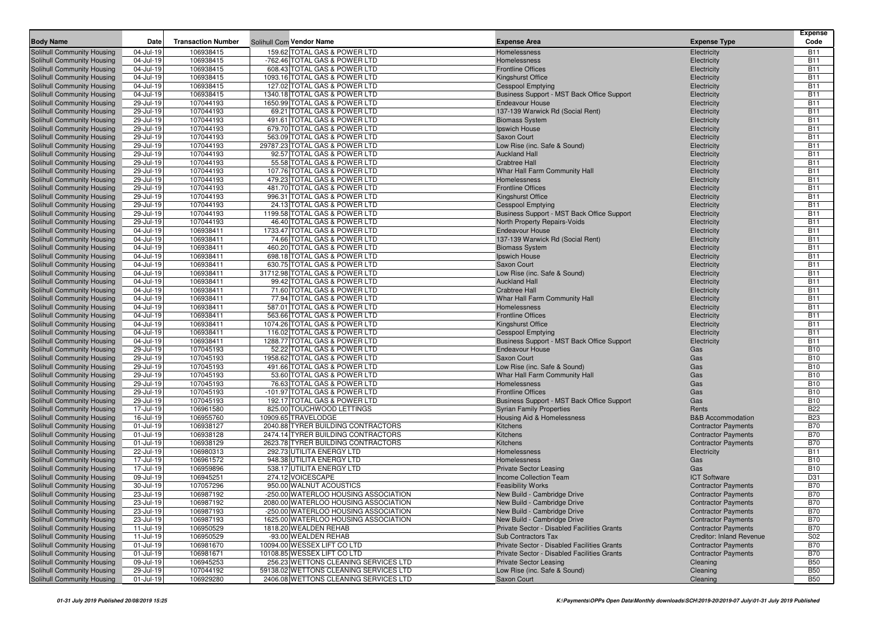| Body Name | Date | Transaction Number | Solihull Com Vendor Name | Expense Area | Expense Type | Expense Code |
|---|---|---|---|---|---|---|
| Solihull Community Housing | 04-Jul-19 | 106938415 | 159.62 TOTAL GAS & POWER LTD | Homelessness | Electricity | B11 |
| Solihull Community Housing | 04-Jul-19 | 106938415 | -762.46 TOTAL GAS & POWER LTD | Homelessness | Electricity | B11 |
| Solihull Community Housing | 04-Jul-19 | 106938415 | 608.43 TOTAL GAS & POWER LTD | Frontline Offices | Electricity | B11 |
| Solihull Community Housing | 04-Jul-19 | 106938415 | 1093.16 TOTAL GAS & POWER LTD | Kingshurst Office | Electricity | B11 |
| Solihull Community Housing | 04-Jul-19 | 106938415 | 127.02 TOTAL GAS & POWER LTD | Cesspool Emptying | Electricity | B11 |
| Solihull Community Housing | 04-Jul-19 | 106938415 | 1340.18 TOTAL GAS & POWER LTD | Business Support - MST Back Office Support | Electricity | B11 |
| Solihull Community Housing | 29-Jul-19 | 107044193 | 1650.99 TOTAL GAS & POWER LTD | Endeavour House | Electricity | B11 |
| Solihull Community Housing | 29-Jul-19 | 107044193 | 69.21 TOTAL GAS & POWER LTD | 137-139 Warwick Rd (Social Rent) | Electricity | B11 |
| Solihull Community Housing | 29-Jul-19 | 107044193 | 491.61 TOTAL GAS & POWER LTD | Biomass System | Electricity | B11 |
| Solihull Community Housing | 29-Jul-19 | 107044193 | 679.70 TOTAL GAS & POWER LTD | Ipswich House | Electricity | B11 |
| Solihull Community Housing | 29-Jul-19 | 107044193 | 563.09 TOTAL GAS & POWER LTD | Saxon Court | Electricity | B11 |
| Solihull Community Housing | 29-Jul-19 | 107044193 | 29787.23 TOTAL GAS & POWER LTD | Low Rise (inc. Safe & Sound) | Electricity | B11 |
| Solihull Community Housing | 29-Jul-19 | 107044193 | 92.57 TOTAL GAS & POWER LTD | Auckland Hall | Electricity | B11 |
| Solihull Community Housing | 29-Jul-19 | 107044193 | 55.58 TOTAL GAS & POWER LTD | Crabtree Hall | Electricity | B11 |
| Solihull Community Housing | 29-Jul-19 | 107044193 | 107.76 TOTAL GAS & POWER LTD | Whar Hall Farm Community Hall | Electricity | B11 |
| Solihull Community Housing | 29-Jul-19 | 107044193 | 479.23 TOTAL GAS & POWER LTD | Homelessness | Electricity | B11 |
| Solihull Community Housing | 29-Jul-19 | 107044193 | 481.70 TOTAL GAS & POWER LTD | Frontline Offices | Electricity | B11 |
| Solihull Community Housing | 29-Jul-19 | 107044193 | 996.31 TOTAL GAS & POWER LTD | Kingshurst Office | Electricity | B11 |
| Solihull Community Housing | 29-Jul-19 | 107044193 | 24.13 TOTAL GAS & POWER LTD | Cesspool Emptying | Electricity | B11 |
| Solihull Community Housing | 29-Jul-19 | 107044193 | 1199.58 TOTAL GAS & POWER LTD | Business Support - MST Back Office Support | Electricity | B11 |
| Solihull Community Housing | 29-Jul-19 | 107044193 | 46.40 TOTAL GAS & POWER LTD | North Property Repairs-Voids | Electricity | B11 |
| Solihull Community Housing | 04-Jul-19 | 106938411 | 1733.47 TOTAL GAS & POWER LTD | Endeavour House | Electricity | B11 |
| Solihull Community Housing | 04-Jul-19 | 106938411 | 74.66 TOTAL GAS & POWER LTD | 137-139 Warwick Rd (Social Rent) | Electricity | B11 |
| Solihull Community Housing | 04-Jul-19 | 106938411 | 460.20 TOTAL GAS & POWER LTD | Biomass System | Electricity | B11 |
| Solihull Community Housing | 04-Jul-19 | 106938411 | 698.18 TOTAL GAS & POWER LTD | Ipswich House | Electricity | B11 |
| Solihull Community Housing | 04-Jul-19 | 106938411 | 630.75 TOTAL GAS & POWER LTD | Saxon Court | Electricity | B11 |
| Solihull Community Housing | 04-Jul-19 | 106938411 | 31712.98 TOTAL GAS & POWER LTD | Low Rise (inc. Safe & Sound) | Electricity | B11 |
| Solihull Community Housing | 04-Jul-19 | 106938411 | 99.42 TOTAL GAS & POWER LTD | Auckland Hall | Electricity | B11 |
| Solihull Community Housing | 04-Jul-19 | 106938411 | 71.60 TOTAL GAS & POWER LTD | Crabtree Hall | Electricity | B11 |
| Solihull Community Housing | 04-Jul-19 | 106938411 | 77.94 TOTAL GAS & POWER LTD | Whar Hall Farm Community Hall | Electricity | B11 |
| Solihull Community Housing | 04-Jul-19 | 106938411 | 587.01 TOTAL GAS & POWER LTD | Homelessness | Electricity | B11 |
| Solihull Community Housing | 04-Jul-19 | 106938411 | 563.66 TOTAL GAS & POWER LTD | Frontline Offices | Electricity | B11 |
| Solihull Community Housing | 04-Jul-19 | 106938411 | 1074.26 TOTAL GAS & POWER LTD | Kingshurst Office | Electricity | B11 |
| Solihull Community Housing | 04-Jul-19 | 106938411 | 116.02 TOTAL GAS & POWER LTD | Cesspool Emptying | Electricity | B11 |
| Solihull Community Housing | 04-Jul-19 | 106938411 | 1288.77 TOTAL GAS & POWER LTD | Business Support - MST Back Office Support | Electricity | B11 |
| Solihull Community Housing | 29-Jul-19 | 107045193 | 52.22 TOTAL GAS & POWER LTD | Endeavour House | Gas | B10 |
| Solihull Community Housing | 29-Jul-19 | 107045193 | 1958.62 TOTAL GAS & POWER LTD | Saxon Court | Gas | B10 |
| Solihull Community Housing | 29-Jul-19 | 107045193 | 491.66 TOTAL GAS & POWER LTD | Low Rise (inc. Safe & Sound) | Gas | B10 |
| Solihull Community Housing | 29-Jul-19 | 107045193 | 53.60 TOTAL GAS & POWER LTD | Whar Hall Farm Community Hall | Gas | B10 |
| Solihull Community Housing | 29-Jul-19 | 107045193 | 76.63 TOTAL GAS & POWER LTD | Homelessness | Gas | B10 |
| Solihull Community Housing | 29-Jul-19 | 107045193 | -101.97 TOTAL GAS & POWER LTD | Frontline Offices | Gas | B10 |
| Solihull Community Housing | 29-Jul-19 | 107045193 | 192.17 TOTAL GAS & POWER LTD | Business Support - MST Back Office Support | Gas | B10 |
| Solihull Community Housing | 17-Jul-19 | 106961580 | 825.00 TOUCHWOOD LETTINGS | Syrian Family Properties | Rents | B22 |
| Solihull Community Housing | 16-Jul-19 | 106955760 | 10909.65 TRAVELODGE | Housing Aid & Homelessness | B&B Accommodation | B23 |
| Solihull Community Housing | 01-Jul-19 | 106938127 | 2040.88 TYRER BUILDING CONTRACTORS | Kitchens | Contractor Payments | B70 |
| Solihull Community Housing | 01-Jul-19 | 106938128 | 2474.14 TYRER BUILDING CONTRACTORS | Kitchens | Contractor Payments | B70 |
| Solihull Community Housing | 01-Jul-19 | 106938129 | 2623.78 TYRER BUILDING CONTRACTORS | Kitchens | Contractor Payments | B70 |
| Solihull Community Housing | 22-Jul-19 | 106980313 | 292.73 UTILITA ENERGY LTD | Homelessness | Electricity | B11 |
| Solihull Community Housing | 17-Jul-19 | 106961572 | 948.38 UTILITA ENERGY LTD | Homelessness | Gas | B10 |
| Solihull Community Housing | 17-Jul-19 | 106959896 | 538.17 UTILITA ENERGY LTD | Private Sector Leasing | Gas | B10 |
| Solihull Community Housing | 09-Jul-19 | 106945251 | 274.12 VOICESCAPE | Income Collection Team | ICT Software | D31 |
| Solihull Community Housing | 30-Jul-19 | 107057296 | 950.00 WALNUT ACOUSTICS | Feasibility Works | Contractor Payments | B70 |
| Solihull Community Housing | 23-Jul-19 | 106987192 | -250.00 WATERLOO HOUSING ASSOCIATION | New Build - Cambridge Drive | Contractor Payments | B70 |
| Solihull Community Housing | 23-Jul-19 | 106987192 | 2080.00 WATERLOO HOUSING ASSOCIATION | New Build - Cambridge Drive | Contractor Payments | B70 |
| Solihull Community Housing | 23-Jul-19 | 106987193 | -250.00 WATERLOO HOUSING ASSOCIATION | New Build - Cambridge Drive | Contractor Payments | B70 |
| Solihull Community Housing | 23-Jul-19 | 106987193 | 1625.00 WATERLOO HOUSING ASSOCIATION | New Build - Cambridge Drive | Contractor Payments | B70 |
| Solihull Community Housing | 11-Jul-19 | 106950529 | 1818.20 WEALDEN REHAB | Private Sector - Disabled Facilities Grants | Contractor Payments | B70 |
| Solihull Community Housing | 11-Jul-19 | 106950529 | -93.00 WEALDEN REHAB | Sub Contractors Tax | Creditor: Inland Revenue | S02 |
| Solihull Community Housing | 01-Jul-19 | 106981670 | 10094.00 WESSEX LIFT CO LTD | Private Sector - Disabled Facilities Grants | Contractor Payments | B70 |
| Solihull Community Housing | 01-Jul-19 | 106981671 | 10108.85 WESSEX LIFT CO LTD | Private Sector - Disabled Facilities Grants | Contractor Payments | B70 |
| Solihull Community Housing | 09-Jul-19 | 106945253 | 256.23 WETTONS CLEANING SERVICES LTD | Private Sector Leasing | Cleaning | B50 |
| Solihull Community Housing | 29-Jul-19 | 107044192 | 59138.02 WETTONS CLEANING SERVICES LTD | Low Rise (inc. Safe & Sound) | Cleaning | B50 |
| Solihull Community Housing | 01-Jul-19 | 106929280 | 2406.08 WETTONS CLEANING SERVICES LTD | Saxon Court | Cleaning | B50 |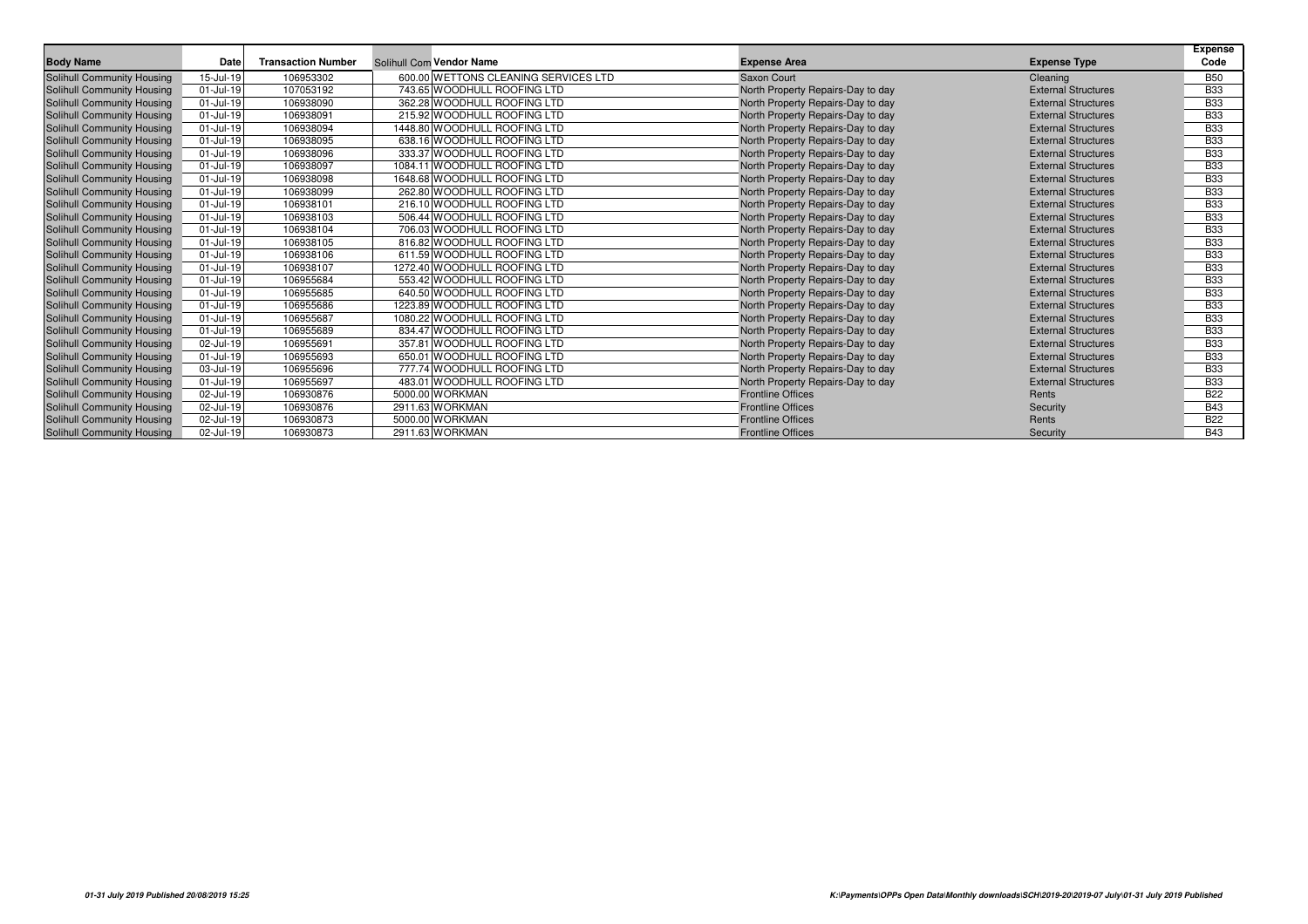| Body Name | Date | Transaction Number | Solihull Com | Vendor Name | Expense Area | Expense Type | Expense Code |
|---|---|---|---|---|---|---|---|
| Solihull Community Housing | 15-Jul-19 | 106953302 | 600.00 | WETTONS CLEANING SERVICES LTD | Saxon Court | Cleaning | B50 |
| Solihull Community Housing | 01-Jul-19 | 107053192 | 743.65 | WOODHULL ROOFING LTD | North Property Repairs-Day to day | External Structures | B33 |
| Solihull Community Housing | 01-Jul-19 | 106938090 | 362.28 | WOODHULL ROOFING LTD | North Property Repairs-Day to day | External Structures | B33 |
| Solihull Community Housing | 01-Jul-19 | 106938091 | 215.92 | WOODHULL ROOFING LTD | North Property Repairs-Day to day | External Structures | B33 |
| Solihull Community Housing | 01-Jul-19 | 106938094 | 1448.80 | WOODHULL ROOFING LTD | North Property Repairs-Day to day | External Structures | B33 |
| Solihull Community Housing | 01-Jul-19 | 106938095 | 638.16 | WOODHULL ROOFING LTD | North Property Repairs-Day to day | External Structures | B33 |
| Solihull Community Housing | 01-Jul-19 | 106938096 | 333.37 | WOODHULL ROOFING LTD | North Property Repairs-Day to day | External Structures | B33 |
| Solihull Community Housing | 01-Jul-19 | 106938097 | 1084.11 | WOODHULL ROOFING LTD | North Property Repairs-Day to day | External Structures | B33 |
| Solihull Community Housing | 01-Jul-19 | 106938098 | 1648.68 | WOODHULL ROOFING LTD | North Property Repairs-Day to day | External Structures | B33 |
| Solihull Community Housing | 01-Jul-19 | 106938099 | 262.80 | WOODHULL ROOFING LTD | North Property Repairs-Day to day | External Structures | B33 |
| Solihull Community Housing | 01-Jul-19 | 106938101 | 216.10 | WOODHULL ROOFING LTD | North Property Repairs-Day to day | External Structures | B33 |
| Solihull Community Housing | 01-Jul-19 | 106938103 | 506.44 | WOODHULL ROOFING LTD | North Property Repairs-Day to day | External Structures | B33 |
| Solihull Community Housing | 01-Jul-19 | 106938104 | 706.03 | WOODHULL ROOFING LTD | North Property Repairs-Day to day | External Structures | B33 |
| Solihull Community Housing | 01-Jul-19 | 106938105 | 816.82 | WOODHULL ROOFING LTD | North Property Repairs-Day to day | External Structures | B33 |
| Solihull Community Housing | 01-Jul-19 | 106938106 | 611.59 | WOODHULL ROOFING LTD | North Property Repairs-Day to day | External Structures | B33 |
| Solihull Community Housing | 01-Jul-19 | 106938107 | 1272.40 | WOODHULL ROOFING LTD | North Property Repairs-Day to day | External Structures | B33 |
| Solihull Community Housing | 01-Jul-19 | 106955684 | 553.42 | WOODHULL ROOFING LTD | North Property Repairs-Day to day | External Structures | B33 |
| Solihull Community Housing | 01-Jul-19 | 106955685 | 640.50 | WOODHULL ROOFING LTD | North Property Repairs-Day to day | External Structures | B33 |
| Solihull Community Housing | 01-Jul-19 | 106955686 | 1223.89 | WOODHULL ROOFING LTD | North Property Repairs-Day to day | External Structures | B33 |
| Solihull Community Housing | 01-Jul-19 | 106955687 | 1080.22 | WOODHULL ROOFING LTD | North Property Repairs-Day to day | External Structures | B33 |
| Solihull Community Housing | 01-Jul-19 | 106955689 | 834.47 | WOODHULL ROOFING LTD | North Property Repairs-Day to day | External Structures | B33 |
| Solihull Community Housing | 02-Jul-19 | 106955691 | 357.81 | WOODHULL ROOFING LTD | North Property Repairs-Day to day | External Structures | B33 |
| Solihull Community Housing | 01-Jul-19 | 106955693 | 650.01 | WOODHULL ROOFING LTD | North Property Repairs-Day to day | External Structures | B33 |
| Solihull Community Housing | 03-Jul-19 | 106955696 | 777.74 | WOODHULL ROOFING LTD | North Property Repairs-Day to day | External Structures | B33 |
| Solihull Community Housing | 01-Jul-19 | 106955697 | 483.01 | WOODHULL ROOFING LTD | North Property Repairs-Day to day | External Structures | B33 |
| Solihull Community Housing | 02-Jul-19 | 106930876 | 5000.00 | WORKMAN | Frontline Offices | Rents | B22 |
| Solihull Community Housing | 02-Jul-19 | 106930876 | 2911.63 | WORKMAN | Frontline Offices | Security | B43 |
| Solihull Community Housing | 02-Jul-19 | 106930873 | 5000.00 | WORKMAN | Frontline Offices | Rents | B22 |
| Solihull Community Housing | 02-Jul-19 | 106930873 | 2911.63 | WORKMAN | Frontline Offices | Security | B43 |